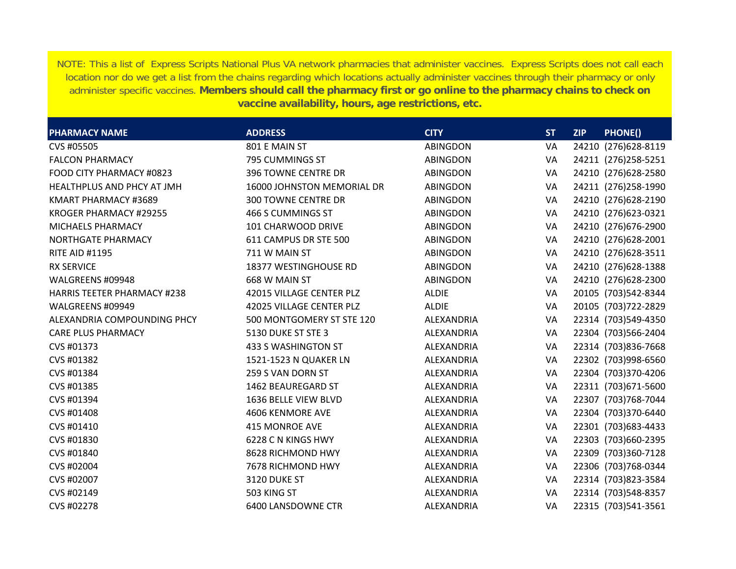NOTE: This a list of  Express Scripts National Plus VA network pharmacies that administer vaccines.  Express Scripts does not call each location nor do we get a list from the chains regarding which locations actually administer vaccines through their pharmacy or only administer specific vaccines. **Members should call the pharmacy first or go online to the pharmacy chains to check on vaccine availability, hours, age restrictions, etc.**

| PHARMACY NAME | ADDRESS | CITY | ST | ZIP | PHONE() |
|---|---|---|---|---|---|
| CVS #05505 | 801 E MAIN ST | ABINGDON | VA | 24210 | (276)628-8119 |
| FALCON PHARMACY | 795 CUMMINGS ST | ABINGDON | VA | 24211 | (276)258-5251 |
| FOOD CITY PHARMACY #0823 | 396 TOWNE CENTRE DR | ABINGDON | VA | 24210 | (276)628-2580 |
| HEALTHPLUS AND PHCY AT JMH | 16000 JOHNSTON MEMORIAL DR | ABINGDON | VA | 24211 | (276)258-1990 |
| KMART PHARMACY #3689 | 300 TOWNE CENTRE DR | ABINGDON | VA | 24210 | (276)628-2190 |
| KROGER PHARMACY #29255 | 466 S CUMMINGS ST | ABINGDON | VA | 24210 | (276)623-0321 |
| MICHAELS PHARMACY | 101 CHARWOOD DRIVE | ABINGDON | VA | 24210 | (276)676-2900 |
| NORTHGATE PHARMACY | 611 CAMPUS DR STE 500 | ABINGDON | VA | 24210 | (276)628-2001 |
| RITE AID #1195 | 711 W MAIN ST | ABINGDON | VA | 24210 | (276)628-3511 |
| RX SERVICE | 18377 WESTINGHOUSE RD | ABINGDON | VA | 24210 | (276)628-1388 |
| WALGREENS #09948 | 668 W MAIN ST | ABINGDON | VA | 24210 | (276)628-2300 |
| HARRIS TEETER PHARMACY #238 | 42015 VILLAGE CENTER PLZ | ALDIE | VA | 20105 | (703)542-8344 |
| WALGREENS #09949 | 42025 VILLAGE CENTER PLZ | ALDIE | VA | 20105 | (703)722-2829 |
| ALEXANDRIA COMPOUNDING PHCY | 500 MONTGOMERY ST STE 120 | ALEXANDRIA | VA | 22314 | (703)549-4350 |
| CARE PLUS PHARMACY | 5130 DUKE ST STE 3 | ALEXANDRIA | VA | 22304 | (703)566-2404 |
| CVS #01373 | 433 S WASHINGTON ST | ALEXANDRIA | VA | 22314 | (703)836-7668 |
| CVS #01382 | 1521-1523 N QUAKER LN | ALEXANDRIA | VA | 22302 | (703)998-6560 |
| CVS #01384 | 259 S VAN DORN ST | ALEXANDRIA | VA | 22304 | (703)370-4206 |
| CVS #01385 | 1462 BEAUREGARD ST | ALEXANDRIA | VA | 22311 | (703)671-5600 |
| CVS #01394 | 1636 BELLE VIEW BLVD | ALEXANDRIA | VA | 22307 | (703)768-7044 |
| CVS #01408 | 4606 KENMORE AVE | ALEXANDRIA | VA | 22304 | (703)370-6440 |
| CVS #01410 | 415 MONROE AVE | ALEXANDRIA | VA | 22301 | (703)683-4433 |
| CVS #01830 | 6228 C N KINGS HWY | ALEXANDRIA | VA | 22303 | (703)660-2395 |
| CVS #01840 | 8628 RICHMOND HWY | ALEXANDRIA | VA | 22309 | (703)360-7128 |
| CVS #02004 | 7678 RICHMOND HWY | ALEXANDRIA | VA | 22306 | (703)768-0344 |
| CVS #02007 | 3120 DUKE ST | ALEXANDRIA | VA | 22314 | (703)823-3584 |
| CVS #02149 | 503 KING ST | ALEXANDRIA | VA | 22314 | (703)548-8357 |
| CVS #02278 | 6400 LANSDOWNE CTR | ALEXANDRIA | VA | 22315 | (703)541-3561 |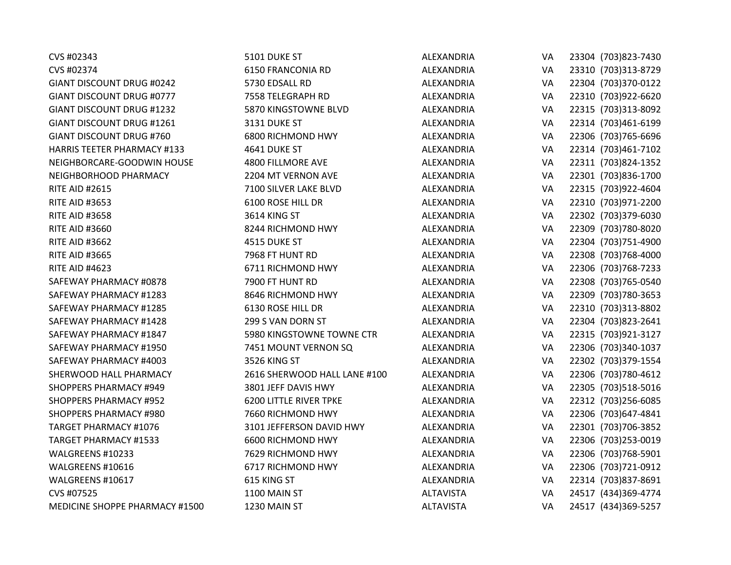| | | | | | |
|---|---|---|---|---|---|
| CVS #02343 | 5101 DUKE ST | ALEXANDRIA | VA | 23304 | (703)823-7430 |
| CVS #02374 | 6150 FRANCONIA RD | ALEXANDRIA | VA | 23310 | (703)313-8729 |
| GIANT DISCOUNT DRUG #0242 | 5730 EDSALL RD | ALEXANDRIA | VA | 22304 | (703)370-0122 |
| GIANT DISCOUNT DRUG #0777 | 7558 TELEGRAPH RD | ALEXANDRIA | VA | 22310 | (703)922-6620 |
| GIANT DISCOUNT DRUG #1232 | 5870 KINGSTOWNE BLVD | ALEXANDRIA | VA | 22315 | (703)313-8092 |
| GIANT DISCOUNT DRUG #1261 | 3131 DUKE ST | ALEXANDRIA | VA | 22314 | (703)461-6199 |
| GIANT DISCOUNT DRUG #760 | 6800 RICHMOND HWY | ALEXANDRIA | VA | 22306 | (703)765-6696 |
| HARRIS TEETER PHARMACY #133 | 4641 DUKE ST | ALEXANDRIA | VA | 22314 | (703)461-7102 |
| NEIGHBORCARE-GOODWIN HOUSE | 4800 FILLMORE AVE | ALEXANDRIA | VA | 22311 | (703)824-1352 |
| NEIGHBORHOOD PHARMACY | 2204 MT VERNON AVE | ALEXANDRIA | VA | 22301 | (703)836-1700 |
| RITE AID #2615 | 7100 SILVER LAKE BLVD | ALEXANDRIA | VA | 22315 | (703)922-4604 |
| RITE AID #3653 | 6100 ROSE HILL DR | ALEXANDRIA | VA | 22310 | (703)971-2200 |
| RITE AID #3658 | 3614 KING ST | ALEXANDRIA | VA | 22302 | (703)379-6030 |
| RITE AID #3660 | 8244 RICHMOND HWY | ALEXANDRIA | VA | 22309 | (703)780-8020 |
| RITE AID #3662 | 4515 DUKE ST | ALEXANDRIA | VA | 22304 | (703)751-4900 |
| RITE AID #3665 | 7968 FT HUNT RD | ALEXANDRIA | VA | 22308 | (703)768-4000 |
| RITE AID #4623 | 6711 RICHMOND HWY | ALEXANDRIA | VA | 22306 | (703)768-7233 |
| SAFEWAY PHARMACY #0878 | 7900 FT HUNT RD | ALEXANDRIA | VA | 22308 | (703)765-0540 |
| SAFEWAY PHARMACY #1283 | 8646 RICHMOND HWY | ALEXANDRIA | VA | 22309 | (703)780-3653 |
| SAFEWAY PHARMACY #1285 | 6130 ROSE HILL DR | ALEXANDRIA | VA | 22310 | (703)313-8802 |
| SAFEWAY PHARMACY #1428 | 299 S VAN DORN ST | ALEXANDRIA | VA | 22304 | (703)823-2641 |
| SAFEWAY PHARMACY #1847 | 5980 KINGSTOWNE TOWNE CTR | ALEXANDRIA | VA | 22315 | (703)921-3127 |
| SAFEWAY PHARMACY #1950 | 7451 MOUNT VERNON SQ | ALEXANDRIA | VA | 22306 | (703)340-1037 |
| SAFEWAY PHARMACY #4003 | 3526 KING ST | ALEXANDRIA | VA | 22302 | (703)379-1554 |
| SHERWOOD HALL PHARMACY | 2616 SHERWOOD HALL LANE #100 | ALEXANDRIA | VA | 22306 | (703)780-4612 |
| SHOPPERS PHARMACY #949 | 3801 JEFF DAVIS HWY | ALEXANDRIA | VA | 22305 | (703)518-5016 |
| SHOPPERS PHARMACY #952 | 6200 LITTLE RIVER TPKE | ALEXANDRIA | VA | 22312 | (703)256-6085 |
| SHOPPERS PHARMACY #980 | 7660 RICHMOND HWY | ALEXANDRIA | VA | 22306 | (703)647-4841 |
| TARGET PHARMACY #1076 | 3101 JEFFERSON DAVID HWY | ALEXANDRIA | VA | 22301 | (703)706-3852 |
| TARGET PHARMACY #1533 | 6600 RICHMOND HWY | ALEXANDRIA | VA | 22306 | (703)253-0019 |
| WALGREENS #10233 | 7629 RICHMOND HWY | ALEXANDRIA | VA | 22306 | (703)768-5901 |
| WALGREENS #10616 | 6717 RICHMOND HWY | ALEXANDRIA | VA | 22306 | (703)721-0912 |
| WALGREENS #10617 | 615 KING ST | ALEXANDRIA | VA | 22314 | (703)837-8691 |
| CVS #07525 | 1100 MAIN ST | ALTAVISTA | VA | 24517 | (434)369-4774 |
| MEDICINE SHOPPE PHARMACY #1500 | 1230 MAIN ST | ALTAVISTA | VA | 24517 | (434)369-5257 |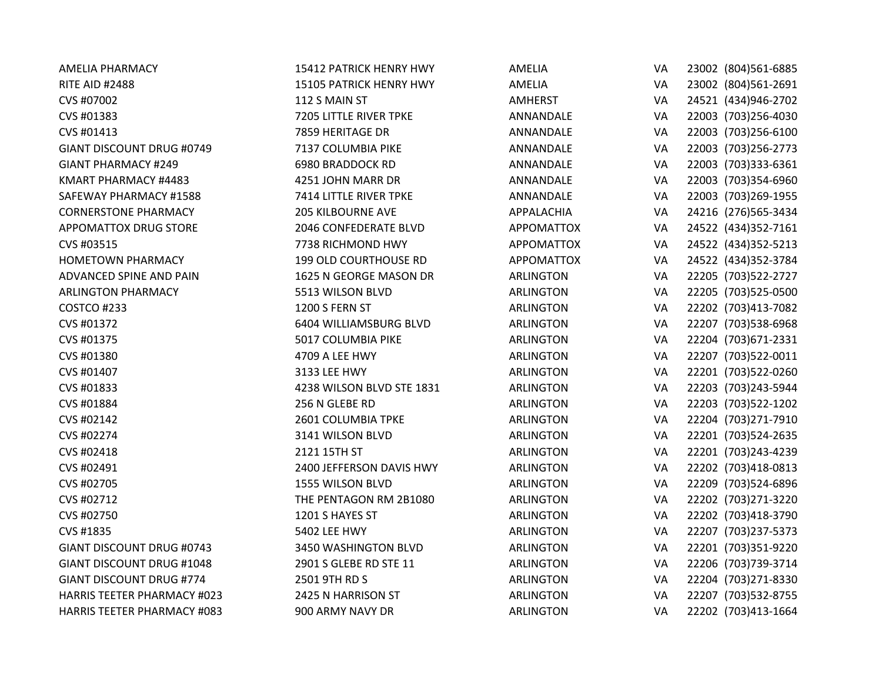| | | | | | |
|---|---|---|---|---|---|
| AMELIA PHARMACY | 15412 PATRICK HENRY HWY | AMELIA | VA | 23002 | (804)561-6885 |
| RITE AID #2488 | 15105 PATRICK HENRY HWY | AMELIA | VA | 23002 | (804)561-2691 |
| CVS #07002 | 112 S MAIN ST | AMHERST | VA | 24521 | (434)946-2702 |
| CVS #01383 | 7205 LITTLE RIVER TPKE | ANNANDALE | VA | 22003 | (703)256-4030 |
| CVS #01413 | 7859 HERITAGE DR | ANNANDALE | VA | 22003 | (703)256-6100 |
| GIANT DISCOUNT DRUG #0749 | 7137 COLUMBIA PIKE | ANNANDALE | VA | 22003 | (703)256-2773 |
| GIANT PHARMACY #249 | 6980 BRADDOCK RD | ANNANDALE | VA | 22003 | (703)333-6361 |
| KMART PHARMACY #4483 | 4251 JOHN MARR DR | ANNANDALE | VA | 22003 | (703)354-6960 |
| SAFEWAY PHARMACY #1588 | 7414 LITTLE RIVER TPKE | ANNANDALE | VA | 22003 | (703)269-1955 |
| CORNERSTONE PHARMACY | 205 KILBOURNE AVE | APPALACHIA | VA | 24216 | (276)565-3434 |
| APPOMATTOX DRUG STORE | 2046 CONFEDERATE BLVD | APPOMATTOX | VA | 24522 | (434)352-7161 |
| CVS #03515 | 7738 RICHMOND HWY | APPOMATTOX | VA | 24522 | (434)352-5213 |
| HOMETOWN PHARMACY | 199 OLD COURTHOUSE RD | APPOMATTOX | VA | 24522 | (434)352-3784 |
| ADVANCED SPINE AND PAIN | 1625 N GEORGE MASON DR | ARLINGTON | VA | 22205 | (703)522-2727 |
| ARLINGTON PHARMACY | 5513 WILSON BLVD | ARLINGTON | VA | 22205 | (703)525-0500 |
| COSTCO #233 | 1200 S FERN ST | ARLINGTON | VA | 22202 | (703)413-7082 |
| CVS #01372 | 6404 WILLIAMSBURG BLVD | ARLINGTON | VA | 22207 | (703)538-6968 |
| CVS #01375 | 5017 COLUMBIA PIKE | ARLINGTON | VA | 22204 | (703)671-2331 |
| CVS #01380 | 4709 A LEE HWY | ARLINGTON | VA | 22207 | (703)522-0011 |
| CVS #01407 | 3133 LEE HWY | ARLINGTON | VA | 22201 | (703)522-0260 |
| CVS #01833 | 4238 WILSON BLVD STE 1831 | ARLINGTON | VA | 22203 | (703)243-5944 |
| CVS #01884 | 256 N GLEBE RD | ARLINGTON | VA | 22203 | (703)522-1202 |
| CVS #02142 | 2601 COLUMBIA TPKE | ARLINGTON | VA | 22204 | (703)271-7910 |
| CVS #02274 | 3141 WILSON BLVD | ARLINGTON | VA | 22201 | (703)524-2635 |
| CVS #02418 | 2121 15TH ST | ARLINGTON | VA | 22201 | (703)243-4239 |
| CVS #02491 | 2400 JEFFERSON DAVIS HWY | ARLINGTON | VA | 22202 | (703)418-0813 |
| CVS #02705 | 1555 WILSON BLVD | ARLINGTON | VA | 22209 | (703)524-6896 |
| CVS #02712 | THE PENTAGON RM 2B1080 | ARLINGTON | VA | 22202 | (703)271-3220 |
| CVS #02750 | 1201 S HAYES ST | ARLINGTON | VA | 22202 | (703)418-3790 |
| CVS #1835 | 5402 LEE HWY | ARLINGTON | VA | 22207 | (703)237-5373 |
| GIANT DISCOUNT DRUG #0743 | 3450 WASHINGTON BLVD | ARLINGTON | VA | 22201 | (703)351-9220 |
| GIANT DISCOUNT DRUG #1048 | 2901 S GLEBE RD STE 11 | ARLINGTON | VA | 22206 | (703)739-3714 |
| GIANT DISCOUNT DRUG #774 | 2501 9TH RD S | ARLINGTON | VA | 22204 | (703)271-8330 |
| HARRIS TEETER PHARMACY #023 | 2425 N HARRISON ST | ARLINGTON | VA | 22207 | (703)532-8755 |
| HARRIS TEETER PHARMACY #083 | 900 ARMY NAVY DR | ARLINGTON | VA | 22202 | (703)413-1664 |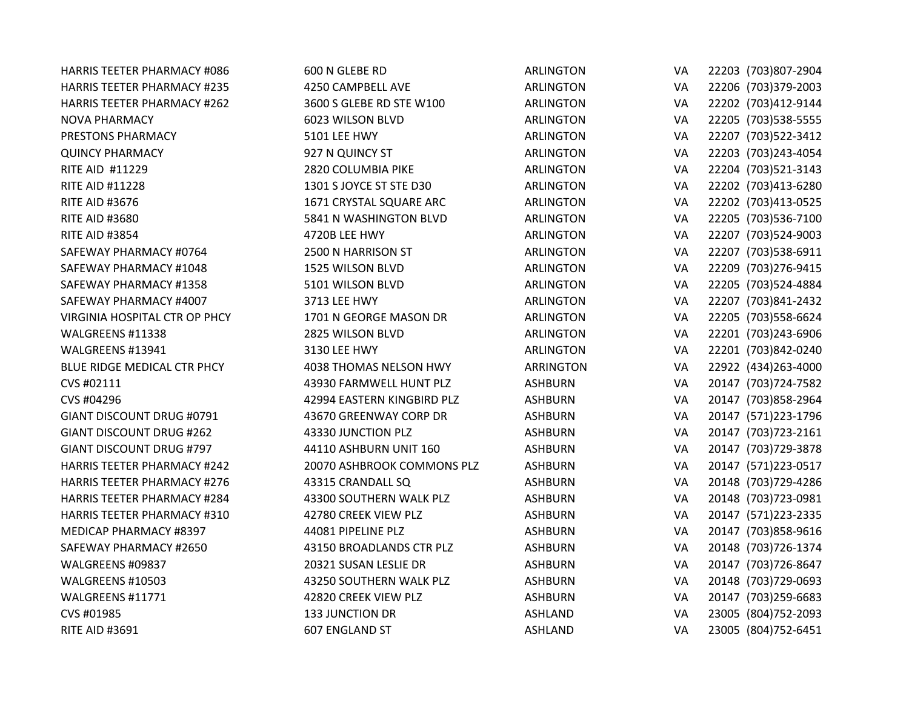| | | | | | |
|---|---|---|---|---|---|
| HARRIS TEETER PHARMACY #086 | 600 N GLEBE RD | ARLINGTON | VA | 22203 | (703)807-2904 |
| HARRIS TEETER PHARMACY #235 | 4250 CAMPBELL AVE | ARLINGTON | VA | 22206 | (703)379-2003 |
| HARRIS TEETER PHARMACY #262 | 3600 S GLEBE RD STE W100 | ARLINGTON | VA | 22202 | (703)412-9144 |
| NOVA PHARMACY | 6023 WILSON BLVD | ARLINGTON | VA | 22205 | (703)538-5555 |
| PRESTONS PHARMACY | 5101 LEE HWY | ARLINGTON | VA | 22207 | (703)522-3412 |
| QUINCY PHARMACY | 927 N QUINCY ST | ARLINGTON | VA | 22203 | (703)243-4054 |
| RITE AID  #11229 | 2820 COLUMBIA PIKE | ARLINGTON | VA | 22204 | (703)521-3143 |
| RITE AID #11228 | 1301 S JOYCE ST STE D30 | ARLINGTON | VA | 22202 | (703)413-6280 |
| RITE AID #3676 | 1671 CRYSTAL SQUARE ARC | ARLINGTON | VA | 22202 | (703)413-0525 |
| RITE AID #3680 | 5841 N WASHINGTON BLVD | ARLINGTON | VA | 22205 | (703)536-7100 |
| RITE AID #3854 | 4720B LEE HWY | ARLINGTON | VA | 22207 | (703)524-9003 |
| SAFEWAY PHARMACY #0764 | 2500 N HARRISON ST | ARLINGTON | VA | 22207 | (703)538-6911 |
| SAFEWAY PHARMACY #1048 | 1525 WILSON BLVD | ARLINGTON | VA | 22209 | (703)276-9415 |
| SAFEWAY PHARMACY #1358 | 5101 WILSON BLVD | ARLINGTON | VA | 22205 | (703)524-4884 |
| SAFEWAY PHARMACY #4007 | 3713 LEE HWY | ARLINGTON | VA | 22207 | (703)841-2432 |
| VIRGINIA HOSPITAL CTR OP PHCY | 1701 N GEORGE MASON DR | ARLINGTON | VA | 22205 | (703)558-6624 |
| WALGREENS #11338 | 2825 WILSON BLVD | ARLINGTON | VA | 22201 | (703)243-6906 |
| WALGREENS #13941 | 3130 LEE HWY | ARLINGTON | VA | 22201 | (703)842-0240 |
| BLUE RIDGE MEDICAL CTR PHCY | 4038 THOMAS NELSON HWY | ARRINGTON | VA | 22922 | (434)263-4000 |
| CVS #02111 | 43930 FARMWELL HUNT PLZ | ASHBURN | VA | 20147 | (703)724-7582 |
| CVS #04296 | 42994 EASTERN KINGBIRD PLZ | ASHBURN | VA | 20147 | (703)858-2964 |
| GIANT DISCOUNT DRUG #0791 | 43670 GREENWAY CORP DR | ASHBURN | VA | 20147 | (571)223-1796 |
| GIANT DISCOUNT DRUG #262 | 43330 JUNCTION PLZ | ASHBURN | VA | 20147 | (703)723-2161 |
| GIANT DISCOUNT DRUG #797 | 44110 ASHBURN UNIT 160 | ASHBURN | VA | 20147 | (703)729-3878 |
| HARRIS TEETER PHARMACY #242 | 20070 ASHBROOK COMMONS PLZ | ASHBURN | VA | 20147 | (571)223-0517 |
| HARRIS TEETER PHARMACY #276 | 43315 CRANDALL SQ | ASHBURN | VA | 20148 | (703)729-4286 |
| HARRIS TEETER PHARMACY #284 | 43300 SOUTHERN WALK PLZ | ASHBURN | VA | 20148 | (703)723-0981 |
| HARRIS TEETER PHARMACY #310 | 42780 CREEK VIEW PLZ | ASHBURN | VA | 20147 | (571)223-2335 |
| MEDICAP PHARMACY #8397 | 44081 PIPELINE PLZ | ASHBURN | VA | 20147 | (703)858-9616 |
| SAFEWAY PHARMACY #2650 | 43150 BROADLANDS CTR PLZ | ASHBURN | VA | 20148 | (703)726-1374 |
| WALGREENS #09837 | 20321 SUSAN LESLIE DR | ASHBURN | VA | 20147 | (703)726-8647 |
| WALGREENS #10503 | 43250 SOUTHERN WALK PLZ | ASHBURN | VA | 20148 | (703)729-0693 |
| WALGREENS #11771 | 42820 CREEK VIEW PLZ | ASHBURN | VA | 20147 | (703)259-6683 |
| CVS #01985 | 133 JUNCTION DR | ASHLAND | VA | 23005 | (804)752-2093 |
| RITE AID #3691 | 607 ENGLAND ST | ASHLAND | VA | 23005 | (804)752-6451 |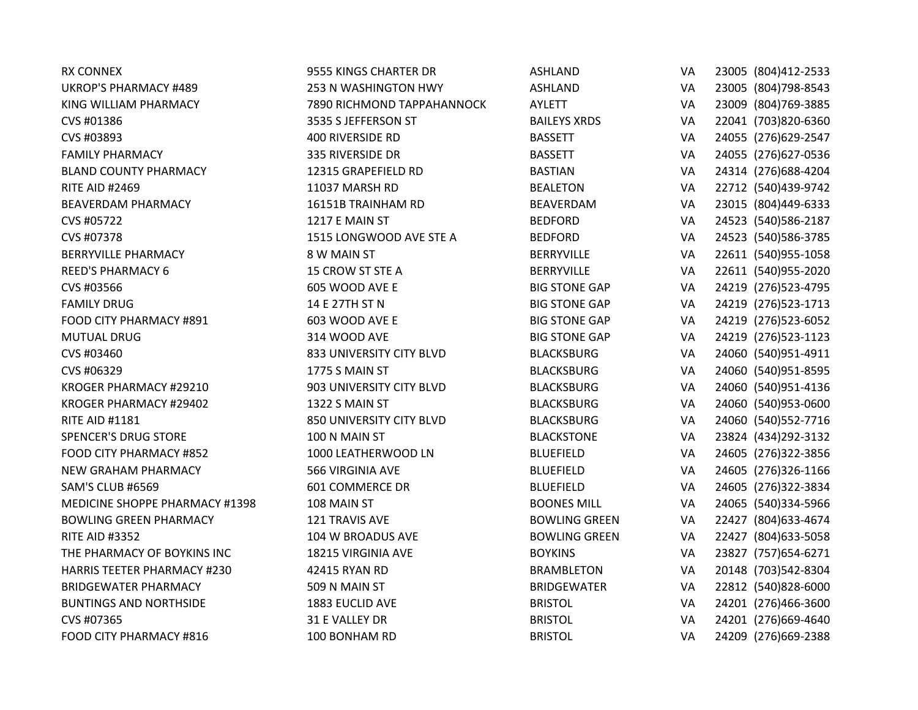| | | | | | |
|---|---|---|---|---|---|
| RX CONNEX | 9555 KINGS CHARTER DR | ASHLAND | VA | 23005 | (804)412-2533 |
| UKROP'S PHARMACY #489 | 253 N WASHINGTON HWY | ASHLAND | VA | 23005 | (804)798-8543 |
| KING WILLIAM PHARMACY | 7890 RICHMOND TAPPAHANNOCK | AYLETT | VA | 23009 | (804)769-3885 |
| CVS #01386 | 3535 S JEFFERSON ST | BAILEYS XRDS | VA | 22041 | (703)820-6360 |
| CVS #03893 | 400 RIVERSIDE RD | BASSETT | VA | 24055 | (276)629-2547 |
| FAMILY PHARMACY | 335 RIVERSIDE DR | BASSETT | VA | 24055 | (276)627-0536 |
| BLAND COUNTY PHARMACY | 12315 GRAPEFIELD RD | BASTIAN | VA | 24314 | (276)688-4204 |
| RITE AID #2469 | 11037 MARSH RD | BEALETON | VA | 22712 | (540)439-9742 |
| BEAVERDAM PHARMACY | 16151B TRAINHAM RD | BEAVERDAM | VA | 23015 | (804)449-6333 |
| CVS #05722 | 1217 E MAIN ST | BEDFORD | VA | 24523 | (540)586-2187 |
| CVS #07378 | 1515 LONGWOOD AVE STE A | BEDFORD | VA | 24523 | (540)586-3785 |
| BERRYVILLE PHARMACY | 8 W MAIN ST | BERRYVILLE | VA | 22611 | (540)955-1058 |
| REED'S PHARMACY 6 | 15 CROW ST STE A | BERRYVILLE | VA | 22611 | (540)955-2020 |
| CVS #03566 | 605 WOOD AVE E | BIG STONE GAP | VA | 24219 | (276)523-4795 |
| FAMILY DRUG | 14 E 27TH ST N | BIG STONE GAP | VA | 24219 | (276)523-1713 |
| FOOD CITY PHARMACY #891 | 603 WOOD AVE E | BIG STONE GAP | VA | 24219 | (276)523-6052 |
| MUTUAL DRUG | 314 WOOD AVE | BIG STONE GAP | VA | 24219 | (276)523-1123 |
| CVS #03460 | 833 UNIVERSITY CITY BLVD | BLACKSBURG | VA | 24060 | (540)951-4911 |
| CVS #06329 | 1775 S MAIN ST | BLACKSBURG | VA | 24060 | (540)951-8595 |
| KROGER PHARMACY #29210 | 903 UNIVERSITY CITY BLVD | BLACKSBURG | VA | 24060 | (540)951-4136 |
| KROGER PHARMACY #29402 | 1322 S MAIN ST | BLACKSBURG | VA | 24060 | (540)953-0600 |
| RITE AID #1181 | 850 UNIVERSITY CITY BLVD | BLACKSBURG | VA | 24060 | (540)552-7716 |
| SPENCER'S DRUG STORE | 100 N MAIN ST | BLACKSTONE | VA | 23824 | (434)292-3132 |
| FOOD CITY PHARMACY #852 | 1000 LEATHERWOOD LN | BLUEFIELD | VA | 24605 | (276)322-3856 |
| NEW GRAHAM PHARMACY | 566 VIRGINIA AVE | BLUEFIELD | VA | 24605 | (276)326-1166 |
| SAM'S CLUB #6569 | 601 COMMERCE DR | BLUEFIELD | VA | 24605 | (276)322-3834 |
| MEDICINE SHOPPE PHARMACY #1398 | 108 MAIN ST | BOONES MILL | VA | 24065 | (540)334-5966 |
| BOWLING GREEN PHARMACY | 121 TRAVIS AVE | BOWLING GREEN | VA | 22427 | (804)633-4674 |
| RITE AID #3352 | 104 W BROADUS AVE | BOWLING GREEN | VA | 22427 | (804)633-5058 |
| THE PHARMACY OF BOYKINS INC | 18215 VIRGINIA AVE | BOYKINS | VA | 23827 | (757)654-6271 |
| HARRIS TEETER PHARMACY #230 | 42415 RYAN RD | BRAMBLETON | VA | 20148 | (703)542-8304 |
| BRIDGEWATER PHARMACY | 509 N MAIN ST | BRIDGEWATER | VA | 22812 | (540)828-6000 |
| BUNTINGS AND NORTHSIDE | 1883 EUCLID AVE | BRISTOL | VA | 24201 | (276)466-3600 |
| CVS #07365 | 31 E VALLEY DR | BRISTOL | VA | 24201 | (276)669-4640 |
| FOOD CITY PHARMACY #816 | 100 BONHAM RD | BRISTOL | VA | 24209 | (276)669-2388 |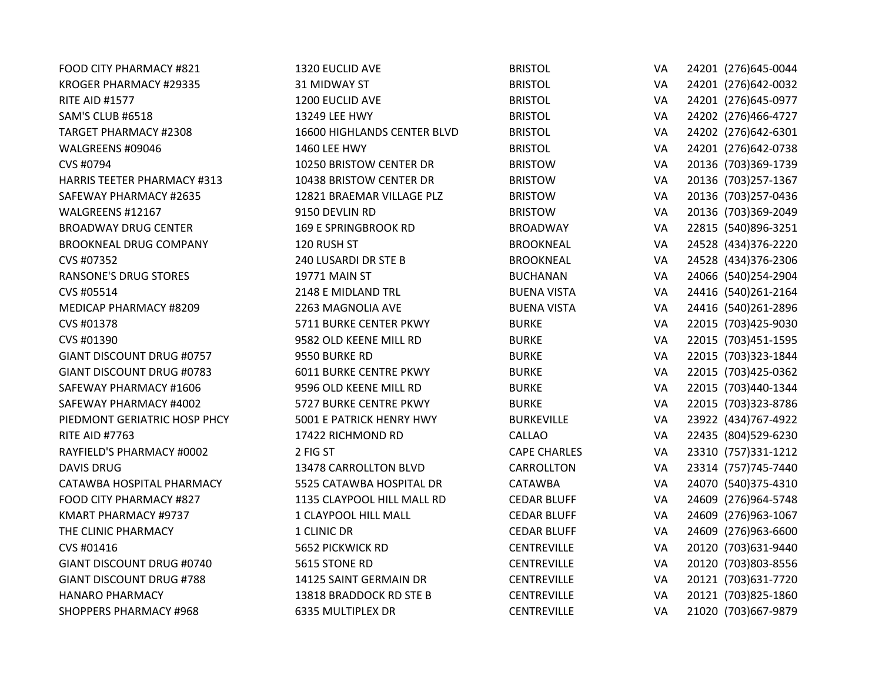| | | | | | |
|---|---|---|---|---|---|
| FOOD CITY PHARMACY #821 | 1320 EUCLID AVE | BRISTOL | VA | 24201 | (276)645-0044 |
| KROGER PHARMACY #29335 | 31 MIDWAY ST | BRISTOL | VA | 24201 | (276)642-0032 |
| RITE AID #1577 | 1200 EUCLID AVE | BRISTOL | VA | 24201 | (276)645-0977 |
| SAM'S CLUB #6518 | 13249 LEE HWY | BRISTOL | VA | 24202 | (276)466-4727 |
| TARGET PHARMACY #2308 | 16600 HIGHLANDS CENTER BLVD | BRISTOL | VA | 24202 | (276)642-6301 |
| WALGREENS #09046 | 1460 LEE HWY | BRISTOL | VA | 24201 | (276)642-0738 |
| CVS #0794 | 10250 BRISTOW CENTER DR | BRISTOW | VA | 20136 | (703)369-1739 |
| HARRIS TEETER PHARMACY #313 | 10438 BRISTOW CENTER DR | BRISTOW | VA | 20136 | (703)257-1367 |
| SAFEWAY PHARMACY #2635 | 12821 BRAEMAR VILLAGE PLZ | BRISTOW | VA | 20136 | (703)257-0436 |
| WALGREENS #12167 | 9150 DEVLIN RD | BRISTOW | VA | 20136 | (703)369-2049 |
| BROADWAY DRUG CENTER | 169 E SPRINGBROOK RD | BROADWAY | VA | 22815 | (540)896-3251 |
| BROOKNEAL DRUG COMPANY | 120 RUSH ST | BROOKNEAL | VA | 24528 | (434)376-2220 |
| CVS #07352 | 240 LUSARDI DR STE B | BROOKNEAL | VA | 24528 | (434)376-2306 |
| RANSONE'S DRUG STORES | 19771 MAIN ST | BUCHANAN | VA | 24066 | (540)254-2904 |
| CVS #05514 | 2148 E MIDLAND TRL | BUENA VISTA | VA | 24416 | (540)261-2164 |
| MEDICAP PHARMACY #8209 | 2263 MAGNOLIA AVE | BUENA VISTA | VA | 24416 | (540)261-2896 |
| CVS #01378 | 5711 BURKE CENTER PKWY | BURKE | VA | 22015 | (703)425-9030 |
| CVS #01390 | 9582 OLD KEENE MILL RD | BURKE | VA | 22015 | (703)451-1595 |
| GIANT DISCOUNT DRUG #0757 | 9550 BURKE RD | BURKE | VA | 22015 | (703)323-1844 |
| GIANT DISCOUNT DRUG #0783 | 6011 BURKE CENTRE PKWY | BURKE | VA | 22015 | (703)425-0362 |
| SAFEWAY PHARMACY #1606 | 9596 OLD KEENE MILL RD | BURKE | VA | 22015 | (703)440-1344 |
| SAFEWAY PHARMACY #4002 | 5727 BURKE CENTRE PKWY | BURKE | VA | 22015 | (703)323-8786 |
| PIEDMONT GERIATRIC HOSP PHCY | 5001 E PATRICK HENRY HWY | BURKEVILLE | VA | 23922 | (434)767-4922 |
| RITE AID #7763 | 17422 RICHMOND RD | CALLAO | VA | 22435 | (804)529-6230 |
| RAYFIELD'S PHARMACY #0002 | 2 FIG ST | CAPE CHARLES | VA | 23310 | (757)331-1212 |
| DAVIS DRUG | 13478 CARROLLTON BLVD | CARROLLTON | VA | 23314 | (757)745-7440 |
| CATAWBA HOSPITAL PHARMACY | 5525 CATAWBA HOSPITAL DR | CATAWBA | VA | 24070 | (540)375-4310 |
| FOOD CITY PHARMACY #827 | 1135 CLAYPOOL HILL MALL RD | CEDAR BLUFF | VA | 24609 | (276)964-5748 |
| KMART PHARMACY #9737 | 1 CLAYPOOL HILL MALL | CEDAR BLUFF | VA | 24609 | (276)963-1067 |
| THE CLINIC PHARMACY | 1 CLINIC DR | CEDAR BLUFF | VA | 24609 | (276)963-6600 |
| CVS #01416 | 5652 PICKWICK RD | CENTREVILLE | VA | 20120 | (703)631-9440 |
| GIANT DISCOUNT DRUG #0740 | 5615 STONE RD | CENTREVILLE | VA | 20120 | (703)803-8556 |
| GIANT DISCOUNT DRUG #788 | 14125 SAINT GERMAIN DR | CENTREVILLE | VA | 20121 | (703)631-7720 |
| HANARO PHARMACY | 13818 BRADDOCK RD STE B | CENTREVILLE | VA | 20121 | (703)825-1860 |
| SHOPPERS PHARMACY #968 | 6335 MULTIPLEX DR | CENTREVILLE | VA | 21020 | (703)667-9879 |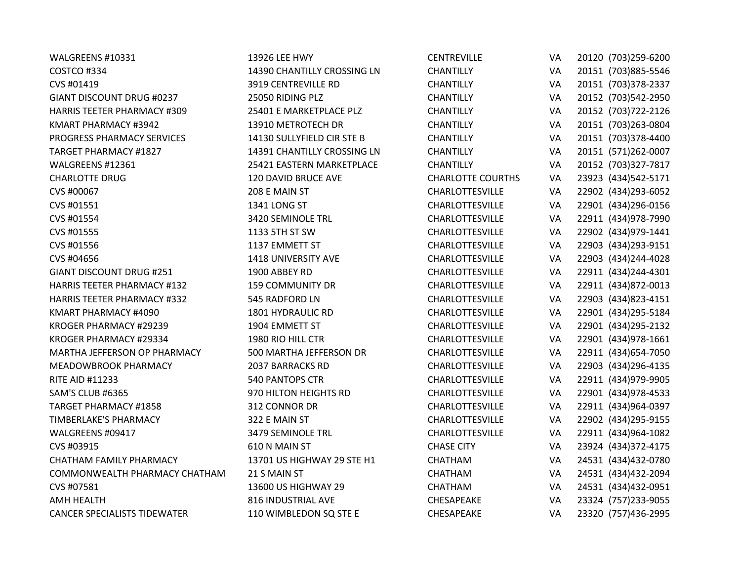| | | | | | |
|---|---|---|---|---|---|
| WALGREENS #10331 | 13926 LEE HWY | CENTREVILLE | VA | 20120 | (703)259-6200 |
| COSTCO #334 | 14390 CHANTILLY CROSSING LN | CHANTILLY | VA | 20151 | (703)885-5546 |
| CVS #01419 | 3919 CENTREVILLE RD | CHANTILLY | VA | 20151 | (703)378-2337 |
| GIANT DISCOUNT DRUG #0237 | 25050 RIDING PLZ | CHANTILLY | VA | 20152 | (703)542-2950 |
| HARRIS TEETER PHARMACY #309 | 25401 E MARKETPLACE PLZ | CHANTILLY | VA | 20152 | (703)722-2126 |
| KMART PHARMACY #3942 | 13910 METROTECH DR | CHANTILLY | VA | 20151 | (703)263-0804 |
| PROGRESS PHARMACY SERVICES | 14130 SULLYFIELD CIR STE B | CHANTILLY | VA | 20151 | (703)378-4400 |
| TARGET PHARMACY #1827 | 14391 CHANTILLY CROSSING LN | CHANTILLY | VA | 20151 | (571)262-0007 |
| WALGREENS #12361 | 25421 EASTERN MARKETPLACE | CHANTILLY | VA | 20152 | (703)327-7817 |
| CHARLOTTE DRUG | 120 DAVID BRUCE AVE | CHARLOTTE COURTHS | VA | 23923 | (434)542-5171 |
| CVS #00067 | 208 E MAIN ST | CHARLOTTESVILLE | VA | 22902 | (434)293-6052 |
| CVS #01551 | 1341 LONG ST | CHARLOTTESVILLE | VA | 22901 | (434)296-0156 |
| CVS #01554 | 3420 SEMINOLE TRL | CHARLOTTESVILLE | VA | 22911 | (434)978-7990 |
| CVS #01555 | 1133 5TH ST SW | CHARLOTTESVILLE | VA | 22902 | (434)979-1441 |
| CVS #01556 | 1137 EMMETT ST | CHARLOTTESVILLE | VA | 22903 | (434)293-9151 |
| CVS #04656 | 1418 UNIVERSITY AVE | CHARLOTTESVILLE | VA | 22903 | (434)244-4028 |
| GIANT DISCOUNT DRUG #251 | 1900 ABBEY RD | CHARLOTTESVILLE | VA | 22911 | (434)244-4301 |
| HARRIS TEETER PHARMACY #132 | 159 COMMUNITY DR | CHARLOTTESVILLE | VA | 22911 | (434)872-0013 |
| HARRIS TEETER PHARMACY #332 | 545 RADFORD LN | CHARLOTTESVILLE | VA | 22903 | (434)823-4151 |
| KMART PHARMACY #4090 | 1801 HYDRAULIC RD | CHARLOTTESVILLE | VA | 22901 | (434)295-5184 |
| KROGER PHARMACY #29239 | 1904 EMMETT ST | CHARLOTTESVILLE | VA | 22901 | (434)295-2132 |
| KROGER PHARMACY #29334 | 1980 RIO HILL CTR | CHARLOTTESVILLE | VA | 22901 | (434)978-1661 |
| MARTHA JEFFERSON OP PHARMACY | 500 MARTHA JEFFERSON DR | CHARLOTTESVILLE | VA | 22911 | (434)654-7050 |
| MEADOWBROOK PHARMACY | 2037 BARRACKS RD | CHARLOTTESVILLE | VA | 22903 | (434)296-4135 |
| RITE AID #11233 | 540 PANTOPS CTR | CHARLOTTESVILLE | VA | 22911 | (434)979-9905 |
| SAM'S CLUB #6365 | 970 HILTON HEIGHTS RD | CHARLOTTESVILLE | VA | 22901 | (434)978-4533 |
| TARGET PHARMACY #1858 | 312 CONNOR DR | CHARLOTTESVILLE | VA | 22911 | (434)964-0397 |
| TIMBERLAKE'S PHARMACY | 322 E MAIN ST | CHARLOTTESVILLE | VA | 22902 | (434)295-9155 |
| WALGREENS #09417 | 3479 SEMINOLE TRL | CHARLOTTESVILLE | VA | 22911 | (434)964-1082 |
| CVS #03915 | 610 N MAIN ST | CHASE CITY | VA | 23924 | (434)372-4175 |
| CHATHAM FAMILY PHARMACY | 13701 US HIGHWAY 29 STE H1 | CHATHAM | VA | 24531 | (434)432-0780 |
| COMMONWEALTH PHARMACY CHATHAM | 21 S MAIN ST | CHATHAM | VA | 24531 | (434)432-2094 |
| CVS #07581 | 13600 US HIGHWAY 29 | CHATHAM | VA | 24531 | (434)432-0951 |
| AMH HEALTH | 816 INDUSTRIAL AVE | CHESAPEAKE | VA | 23324 | (757)233-9055 |
| CANCER SPECIALISTS TIDEWATER | 110 WIMBLEDON SQ STE E | CHESAPEAKE | VA | 23320 | (757)436-2995 |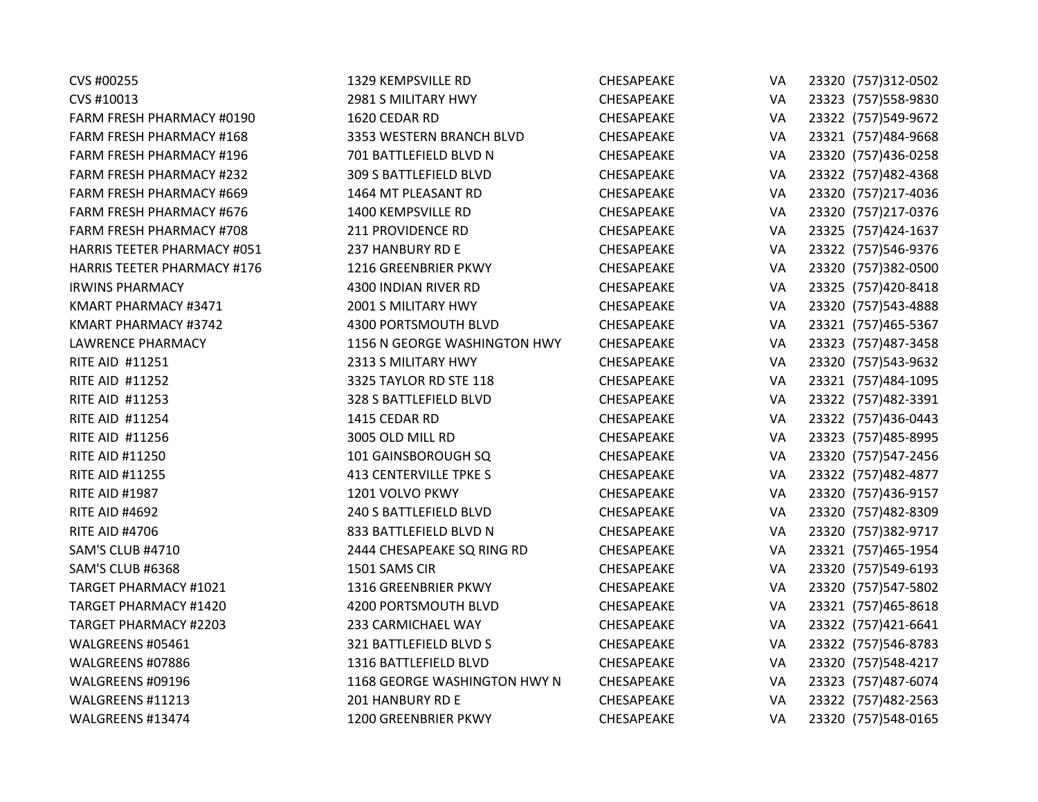| | | | | | |
|---|---|---|---|---|---|
| CVS #00255 | 1329 KEMPSVILLE RD | CHESAPEAKE | VA | 23320 | (757)312-0502 |
| CVS #10013 | 2981 S MILITARY HWY | CHESAPEAKE | VA | 23323 | (757)558-9830 |
| FARM FRESH PHARMACY #0190 | 1620 CEDAR RD | CHESAPEAKE | VA | 23322 | (757)549-9672 |
| FARM FRESH PHARMACY #168 | 3353 WESTERN BRANCH BLVD | CHESAPEAKE | VA | 23321 | (757)484-9668 |
| FARM FRESH PHARMACY #196 | 701 BATTLEFIELD BLVD N | CHESAPEAKE | VA | 23320 | (757)436-0258 |
| FARM FRESH PHARMACY #232 | 309 S BATTLEFIELD BLVD | CHESAPEAKE | VA | 23322 | (757)482-4368 |
| FARM FRESH PHARMACY #669 | 1464 MT PLEASANT RD | CHESAPEAKE | VA | 23320 | (757)217-4036 |
| FARM FRESH PHARMACY #676 | 1400 KEMPSVILLE RD | CHESAPEAKE | VA | 23320 | (757)217-0376 |
| FARM FRESH PHARMACY #708 | 211 PROVIDENCE RD | CHESAPEAKE | VA | 23325 | (757)424-1637 |
| HARRIS TEETER PHARMACY #051 | 237 HANBURY RD E | CHESAPEAKE | VA | 23322 | (757)546-9376 |
| HARRIS TEETER PHARMACY #176 | 1216 GREENBRIER PKWY | CHESAPEAKE | VA | 23320 | (757)382-0500 |
| IRWINS PHARMACY | 4300 INDIAN RIVER RD | CHESAPEAKE | VA | 23325 | (757)420-8418 |
| KMART PHARMACY #3471 | 2001 S MILITARY HWY | CHESAPEAKE | VA | 23320 | (757)543-4888 |
| KMART PHARMACY #3742 | 4300 PORTSMOUTH BLVD | CHESAPEAKE | VA | 23321 | (757)465-5367 |
| LAWRENCE PHARMACY | 1156 N GEORGE WASHINGTON HWY | CHESAPEAKE | VA | 23323 | (757)487-3458 |
| RITE AID #11251 | 2313 S MILITARY HWY | CHESAPEAKE | VA | 23320 | (757)543-9632 |
| RITE AID #11252 | 3325 TAYLOR RD STE 118 | CHESAPEAKE | VA | 23321 | (757)484-1095 |
| RITE AID #11253 | 328 S BATTLEFIELD BLVD | CHESAPEAKE | VA | 23322 | (757)482-3391 |
| RITE AID #11254 | 1415 CEDAR RD | CHESAPEAKE | VA | 23322 | (757)436-0443 |
| RITE AID #11256 | 3005 OLD MILL RD | CHESAPEAKE | VA | 23323 | (757)485-8995 |
| RITE AID #11250 | 101 GAINSBOROUGH SQ | CHESAPEAKE | VA | 23320 | (757)547-2456 |
| RITE AID #11255 | 413 CENTERVILLE TPKE S | CHESAPEAKE | VA | 23322 | (757)482-4877 |
| RITE AID #1987 | 1201 VOLVO PKWY | CHESAPEAKE | VA | 23320 | (757)436-9157 |
| RITE AID #4692 | 240 S BATTLEFIELD BLVD | CHESAPEAKE | VA | 23320 | (757)482-8309 |
| RITE AID #4706 | 833 BATTLEFIELD BLVD N | CHESAPEAKE | VA | 23320 | (757)382-9717 |
| SAM'S CLUB #4710 | 2444 CHESAPEAKE SQ RING RD | CHESAPEAKE | VA | 23321 | (757)465-1954 |
| SAM'S CLUB #6368 | 1501 SAMS CIR | CHESAPEAKE | VA | 23320 | (757)549-6193 |
| TARGET PHARMACY #1021 | 1316 GREENBRIER PKWY | CHESAPEAKE | VA | 23320 | (757)547-5802 |
| TARGET PHARMACY #1420 | 4200 PORTSMOUTH BLVD | CHESAPEAKE | VA | 23321 | (757)465-8618 |
| TARGET PHARMACY #2203 | 233 CARMICHAEL WAY | CHESAPEAKE | VA | 23322 | (757)421-6641 |
| WALGREENS #05461 | 321 BATTLEFIELD BLVD S | CHESAPEAKE | VA | 23322 | (757)546-8783 |
| WALGREENS #07886 | 1316 BATTLEFIELD BLVD | CHESAPEAKE | VA | 23320 | (757)548-4217 |
| WALGREENS #09196 | 1168 GEORGE WASHINGTON HWY N | CHESAPEAKE | VA | 23323 | (757)487-6074 |
| WALGREENS #11213 | 201 HANBURY RD E | CHESAPEAKE | VA | 23322 | (757)482-2563 |
| WALGREENS #13474 | 1200 GREENBRIER PKWY | CHESAPEAKE | VA | 23320 | (757)548-0165 |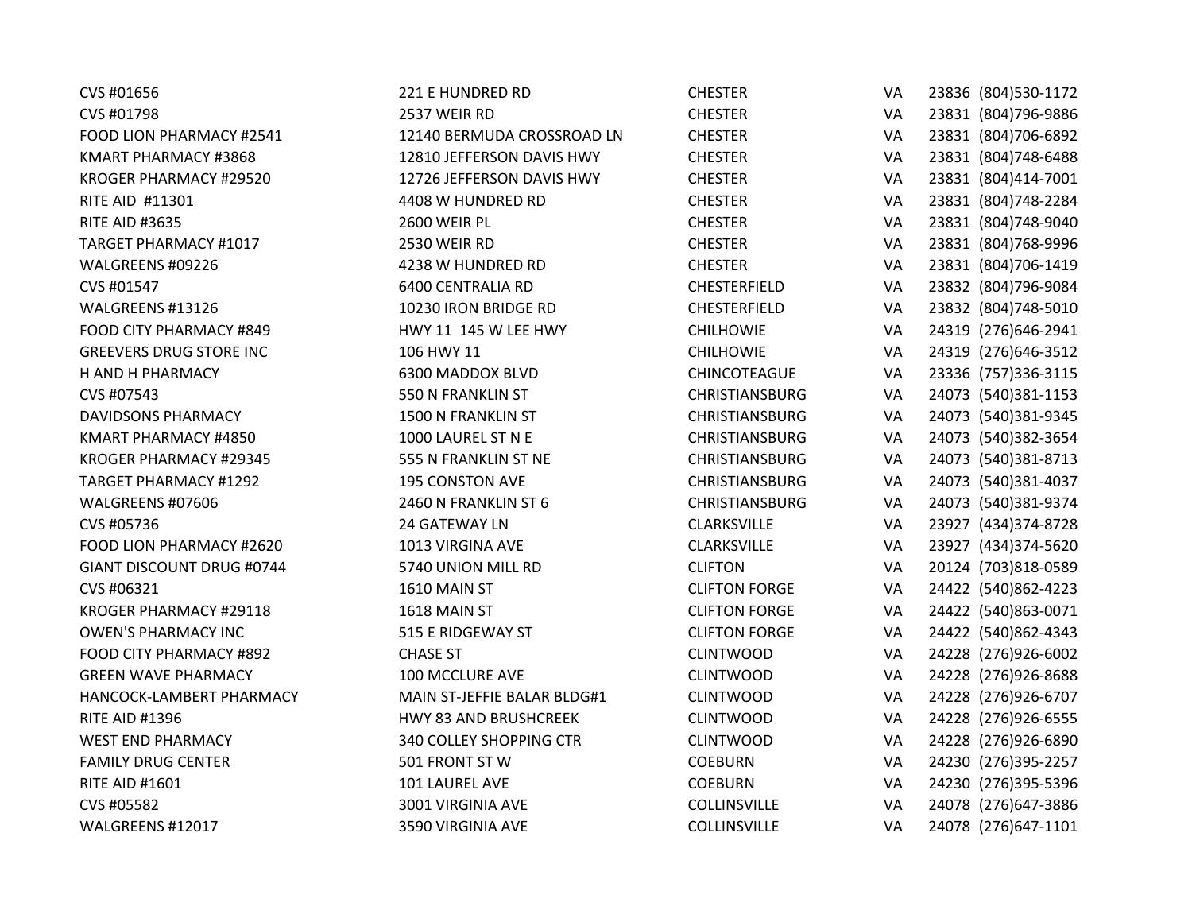| | | | | | |
|---|---|---|---|---|---|
| CVS #01656 | 221 E HUNDRED RD | CHESTER | VA | 23836 | (804)530-1172 |
| CVS #01798 | 2537 WEIR RD | CHESTER | VA | 23831 | (804)796-9886 |
| FOOD LION PHARMACY #2541 | 12140 BERMUDA CROSSROAD LN | CHESTER | VA | 23831 | (804)706-6892 |
| KMART PHARMACY #3868 | 12810 JEFFERSON DAVIS HWY | CHESTER | VA | 23831 | (804)748-6488 |
| KROGER PHARMACY #29520 | 12726 JEFFERSON DAVIS HWY | CHESTER | VA | 23831 | (804)414-7001 |
| RITE AID  #11301 | 4408 W HUNDRED RD | CHESTER | VA | 23831 | (804)748-2284 |
| RITE AID #3635 | 2600 WEIR PL | CHESTER | VA | 23831 | (804)748-9040 |
| TARGET PHARMACY #1017 | 2530 WEIR RD | CHESTER | VA | 23831 | (804)768-9996 |
| WALGREENS #09226 | 4238 W HUNDRED RD | CHESTER | VA | 23831 | (804)706-1419 |
| CVS #01547 | 6400 CENTRALIA RD | CHESTERFIELD | VA | 23832 | (804)796-9084 |
| WALGREENS #13126 | 10230 IRON BRIDGE RD | CHESTERFIELD | VA | 23832 | (804)748-5010 |
| FOOD CITY PHARMACY #849 | HWY 11  145 W LEE HWY | CHILHOWIE | VA | 24319 | (276)646-2941 |
| GREEVERS DRUG STORE INC | 106 HWY 11 | CHILHOWIE | VA | 24319 | (276)646-3512 |
| H AND H PHARMACY | 6300 MADDOX BLVD | CHINCOTEAGUE | VA | 23336 | (757)336-3115 |
| CVS #07543 | 550 N FRANKLIN ST | CHRISTIANSBURG | VA | 24073 | (540)381-1153 |
| DAVIDSONS PHARMACY | 1500 N FRANKLIN ST | CHRISTIANSBURG | VA | 24073 | (540)381-9345 |
| KMART PHARMACY #4850 | 1000 LAUREL ST N E | CHRISTIANSBURG | VA | 24073 | (540)382-3654 |
| KROGER PHARMACY #29345 | 555 N FRANKLIN ST NE | CHRISTIANSBURG | VA | 24073 | (540)381-8713 |
| TARGET PHARMACY #1292 | 195 CONSTON AVE | CHRISTIANSBURG | VA | 24073 | (540)381-4037 |
| WALGREENS #07606 | 2460 N FRANKLIN ST 6 | CHRISTIANSBURG | VA | 24073 | (540)381-9374 |
| CVS #05736 | 24 GATEWAY LN | CLARKSVILLE | VA | 23927 | (434)374-8728 |
| FOOD LION PHARMACY #2620 | 1013 VIRGINA AVE | CLARKSVILLE | VA | 23927 | (434)374-5620 |
| GIANT DISCOUNT DRUG #0744 | 5740 UNION MILL RD | CLIFTON | VA | 20124 | (703)818-0589 |
| CVS #06321 | 1610 MAIN ST | CLIFTON FORGE | VA | 24422 | (540)862-4223 |
| KROGER PHARMACY #29118 | 1618 MAIN ST | CLIFTON FORGE | VA | 24422 | (540)863-0071 |
| OWEN'S PHARMACY INC | 515 E RIDGEWAY ST | CLIFTON FORGE | VA | 24422 | (540)862-4343 |
| FOOD CITY PHARMACY #892 | CHASE ST | CLINTWOOD | VA | 24228 | (276)926-6002 |
| GREEN WAVE PHARMACY | 100 MCCLURE AVE | CLINTWOOD | VA | 24228 | (276)926-8688 |
| HANCOCK-LAMBERT PHARMACY | MAIN ST-JEFFIE BALAR BLDG#1 | CLINTWOOD | VA | 24228 | (276)926-6707 |
| RITE AID #1396 | HWY 83 AND BRUSHCREEK | CLINTWOOD | VA | 24228 | (276)926-6555 |
| WEST END PHARMACY | 340 COLLEY SHOPPING CTR | CLINTWOOD | VA | 24228 | (276)926-6890 |
| FAMILY DRUG CENTER | 501 FRONT ST W | COEBURN | VA | 24230 | (276)395-2257 |
| RITE AID #1601 | 101 LAUREL AVE | COEBURN | VA | 24230 | (276)395-5396 |
| CVS #05582 | 3001 VIRGINIA AVE | COLLINSVILLE | VA | 24078 | (276)647-3886 |
| WALGREENS #12017 | 3590 VIRGINIA AVE | COLLINSVILLE | VA | 24078 | (276)647-1101 |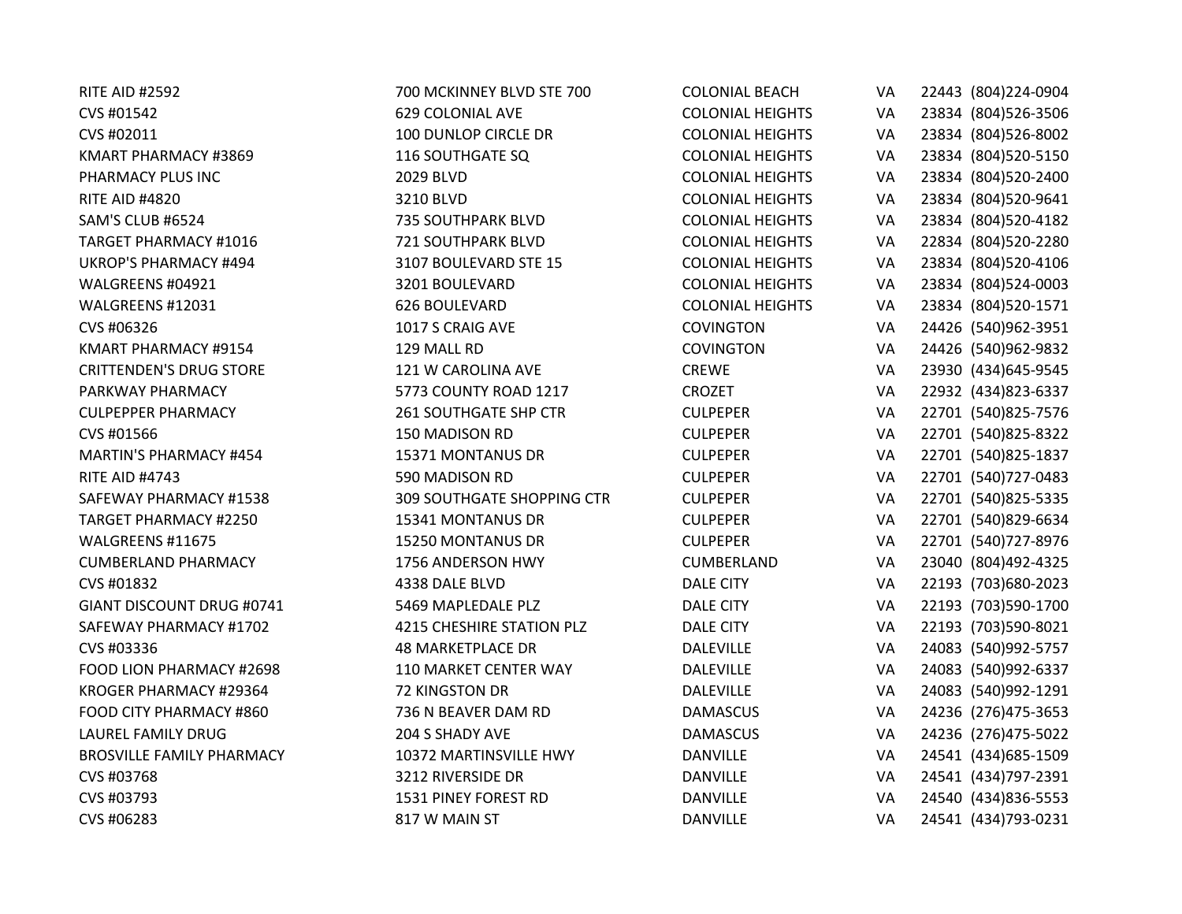| | | | | | |
|---|---|---|---|---|---|
| RITE AID #2592 | 700 MCKINNEY BLVD STE 700 | COLONIAL BEACH | VA | 22443 | (804)224-0904 |
| CVS #01542 | 629 COLONIAL AVE | COLONIAL HEIGHTS | VA | 23834 | (804)526-3506 |
| CVS #02011 | 100 DUNLOP CIRCLE DR | COLONIAL HEIGHTS | VA | 23834 | (804)526-8002 |
| KMART PHARMACY #3869 | 116 SOUTHGATE SQ | COLONIAL HEIGHTS | VA | 23834 | (804)520-5150 |
| PHARMACY PLUS INC | 2029 BLVD | COLONIAL HEIGHTS | VA | 23834 | (804)520-2400 |
| RITE AID #4820 | 3210 BLVD | COLONIAL HEIGHTS | VA | 23834 | (804)520-9641 |
| SAM'S CLUB #6524 | 735 SOUTHPARK BLVD | COLONIAL HEIGHTS | VA | 23834 | (804)520-4182 |
| TARGET PHARMACY #1016 | 721 SOUTHPARK BLVD | COLONIAL HEIGHTS | VA | 22834 | (804)520-2280 |
| UKROP'S PHARMACY #494 | 3107 BOULEVARD STE 15 | COLONIAL HEIGHTS | VA | 23834 | (804)520-4106 |
| WALGREENS #04921 | 3201 BOULEVARD | COLONIAL HEIGHTS | VA | 23834 | (804)524-0003 |
| WALGREENS #12031 | 626 BOULEVARD | COLONIAL HEIGHTS | VA | 23834 | (804)520-1571 |
| CVS #06326 | 1017 S CRAIG AVE | COVINGTON | VA | 24426 | (540)962-3951 |
| KMART PHARMACY #9154 | 129 MALL RD | COVINGTON | VA | 24426 | (540)962-9832 |
| CRITTENDEN'S DRUG STORE | 121 W CAROLINA AVE | CREWE | VA | 23930 | (434)645-9545 |
| PARKWAY PHARMACY | 5773 COUNTY ROAD 1217 | CROZET | VA | 22932 | (434)823-6337 |
| CULPEPPER PHARMACY | 261 SOUTHGATE SHP CTR | CULPEPER | VA | 22701 | (540)825-7576 |
| CVS #01566 | 150 MADISON RD | CULPEPER | VA | 22701 | (540)825-8322 |
| MARTIN'S PHARMACY #454 | 15371 MONTANUS DR | CULPEPER | VA | 22701 | (540)825-1837 |
| RITE AID #4743 | 590 MADISON RD | CULPEPER | VA | 22701 | (540)727-0483 |
| SAFEWAY PHARMACY #1538 | 309 SOUTHGATE SHOPPING CTR | CULPEPER | VA | 22701 | (540)825-5335 |
| TARGET PHARMACY #2250 | 15341 MONTANUS DR | CULPEPER | VA | 22701 | (540)829-6634 |
| WALGREENS #11675 | 15250 MONTANUS DR | CULPEPER | VA | 22701 | (540)727-8976 |
| CUMBERLAND PHARMACY | 1756 ANDERSON HWY | CUMBERLAND | VA | 23040 | (804)492-4325 |
| CVS #01832 | 4338 DALE BLVD | DALE CITY | VA | 22193 | (703)680-2023 |
| GIANT DISCOUNT DRUG #0741 | 5469 MAPLEDALE PLZ | DALE CITY | VA | 22193 | (703)590-1700 |
| SAFEWAY PHARMACY #1702 | 4215 CHESHIRE STATION PLZ | DALE CITY | VA | 22193 | (703)590-8021 |
| CVS #03336 | 48 MARKETPLACE DR | DALEVILLE | VA | 24083 | (540)992-5757 |
| FOOD LION PHARMACY #2698 | 110 MARKET CENTER WAY | DALEVILLE | VA | 24083 | (540)992-6337 |
| KROGER PHARMACY #29364 | 72 KINGSTON DR | DALEVILLE | VA | 24083 | (540)992-1291 |
| FOOD CITY PHARMACY #860 | 736 N BEAVER DAM RD | DAMASCUS | VA | 24236 | (276)475-3653 |
| LAUREL FAMILY DRUG | 204 S SHADY AVE | DAMASCUS | VA | 24236 | (276)475-5022 |
| BROSVILLE FAMILY PHARMACY | 10372 MARTINSVILLE HWY | DANVILLE | VA | 24541 | (434)685-1509 |
| CVS #03768 | 3212 RIVERSIDE DR | DANVILLE | VA | 24541 | (434)797-2391 |
| CVS #03793 | 1531 PINEY FOREST RD | DANVILLE | VA | 24540 | (434)836-5553 |
| CVS #06283 | 817 W MAIN ST | DANVILLE | VA | 24541 | (434)793-0231 |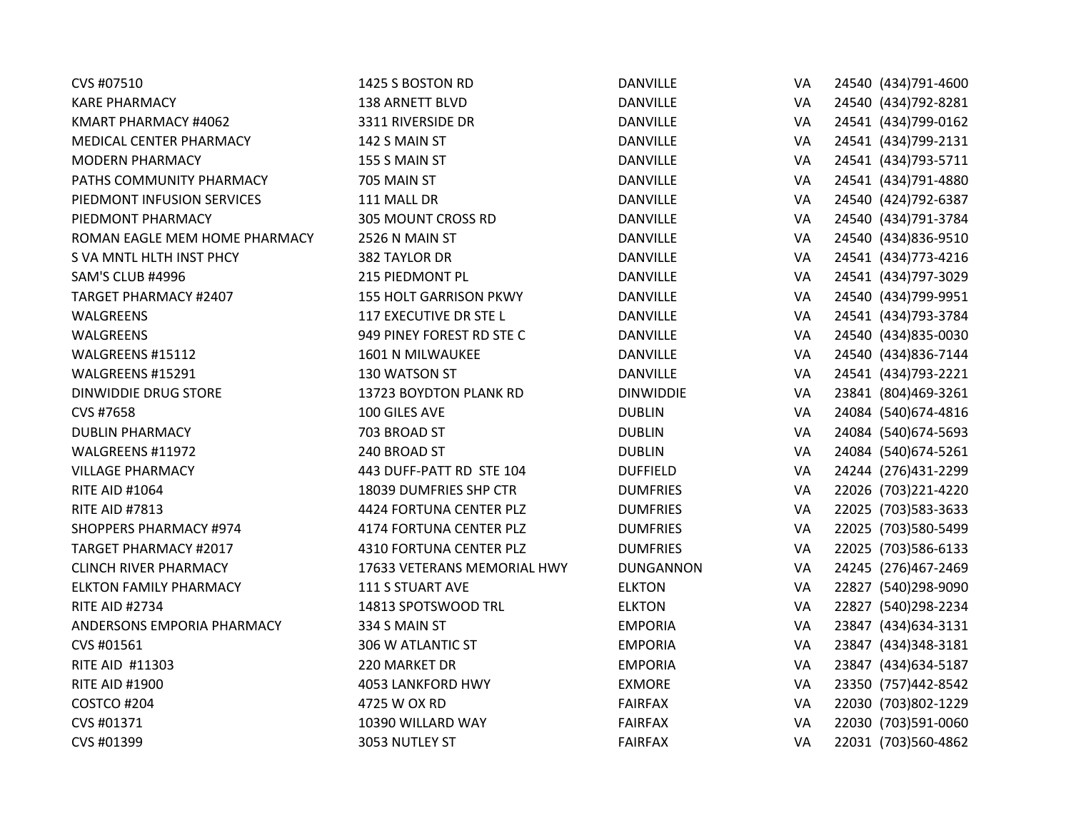| | | | | | |
|---|---|---|---|---|---|
| CVS #07510 | 1425 S BOSTON RD | DANVILLE | VA | 24540 | (434)791-4600 |
| KARE PHARMACY | 138 ARNETT BLVD | DANVILLE | VA | 24540 | (434)792-8281 |
| KMART PHARMACY #4062 | 3311 RIVERSIDE DR | DANVILLE | VA | 24541 | (434)799-0162 |
| MEDICAL CENTER PHARMACY | 142 S MAIN ST | DANVILLE | VA | 24541 | (434)799-2131 |
| MODERN PHARMACY | 155 S MAIN ST | DANVILLE | VA | 24541 | (434)793-5711 |
| PATHS COMMUNITY PHARMACY | 705 MAIN ST | DANVILLE | VA | 24541 | (434)791-4880 |
| PIEDMONT INFUSION SERVICES | 111 MALL DR | DANVILLE | VA | 24540 | (424)792-6387 |
| PIEDMONT PHARMACY | 305 MOUNT CROSS RD | DANVILLE | VA | 24540 | (434)791-3784 |
| ROMAN EAGLE MEM HOME PHARMACY | 2526 N MAIN ST | DANVILLE | VA | 24540 | (434)836-9510 |
| S VA MNTL HLTH INST PHCY | 382 TAYLOR DR | DANVILLE | VA | 24541 | (434)773-4216 |
| SAM'S CLUB #4996 | 215 PIEDMONT PL | DANVILLE | VA | 24541 | (434)797-3029 |
| TARGET PHARMACY #2407 | 155 HOLT GARRISON PKWY | DANVILLE | VA | 24540 | (434)799-9951 |
| WALGREENS | 117 EXECUTIVE DR STE L | DANVILLE | VA | 24541 | (434)793-3784 |
| WALGREENS | 949 PINEY FOREST RD STE C | DANVILLE | VA | 24540 | (434)835-0030 |
| WALGREENS #15112 | 1601 N MILWAUKEE | DANVILLE | VA | 24540 | (434)836-7144 |
| WALGREENS #15291 | 130 WATSON ST | DANVILLE | VA | 24541 | (434)793-2221 |
| DINWIDDIE DRUG STORE | 13723 BOYDTON PLANK RD | DINWIDDIE | VA | 23841 | (804)469-3261 |
| CVS #7658 | 100 GILES AVE | DUBLIN | VA | 24084 | (540)674-4816 |
| DUBLIN PHARMACY | 703 BROAD ST | DUBLIN | VA | 24084 | (540)674-5693 |
| WALGREENS #11972 | 240 BROAD ST | DUBLIN | VA | 24084 | (540)674-5261 |
| VILLAGE PHARMACY | 443 DUFF-PATT RD STE 104 | DUFFIELD | VA | 24244 | (276)431-2299 |
| RITE AID #1064 | 18039 DUMFRIES SHP CTR | DUMFRIES | VA | 22026 | (703)221-4220 |
| RITE AID #7813 | 4424 FORTUNA CENTER PLZ | DUMFRIES | VA | 22025 | (703)583-3633 |
| SHOPPERS PHARMACY #974 | 4174 FORTUNA CENTER PLZ | DUMFRIES | VA | 22025 | (703)580-5499 |
| TARGET PHARMACY #2017 | 4310 FORTUNA CENTER PLZ | DUMFRIES | VA | 22025 | (703)586-6133 |
| CLINCH RIVER PHARMACY | 17633 VETERANS MEMORIAL HWY | DUNGANNON | VA | 24245 | (276)467-2469 |
| ELKTON FAMILY PHARMACY | 111 S STUART AVE | ELKTON | VA | 22827 | (540)298-9090 |
| RITE AID #2734 | 14813 SPOTSWOOD TRL | ELKTON | VA | 22827 | (540)298-2234 |
| ANDERSONS EMPORIA PHARMACY | 334 S MAIN ST | EMPORIA | VA | 23847 | (434)634-3131 |
| CVS #01561 | 306 W ATLANTIC ST | EMPORIA | VA | 23847 | (434)348-3181 |
| RITE AID #11303 | 220 MARKET DR | EMPORIA | VA | 23847 | (434)634-5187 |
| RITE AID #1900 | 4053 LANKFORD HWY | EXMORE | VA | 23350 | (757)442-8542 |
| COSTCO #204 | 4725 W OX RD | FAIRFAX | VA | 22030 | (703)802-1229 |
| CVS #01371 | 10390 WILLARD WAY | FAIRFAX | VA | 22030 | (703)591-0060 |
| CVS #01399 | 3053 NUTLEY ST | FAIRFAX | VA | 22031 | (703)560-4862 |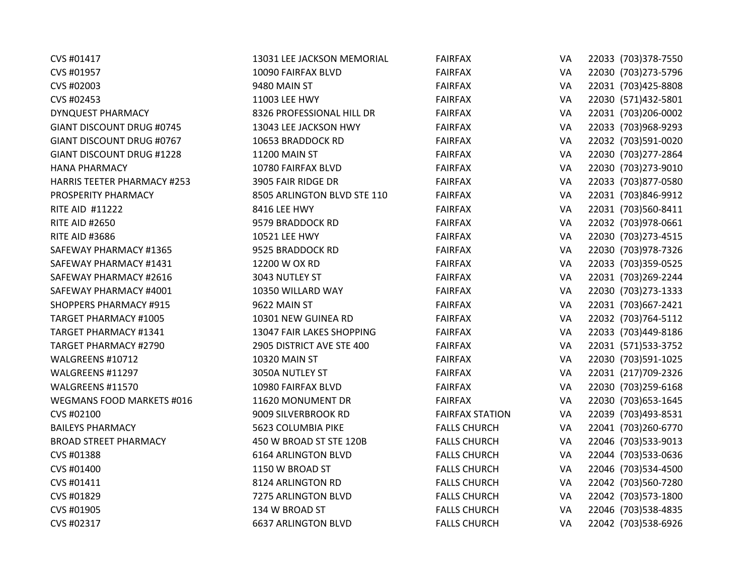| | | | | | |
|---|---|---|---|---|---|
| CVS #01417 | 13031 LEE JACKSON MEMORIAL | FAIRFAX | VA | 22033 | (703)378-7550 |
| CVS #01957 | 10090 FAIRFAX BLVD | FAIRFAX | VA | 22030 | (703)273-5796 |
| CVS #02003 | 9480 MAIN ST | FAIRFAX | VA | 22031 | (703)425-8808 |
| CVS #02453 | 11003 LEE HWY | FAIRFAX | VA | 22030 | (571)432-5801 |
| DYNQUEST PHARMACY | 8326 PROFESSIONAL HILL DR | FAIRFAX | VA | 22031 | (703)206-0002 |
| GIANT DISCOUNT DRUG #0745 | 13043 LEE JACKSON HWY | FAIRFAX | VA | 22033 | (703)968-9293 |
| GIANT DISCOUNT DRUG #0767 | 10653 BRADDOCK RD | FAIRFAX | VA | 22032 | (703)591-0020 |
| GIANT DISCOUNT DRUG #1228 | 11200 MAIN ST | FAIRFAX | VA | 22030 | (703)277-2864 |
| HANA PHARMACY | 10780 FAIRFAX BLVD | FAIRFAX | VA | 22030 | (703)273-9010 |
| HARRIS TEETER PHARMACY #253 | 3905 FAIR RIDGE DR | FAIRFAX | VA | 22033 | (703)877-0580 |
| PROSPERITY PHARMACY | 8505 ARLINGTON BLVD STE 110 | FAIRFAX | VA | 22031 | (703)846-9912 |
| RITE AID #11222 | 8416 LEE HWY | FAIRFAX | VA | 22031 | (703)560-8411 |
| RITE AID #2650 | 9579 BRADDOCK RD | FAIRFAX | VA | 22032 | (703)978-0661 |
| RITE AID #3686 | 10521 LEE HWY | FAIRFAX | VA | 22030 | (703)273-4515 |
| SAFEWAY PHARMACY #1365 | 9525 BRADDOCK RD | FAIRFAX | VA | 22030 | (703)978-7326 |
| SAFEWAY PHARMACY #1431 | 12200 W OX RD | FAIRFAX | VA | 22033 | (703)359-0525 |
| SAFEWAY PHARMACY #2616 | 3043 NUTLEY ST | FAIRFAX | VA | 22031 | (703)269-2244 |
| SAFEWAY PHARMACY #4001 | 10350 WILLARD WAY | FAIRFAX | VA | 22030 | (703)273-1333 |
| SHOPPERS PHARMACY #915 | 9622 MAIN ST | FAIRFAX | VA | 22031 | (703)667-2421 |
| TARGET PHARMACY #1005 | 10301 NEW GUINEA RD | FAIRFAX | VA | 22032 | (703)764-5112 |
| TARGET PHARMACY #1341 | 13047 FAIR LAKES SHOPPING | FAIRFAX | VA | 22033 | (703)449-8186 |
| TARGET PHARMACY #2790 | 2905 DISTRICT AVE STE 400 | FAIRFAX | VA | 22031 | (571)533-3752 |
| WALGREENS #10712 | 10320 MAIN ST | FAIRFAX | VA | 22030 | (703)591-1025 |
| WALGREENS #11297 | 3050A NUTLEY ST | FAIRFAX | VA | 22031 | (217)709-2326 |
| WALGREENS #11570 | 10980 FAIRFAX BLVD | FAIRFAX | VA | 22030 | (703)259-6168 |
| WEGMANS FOOD MARKETS #016 | 11620 MONUMENT DR | FAIRFAX | VA | 22030 | (703)653-1645 |
| CVS #02100 | 9009 SILVERBROOK RD | FAIRFAX STATION | VA | 22039 | (703)493-8531 |
| BAILEYS PHARMACY | 5623 COLUMBIA PIKE | FALLS CHURCH | VA | 22041 | (703)260-6770 |
| BROAD STREET PHARMACY | 450 W BROAD ST STE 120B | FALLS CHURCH | VA | 22046 | (703)533-9013 |
| CVS #01388 | 6164 ARLINGTON BLVD | FALLS CHURCH | VA | 22044 | (703)533-0636 |
| CVS #01400 | 1150 W BROAD ST | FALLS CHURCH | VA | 22046 | (703)534-4500 |
| CVS #01411 | 8124 ARLINGTON RD | FALLS CHURCH | VA | 22042 | (703)560-7280 |
| CVS #01829 | 7275 ARLINGTON BLVD | FALLS CHURCH | VA | 22042 | (703)573-1800 |
| CVS #01905 | 134 W BROAD ST | FALLS CHURCH | VA | 22046 | (703)538-4835 |
| CVS #02317 | 6637 ARLINGTON BLVD | FALLS CHURCH | VA | 22042 | (703)538-6926 |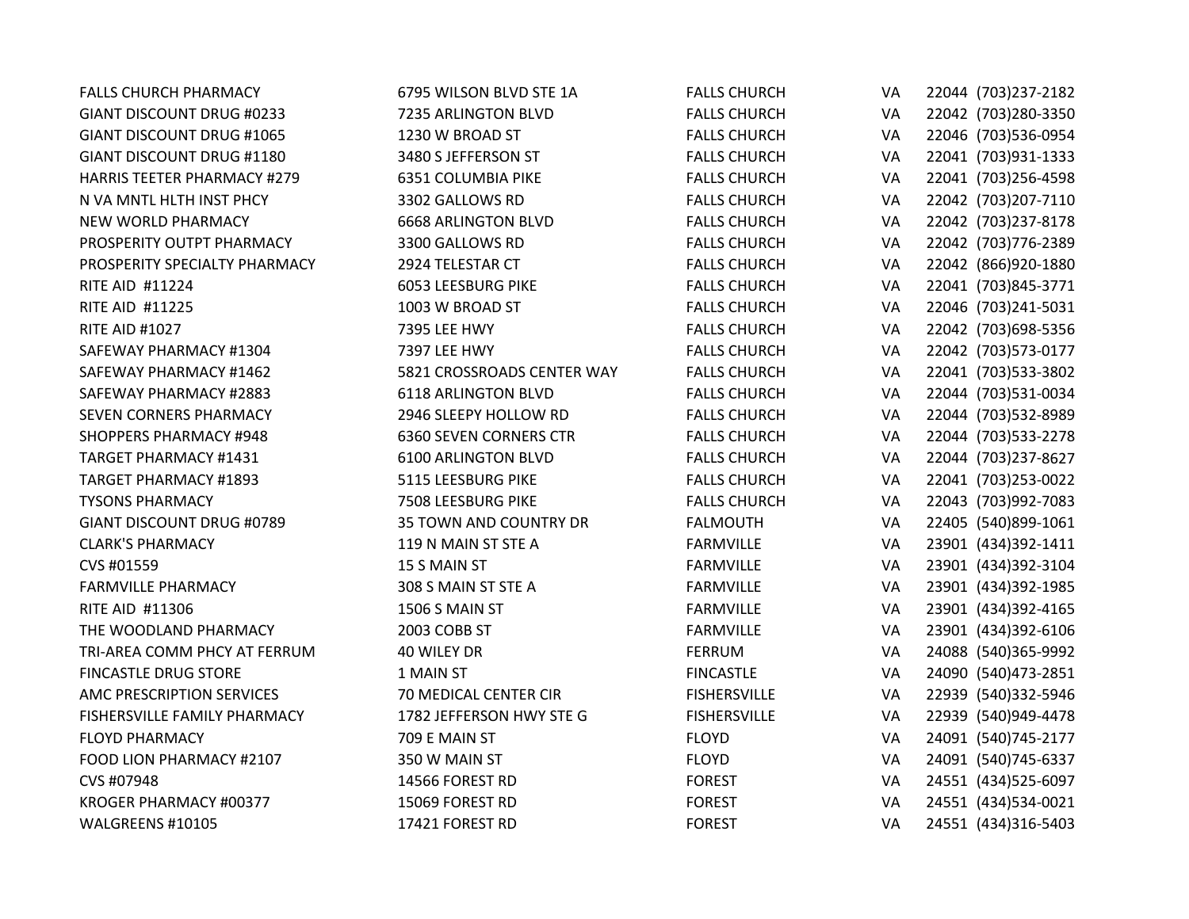| | | | | | |
|---|---|---|---|---|---|
| FALLS CHURCH PHARMACY | 6795 WILSON BLVD STE 1A | FALLS CHURCH | VA | 22044 | (703)237-2182 |
| GIANT DISCOUNT DRUG #0233 | 7235 ARLINGTON BLVD | FALLS CHURCH | VA | 22042 | (703)280-3350 |
| GIANT DISCOUNT DRUG #1065 | 1230 W BROAD ST | FALLS CHURCH | VA | 22046 | (703)536-0954 |
| GIANT DISCOUNT DRUG #1180 | 3480 S JEFFERSON ST | FALLS CHURCH | VA | 22041 | (703)931-1333 |
| HARRIS TEETER PHARMACY #279 | 6351 COLUMBIA PIKE | FALLS CHURCH | VA | 22041 | (703)256-4598 |
| N VA MNTL HLTH INST PHCY | 3302 GALLOWS RD | FALLS CHURCH | VA | 22042 | (703)207-7110 |
| NEW WORLD PHARMACY | 6668 ARLINGTON BLVD | FALLS CHURCH | VA | 22042 | (703)237-8178 |
| PROSPERITY OUTPT PHARMACY | 3300 GALLOWS RD | FALLS CHURCH | VA | 22042 | (703)776-2389 |
| PROSPERITY SPECIALTY PHARMACY | 2924 TELESTAR CT | FALLS CHURCH | VA | 22042 | (866)920-1880 |
| RITE AID #11224 | 6053 LEESBURG PIKE | FALLS CHURCH | VA | 22041 | (703)845-3771 |
| RITE AID #11225 | 1003 W BROAD ST | FALLS CHURCH | VA | 22046 | (703)241-5031 |
| RITE AID #1027 | 7395 LEE HWY | FALLS CHURCH | VA | 22042 | (703)698-5356 |
| SAFEWAY PHARMACY #1304 | 7397 LEE HWY | FALLS CHURCH | VA | 22042 | (703)573-0177 |
| SAFEWAY PHARMACY #1462 | 5821 CROSSROADS CENTER WAY | FALLS CHURCH | VA | 22041 | (703)533-3802 |
| SAFEWAY PHARMACY #2883 | 6118 ARLINGTON BLVD | FALLS CHURCH | VA | 22044 | (703)531-0034 |
| SEVEN CORNERS PHARMACY | 2946 SLEEPY HOLLOW RD | FALLS CHURCH | VA | 22044 | (703)532-8989 |
| SHOPPERS PHARMACY #948 | 6360 SEVEN CORNERS CTR | FALLS CHURCH | VA | 22044 | (703)533-2278 |
| TARGET PHARMACY #1431 | 6100 ARLINGTON BLVD | FALLS CHURCH | VA | 22044 | (703)237-8627 |
| TARGET PHARMACY #1893 | 5115 LEESBURG PIKE | FALLS CHURCH | VA | 22041 | (703)253-0022 |
| TYSONS PHARMACY | 7508 LEESBURG PIKE | FALLS CHURCH | VA | 22043 | (703)992-7083 |
| GIANT DISCOUNT DRUG #0789 | 35 TOWN AND COUNTRY DR | FALMOUTH | VA | 22405 | (540)899-1061 |
| CLARK'S PHARMACY | 119 N MAIN ST STE A | FARMVILLE | VA | 23901 | (434)392-1411 |
| CVS #01559 | 15 S MAIN ST | FARMVILLE | VA | 23901 | (434)392-3104 |
| FARMVILLE PHARMACY | 308 S MAIN ST STE A | FARMVILLE | VA | 23901 | (434)392-1985 |
| RITE AID #11306 | 1506 S MAIN ST | FARMVILLE | VA | 23901 | (434)392-4165 |
| THE WOODLAND PHARMACY | 2003 COBB ST | FARMVILLE | VA | 23901 | (434)392-6106 |
| TRI-AREA COMM PHCY AT FERRUM | 40 WILEY DR | FERRUM | VA | 24088 | (540)365-9992 |
| FINCASTLE DRUG STORE | 1 MAIN ST | FINCASTLE | VA | 24090 | (540)473-2851 |
| AMC PRESCRIPTION SERVICES | 70 MEDICAL CENTER CIR | FISHERSVILLE | VA | 22939 | (540)332-5946 |
| FISHERSVILLE FAMILY PHARMACY | 1782 JEFFERSON HWY STE G | FISHERSVILLE | VA | 22939 | (540)949-4478 |
| FLOYD PHARMACY | 709 E MAIN ST | FLOYD | VA | 24091 | (540)745-2177 |
| FOOD LION PHARMACY #2107 | 350 W MAIN ST | FLOYD | VA | 24091 | (540)745-6337 |
| CVS #07948 | 14566 FOREST RD | FOREST | VA | 24551 | (434)525-6097 |
| KROGER PHARMACY #00377 | 15069 FOREST RD | FOREST | VA | 24551 | (434)534-0021 |
| WALGREENS #10105 | 17421 FOREST RD | FOREST | VA | 24551 | (434)316-5403 |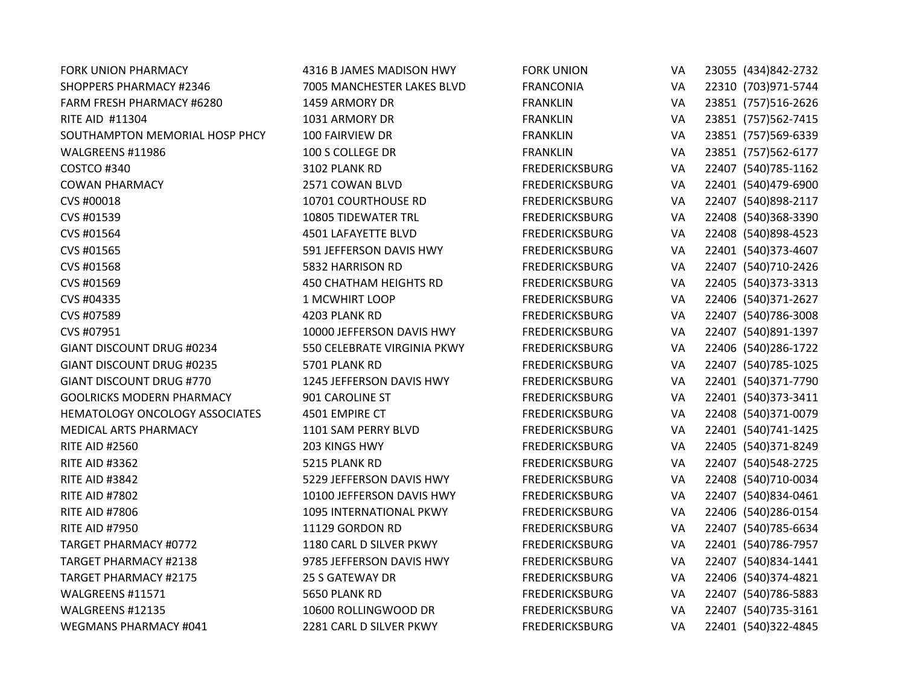| | | | | | |
|---|---|---|---|---|---|
| FORK UNION PHARMACY | 4316 B JAMES MADISON HWY | FORK UNION | VA | 23055 | (434)842-2732 |
| SHOPPERS PHARMACY #2346 | 7005 MANCHESTER LAKES BLVD | FRANCONIA | VA | 22310 | (703)971-5744 |
| FARM FRESH PHARMACY #6280 | 1459 ARMORY DR | FRANKLIN | VA | 23851 | (757)516-2626 |
| RITE AID #11304 | 1031 ARMORY DR | FRANKLIN | VA | 23851 | (757)562-7415 |
| SOUTHAMPTON MEMORIAL HOSP PHCY | 100 FAIRVIEW DR | FRANKLIN | VA | 23851 | (757)569-6339 |
| WALGREENS #11986 | 100 S COLLEGE DR | FRANKLIN | VA | 23851 | (757)562-6177 |
| COSTCO #340 | 3102 PLANK RD | FREDERICKSBURG | VA | 22407 | (540)785-1162 |
| COWAN PHARMACY | 2571 COWAN BLVD | FREDERICKSBURG | VA | 22401 | (540)479-6900 |
| CVS #00018 | 10701 COURTHOUSE RD | FREDERICKSBURG | VA | 22407 | (540)898-2117 |
| CVS #01539 | 10805 TIDEWATER TRL | FREDERICKSBURG | VA | 22408 | (540)368-3390 |
| CVS #01564 | 4501 LAFAYETTE BLVD | FREDERICKSBURG | VA | 22408 | (540)898-4523 |
| CVS #01565 | 591 JEFFERSON DAVIS HWY | FREDERICKSBURG | VA | 22401 | (540)373-4607 |
| CVS #01568 | 5832 HARRISON RD | FREDERICKSBURG | VA | 22407 | (540)710-2426 |
| CVS #01569 | 450 CHATHAM HEIGHTS RD | FREDERICKSBURG | VA | 22405 | (540)373-3313 |
| CVS #04335 | 1 MCWHIRT LOOP | FREDERICKSBURG | VA | 22406 | (540)371-2627 |
| CVS #07589 | 4203 PLANK RD | FREDERICKSBURG | VA | 22407 | (540)786-3008 |
| CVS #07951 | 10000 JEFFERSON DAVIS HWY | FREDERICKSBURG | VA | 22407 | (540)891-1397 |
| GIANT DISCOUNT DRUG #0234 | 550 CELEBRATE VIRGINIA PKWY | FREDERICKSBURG | VA | 22406 | (540)286-1722 |
| GIANT DISCOUNT DRUG #0235 | 5701 PLANK RD | FREDERICKSBURG | VA | 22407 | (540)785-1025 |
| GIANT DISCOUNT DRUG #770 | 1245 JEFFERSON DAVIS HWY | FREDERICKSBURG | VA | 22401 | (540)371-7790 |
| GOOLRICKS MODERN PHARMACY | 901 CAROLINE ST | FREDERICKSBURG | VA | 22401 | (540)373-3411 |
| HEMATOLOGY ONCOLOGY ASSOCIATES | 4501 EMPIRE CT | FREDERICKSBURG | VA | 22408 | (540)371-0079 |
| MEDICAL ARTS PHARMACY | 1101 SAM PERRY BLVD | FREDERICKSBURG | VA | 22401 | (540)741-1425 |
| RITE AID #2560 | 203 KINGS HWY | FREDERICKSBURG | VA | 22405 | (540)371-8249 |
| RITE AID #3362 | 5215 PLANK RD | FREDERICKSBURG | VA | 22407 | (540)548-2725 |
| RITE AID #3842 | 5229 JEFFERSON DAVIS HWY | FREDERICKSBURG | VA | 22408 | (540)710-0034 |
| RITE AID #7802 | 10100 JEFFERSON DAVIS HWY | FREDERICKSBURG | VA | 22407 | (540)834-0461 |
| RITE AID #7806 | 1095 INTERNATIONAL PKWY | FREDERICKSBURG | VA | 22406 | (540)286-0154 |
| RITE AID #7950 | 11129 GORDON RD | FREDERICKSBURG | VA | 22407 | (540)785-6634 |
| TARGET PHARMACY #0772 | 1180 CARL D SILVER PKWY | FREDERICKSBURG | VA | 22401 | (540)786-7957 |
| TARGET PHARMACY #2138 | 9785 JEFFERSON DAVIS HWY | FREDERICKSBURG | VA | 22407 | (540)834-1441 |
| TARGET PHARMACY #2175 | 25 S GATEWAY DR | FREDERICKSBURG | VA | 22406 | (540)374-4821 |
| WALGREENS #11571 | 5650 PLANK RD | FREDERICKSBURG | VA | 22407 | (540)786-5883 |
| WALGREENS #12135 | 10600 ROLLINGWOOD DR | FREDERICKSBURG | VA | 22407 | (540)735-3161 |
| WEGMANS PHARMACY #041 | 2281 CARL D SILVER PKWY | FREDERICKSBURG | VA | 22401 | (540)322-4845 |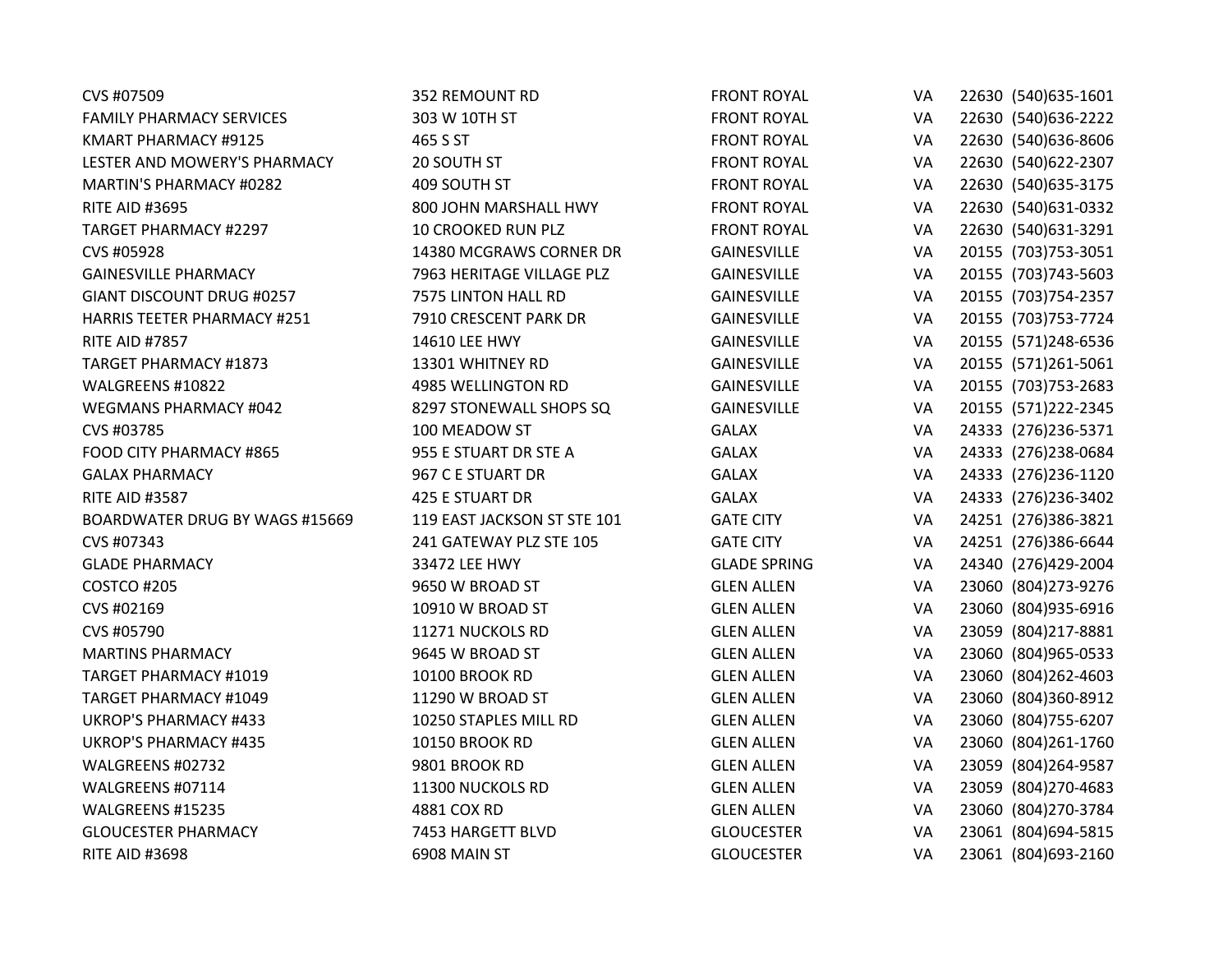| | | | | | |
|---|---|---|---|---|---|
| CVS #07509 | 352 REMOUNT RD | FRONT ROYAL | VA | 22630 | (540)635-1601 |
| FAMILY PHARMACY SERVICES | 303 W 10TH ST | FRONT ROYAL | VA | 22630 | (540)636-2222 |
| KMART PHARMACY #9125 | 465 S ST | FRONT ROYAL | VA | 22630 | (540)636-8606 |
| LESTER AND MOWERY'S PHARMACY | 20 SOUTH ST | FRONT ROYAL | VA | 22630 | (540)622-2307 |
| MARTIN'S PHARMACY #0282 | 409 SOUTH ST | FRONT ROYAL | VA | 22630 | (540)635-3175 |
| RITE AID #3695 | 800 JOHN MARSHALL HWY | FRONT ROYAL | VA | 22630 | (540)631-0332 |
| TARGET PHARMACY #2297 | 10 CROOKED RUN PLZ | FRONT ROYAL | VA | 22630 | (540)631-3291 |
| CVS #05928 | 14380 MCGRAWS CORNER DR | GAINESVILLE | VA | 20155 | (703)753-3051 |
| GAINESVILLE PHARMACY | 7963 HERITAGE VILLAGE PLZ | GAINESVILLE | VA | 20155 | (703)743-5603 |
| GIANT DISCOUNT DRUG #0257 | 7575 LINTON HALL RD | GAINESVILLE | VA | 20155 | (703)754-2357 |
| HARRIS TEETER PHARMACY #251 | 7910 CRESCENT PARK DR | GAINESVILLE | VA | 20155 | (703)753-7724 |
| RITE AID #7857 | 14610 LEE HWY | GAINESVILLE | VA | 20155 | (571)248-6536 |
| TARGET PHARMACY #1873 | 13301 WHITNEY RD | GAINESVILLE | VA | 20155 | (571)261-5061 |
| WALGREENS #10822 | 4985 WELLINGTON RD | GAINESVILLE | VA | 20155 | (703)753-2683 |
| WEGMANS PHARMACY #042 | 8297 STONEWALL SHOPS SQ | GAINESVILLE | VA | 20155 | (571)222-2345 |
| CVS #03785 | 100 MEADOW ST | GALAX | VA | 24333 | (276)236-5371 |
| FOOD CITY PHARMACY #865 | 955 E STUART DR STE A | GALAX | VA | 24333 | (276)238-0684 |
| GALAX PHARMACY | 967 C E STUART DR | GALAX | VA | 24333 | (276)236-1120 |
| RITE AID #3587 | 425 E STUART DR | GALAX | VA | 24333 | (276)236-3402 |
| BOARDWATER DRUG BY WAGS #15669 | 119 EAST JACKSON ST STE 101 | GATE CITY | VA | 24251 | (276)386-3821 |
| CVS #07343 | 241 GATEWAY PLZ STE 105 | GATE CITY | VA | 24251 | (276)386-6644 |
| GLADE PHARMACY | 33472 LEE HWY | GLADE SPRING | VA | 24340 | (276)429-2004 |
| COSTCO #205 | 9650 W BROAD ST | GLEN ALLEN | VA | 23060 | (804)273-9276 |
| CVS #02169 | 10910 W BROAD ST | GLEN ALLEN | VA | 23060 | (804)935-6916 |
| CVS #05790 | 11271 NUCKOLS RD | GLEN ALLEN | VA | 23059 | (804)217-8881 |
| MARTINS PHARMACY | 9645 W BROAD ST | GLEN ALLEN | VA | 23060 | (804)965-0533 |
| TARGET PHARMACY #1019 | 10100 BROOK RD | GLEN ALLEN | VA | 23060 | (804)262-4603 |
| TARGET PHARMACY #1049 | 11290 W BROAD ST | GLEN ALLEN | VA | 23060 | (804)360-8912 |
| UKROP'S PHARMACY #433 | 10250 STAPLES MILL RD | GLEN ALLEN | VA | 23060 | (804)755-6207 |
| UKROP'S PHARMACY #435 | 10150 BROOK RD | GLEN ALLEN | VA | 23060 | (804)261-1760 |
| WALGREENS #02732 | 9801 BROOK RD | GLEN ALLEN | VA | 23059 | (804)264-9587 |
| WALGREENS #07114 | 11300 NUCKOLS RD | GLEN ALLEN | VA | 23059 | (804)270-4683 |
| WALGREENS #15235 | 4881 COX RD | GLEN ALLEN | VA | 23060 | (804)270-3784 |
| GLOUCESTER PHARMACY | 7453 HARGETT BLVD | GLOUCESTER | VA | 23061 | (804)694-5815 |
| RITE AID #3698 | 6908 MAIN ST | GLOUCESTER | VA | 23061 | (804)693-2160 |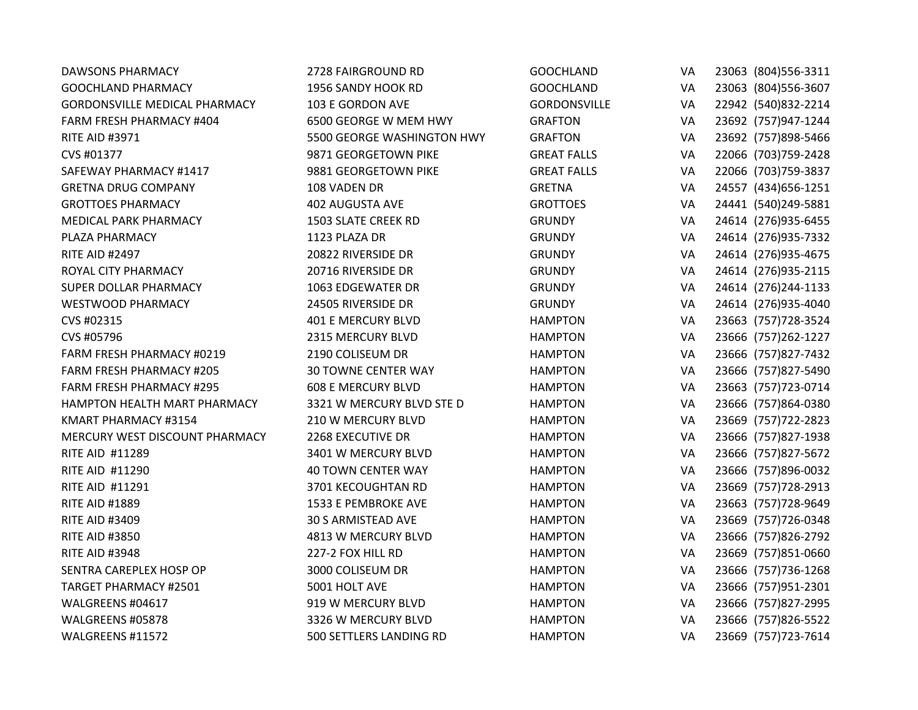| | | | | | |
|---|---|---|---|---|---|
| DAWSONS PHARMACY | 2728 FAIRGROUND RD | GOOCHLAND | VA | 23063 | (804)556-3311 |
| GOOCHLAND PHARMACY | 1956 SANDY HOOK RD | GOOCHLAND | VA | 23063 | (804)556-3607 |
| GORDONSVILLE MEDICAL PHARMACY | 103 E GORDON AVE | GORDONSVILLE | VA | 22942 | (540)832-2214 |
| FARM FRESH PHARMACY #404 | 6500 GEORGE W MEM HWY | GRAFTON | VA | 23692 | (757)947-1244 |
| RITE AID #3971 | 5500 GEORGE WASHINGTON HWY | GRAFTON | VA | 23692 | (757)898-5466 |
| CVS #01377 | 9871 GEORGETOWN PIKE | GREAT FALLS | VA | 22066 | (703)759-2428 |
| SAFEWAY PHARMACY #1417 | 9881 GEORGETOWN PIKE | GREAT FALLS | VA | 22066 | (703)759-3837 |
| GRETNA DRUG COMPANY | 108 VADEN DR | GRETNA | VA | 24557 | (434)656-1251 |
| GROTTOES PHARMACY | 402 AUGUSTA AVE | GROTTOES | VA | 24441 | (540)249-5881 |
| MEDICAL PARK PHARMACY | 1503 SLATE CREEK RD | GRUNDY | VA | 24614 | (276)935-6455 |
| PLAZA PHARMACY | 1123 PLAZA DR | GRUNDY | VA | 24614 | (276)935-7332 |
| RITE AID #2497 | 20822 RIVERSIDE DR | GRUNDY | VA | 24614 | (276)935-4675 |
| ROYAL CITY PHARMACY | 20716 RIVERSIDE DR | GRUNDY | VA | 24614 | (276)935-2115 |
| SUPER DOLLAR PHARMACY | 1063 EDGEWATER DR | GRUNDY | VA | 24614 | (276)244-1133 |
| WESTWOOD PHARMACY | 24505 RIVERSIDE DR | GRUNDY | VA | 24614 | (276)935-4040 |
| CVS #02315 | 401 E MERCURY BLVD | HAMPTON | VA | 23663 | (757)728-3524 |
| CVS #05796 | 2315 MERCURY BLVD | HAMPTON | VA | 23666 | (757)262-1227 |
| FARM FRESH PHARMACY #0219 | 2190 COLISEUM DR | HAMPTON | VA | 23666 | (757)827-7432 |
| FARM FRESH PHARMACY #205 | 30 TOWNE CENTER WAY | HAMPTON | VA | 23666 | (757)827-5490 |
| FARM FRESH PHARMACY #295 | 608 E MERCURY BLVD | HAMPTON | VA | 23663 | (757)723-0714 |
| HAMPTON HEALTH MART PHARMACY | 3321 W MERCURY BLVD STE D | HAMPTON | VA | 23666 | (757)864-0380 |
| KMART PHARMACY #3154 | 210 W MERCURY BLVD | HAMPTON | VA | 23669 | (757)722-2823 |
| MERCURY WEST DISCOUNT PHARMACY | 2268 EXECUTIVE DR | HAMPTON | VA | 23666 | (757)827-1938 |
| RITE AID #11289 | 3401 W MERCURY BLVD | HAMPTON | VA | 23666 | (757)827-5672 |
| RITE AID #11290 | 40 TOWN CENTER WAY | HAMPTON | VA | 23666 | (757)896-0032 |
| RITE AID #11291 | 3701 KECOUGHTAN RD | HAMPTON | VA | 23669 | (757)728-2913 |
| RITE AID #1889 | 1533 E PEMBROKE AVE | HAMPTON | VA | 23663 | (757)728-9649 |
| RITE AID #3409 | 30 S ARMISTEAD AVE | HAMPTON | VA | 23669 | (757)726-0348 |
| RITE AID #3850 | 4813 W MERCURY BLVD | HAMPTON | VA | 23666 | (757)826-2792 |
| RITE AID #3948 | 227-2 FOX HILL RD | HAMPTON | VA | 23669 | (757)851-0660 |
| SENTRA CAREPLEX HOSP OP | 3000 COLISEUM DR | HAMPTON | VA | 23666 | (757)736-1268 |
| TARGET PHARMACY #2501 | 5001 HOLT AVE | HAMPTON | VA | 23666 | (757)951-2301 |
| WALGREENS #04617 | 919 W MERCURY BLVD | HAMPTON | VA | 23666 | (757)827-2995 |
| WALGREENS #05878 | 3326 W MERCURY BLVD | HAMPTON | VA | 23666 | (757)826-5522 |
| WALGREENS #11572 | 500 SETTLERS LANDING RD | HAMPTON | VA | 23669 | (757)723-7614 |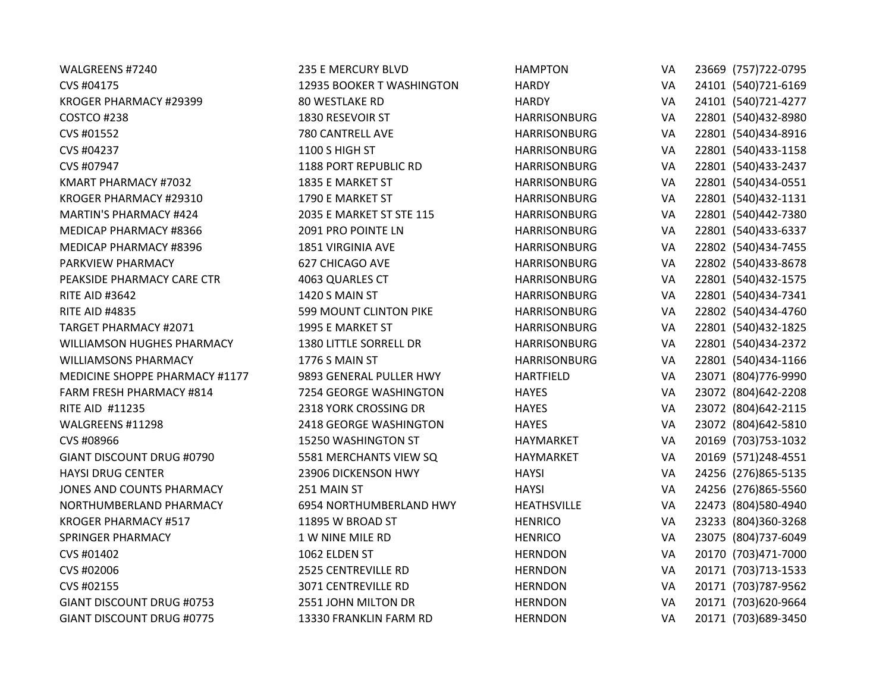| | | | | | |
|---|---|---|---|---|---|
| WALGREENS #7240 | 235 E MERCURY BLVD | HAMPTON | VA | 23669 | (757)722-0795 |
| CVS #04175 | 12935 BOOKER T WASHINGTON | HARDY | VA | 24101 | (540)721-6169 |
| KROGER PHARMACY #29399 | 80 WESTLAKE RD | HARDY | VA | 24101 | (540)721-4277 |
| COSTCO #238 | 1830 RESEVOIR ST | HARRISONBURG | VA | 22801 | (540)432-8980 |
| CVS #01552 | 780 CANTRELL AVE | HARRISONBURG | VA | 22801 | (540)434-8916 |
| CVS #04237 | 1100 S HIGH ST | HARRISONBURG | VA | 22801 | (540)433-1158 |
| CVS #07947 | 1188 PORT REPUBLIC RD | HARRISONBURG | VA | 22801 | (540)433-2437 |
| KMART PHARMACY #7032 | 1835 E MARKET ST | HARRISONBURG | VA | 22801 | (540)434-0551 |
| KROGER PHARMACY #29310 | 1790 E MARKET ST | HARRISONBURG | VA | 22801 | (540)432-1131 |
| MARTIN'S PHARMACY #424 | 2035 E MARKET ST STE 115 | HARRISONBURG | VA | 22801 | (540)442-7380 |
| MEDICAP PHARMACY #8366 | 2091 PRO POINTE LN | HARRISONBURG | VA | 22801 | (540)433-6337 |
| MEDICAP PHARMACY #8396 | 1851 VIRGINIA AVE | HARRISONBURG | VA | 22802 | (540)434-7455 |
| PARKVIEW PHARMACY | 627 CHICAGO AVE | HARRISONBURG | VA | 22802 | (540)433-8678 |
| PEAKSIDE PHARMACY CARE CTR | 4063 QUARLES CT | HARRISONBURG | VA | 22801 | (540)432-1575 |
| RITE AID #3642 | 1420 S MAIN ST | HARRISONBURG | VA | 22801 | (540)434-7341 |
| RITE AID #4835 | 599 MOUNT CLINTON PIKE | HARRISONBURG | VA | 22802 | (540)434-4760 |
| TARGET PHARMACY #2071 | 1995 E MARKET ST | HARRISONBURG | VA | 22801 | (540)432-1825 |
| WILLIAMSON HUGHES PHARMACY | 1380 LITTLE SORRELL DR | HARRISONBURG | VA | 22801 | (540)434-2372 |
| WILLIAMSONS PHARMACY | 1776 S MAIN ST | HARRISONBURG | VA | 22801 | (540)434-1166 |
| MEDICINE SHOPPE PHARMACY #1177 | 9893 GENERAL PULLER HWY | HARTFIELD | VA | 23071 | (804)776-9990 |
| FARM FRESH PHARMACY #814 | 7254 GEORGE WASHINGTON | HAYES | VA | 23072 | (804)642-2208 |
| RITE AID #11235 | 2318 YORK CROSSING DR | HAYES | VA | 23072 | (804)642-2115 |
| WALGREENS #11298 | 2418 GEORGE WASHINGTON | HAYES | VA | 23072 | (804)642-5810 |
| CVS #08966 | 15250 WASHINGTON ST | HAYMARKET | VA | 20169 | (703)753-1032 |
| GIANT DISCOUNT DRUG #0790 | 5581 MERCHANTS VIEW SQ | HAYMARKET | VA | 20169 | (571)248-4551 |
| HAYSI DRUG CENTER | 23906 DICKENSON HWY | HAYSI | VA | 24256 | (276)865-5135 |
| JONES AND COUNTS PHARMACY | 251 MAIN ST | HAYSI | VA | 24256 | (276)865-5560 |
| NORTHUMBERLAND PHARMACY | 6954 NORTHUMBERLAND HWY | HEATHSVILLE | VA | 22473 | (804)580-4940 |
| KROGER PHARMACY #517 | 11895 W BROAD ST | HENRICO | VA | 23233 | (804)360-3268 |
| SPRINGER PHARMACY | 1 W NINE MILE RD | HENRICO | VA | 23075 | (804)737-6049 |
| CVS #01402 | 1062 ELDEN ST | HERNDON | VA | 20170 | (703)471-7000 |
| CVS #02006 | 2525 CENTREVILLE RD | HERNDON | VA | 20171 | (703)713-1533 |
| CVS #02155 | 3071 CENTREVILLE RD | HERNDON | VA | 20171 | (703)787-9562 |
| GIANT DISCOUNT DRUG #0753 | 2551 JOHN MILTON DR | HERNDON | VA | 20171 | (703)620-9664 |
| GIANT DISCOUNT DRUG #0775 | 13330 FRANKLIN FARM RD | HERNDON | VA | 20171 | (703)689-3450 |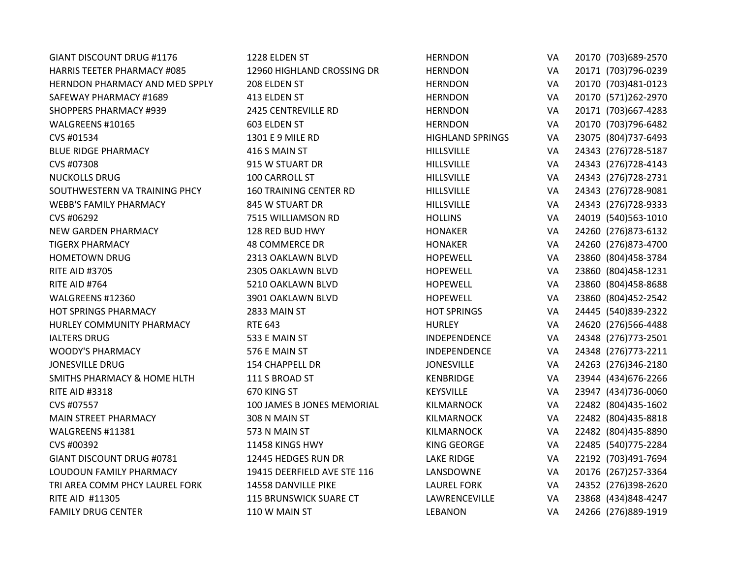| | | | | | |
|---|---|---|---|---|---|
| GIANT DISCOUNT DRUG #1176 | 1228 ELDEN ST | HERNDON | VA | 20170 | (703)689-2570 |
| HARRIS TEETER PHARMACY #085 | 12960 HIGHLAND CROSSING DR | HERNDON | VA | 20171 | (703)796-0239 |
| HERNDON PHARMACY AND MED SPPLY | 208 ELDEN ST | HERNDON | VA | 20170 | (703)481-0123 |
| SAFEWAY PHARMACY #1689 | 413 ELDEN ST | HERNDON | VA | 20170 | (571)262-2970 |
| SHOPPERS PHARMACY #939 | 2425 CENTREVILLE RD | HERNDON | VA | 20171 | (703)667-4283 |
| WALGREENS #10165 | 603 ELDEN ST | HERNDON | VA | 20170 | (703)796-6482 |
| CVS #01534 | 1301 E 9 MILE RD | HIGHLAND SPRINGS | VA | 23075 | (804)737-6493 |
| BLUE RIDGE PHARMACY | 416 S MAIN ST | HILLSVILLE | VA | 24343 | (276)728-5187 |
| CVS #07308 | 915 W STUART DR | HILLSVILLE | VA | 24343 | (276)728-4143 |
| NUCKOLLS DRUG | 100 CARROLL ST | HILLSVILLE | VA | 24343 | (276)728-2731 |
| SOUTHWESTERN VA TRAINING PHCY | 160 TRAINING CENTER RD | HILLSVILLE | VA | 24343 | (276)728-9081 |
| WEBB'S FAMILY PHARMACY | 845 W STUART DR | HILLSVILLE | VA | 24343 | (276)728-9333 |
| CVS #06292 | 7515 WILLIAMSON RD | HOLLINS | VA | 24019 | (540)563-1010 |
| NEW GARDEN PHARMACY | 128 RED BUD HWY | HONAKER | VA | 24260 | (276)873-6132 |
| TIGERX PHARMACY | 48 COMMERCE DR | HONAKER | VA | 24260 | (276)873-4700 |
| HOMETOWN DRUG | 2313 OAKLAWN BLVD | HOPEWELL | VA | 23860 | (804)458-3784 |
| RITE AID #3705 | 2305 OAKLAWN BLVD | HOPEWELL | VA | 23860 | (804)458-1231 |
| RITE AID #764 | 5210 OAKLAWN BLVD | HOPEWELL | VA | 23860 | (804)458-8688 |
| WALGREENS #12360 | 3901 OAKLAWN BLVD | HOPEWELL | VA | 23860 | (804)452-2542 |
| HOT SPRINGS PHARMACY | 2833 MAIN ST | HOT SPRINGS | VA | 24445 | (540)839-2322 |
| HURLEY COMMUNITY PHARMACY | RTE 643 | HURLEY | VA | 24620 | (276)566-4488 |
| IALTERS DRUG | 533 E MAIN ST | INDEPENDENCE | VA | 24348 | (276)773-2501 |
| WOODY'S PHARMACY | 576 E MAIN ST | INDEPENDENCE | VA | 24348 | (276)773-2211 |
| JONESVILLE DRUG | 154 CHAPPELL DR | JONESVILLE | VA | 24263 | (276)346-2180 |
| SMITHS PHARMACY & HOME HLTH | 111 S BROAD ST | KENBRIDGE | VA | 23944 | (434)676-2266 |
| RITE AID #3318 | 670 KING ST | KEYSVILLE | VA | 23947 | (434)736-0060 |
| CVS #07557 | 100 JAMES B JONES MEMORIAL | KILMARNOCK | VA | 22482 | (804)435-1602 |
| MAIN STREET PHARMACY | 308 N MAIN ST | KILMARNOCK | VA | 22482 | (804)435-8818 |
| WALGREENS #11381 | 573 N MAIN ST | KILMARNOCK | VA | 22482 | (804)435-8890 |
| CVS #00392 | 11458 KINGS HWY | KING GEORGE | VA | 22485 | (540)775-2284 |
| GIANT DISCOUNT DRUG #0781 | 12445 HEDGES RUN DR | LAKE RIDGE | VA | 22192 | (703)491-7694 |
| LOUDOUN FAMILY PHARMACY | 19415 DEERFIELD AVE STE 116 | LANSDOWNE | VA | 20176 | (267)257-3364 |
| TRI AREA COMM PHCY LAUREL FORK | 14558 DANVILLE PIKE | LAUREL FORK | VA | 24352 | (276)398-2620 |
| RITE AID #11305 | 115 BRUNSWICK SUARE CT | LAWRENCEVILLE | VA | 23868 | (434)848-4247 |
| FAMILY DRUG CENTER | 110 W MAIN ST | LEBANON | VA | 24266 | (276)889-1919 |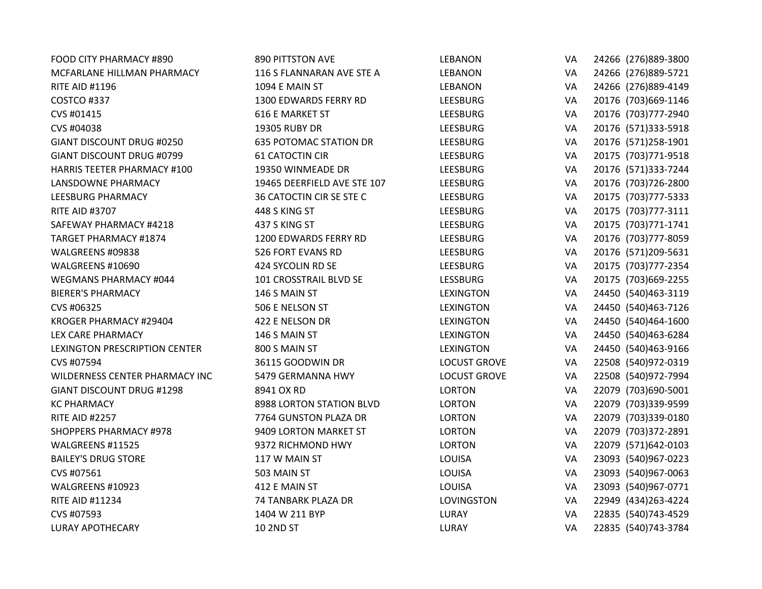| | | | | | |
|---|---|---|---|---|---|
| FOOD CITY PHARMACY #890 | 890 PITTSTON AVE | LEBANON | VA | 24266 | (276)889-3800 |
| MCFARLANE HILLMAN PHARMACY | 116 S FLANNARAN AVE STE A | LEBANON | VA | 24266 | (276)889-5721 |
| RITE AID #1196 | 1094 E MAIN ST | LEBANON | VA | 24266 | (276)889-4149 |
| COSTCO #337 | 1300 EDWARDS FERRY RD | LEESBURG | VA | 20176 | (703)669-1146 |
| CVS #01415 | 616 E MARKET ST | LEESBURG | VA | 20176 | (703)777-2940 |
| CVS #04038 | 19305 RUBY DR | LEESBURG | VA | 20176 | (571)333-5918 |
| GIANT DISCOUNT DRUG #0250 | 635 POTOMAC STATION DR | LEESBURG | VA | 20176 | (571)258-1901 |
| GIANT DISCOUNT DRUG #0799 | 61 CATOCTIN CIR | LEESBURG | VA | 20175 | (703)771-9518 |
| HARRIS TEETER PHARMACY #100 | 19350 WINMEADE DR | LEESBURG | VA | 20176 | (571)333-7244 |
| LANSDOWNE PHARMACY | 19465 DEERFIELD AVE STE 107 | LEESBURG | VA | 20176 | (703)726-2800 |
| LEESBURG PHARMACY | 36 CATOCTIN CIR SE STE C | LEESBURG | VA | 20175 | (703)777-5333 |
| RITE AID #3707 | 448 S KING ST | LEESBURG | VA | 20175 | (703)777-3111 |
| SAFEWAY PHARMACY #4218 | 437 S KING ST | LEESBURG | VA | 20175 | (703)771-1741 |
| TARGET PHARMACY #1874 | 1200 EDWARDS FERRY RD | LEESBURG | VA | 20176 | (703)777-8059 |
| WALGREENS #09838 | 526 FORT EVANS RD | LEESBURG | VA | 20176 | (571)209-5631 |
| WALGREENS #10690 | 424 SYCOLIN RD SE | LEESBURG | VA | 20175 | (703)777-2354 |
| WEGMANS PHARMACY #044 | 101 CROSSTRAIL BLVD SE | LESSBURG | VA | 20175 | (703)669-2255 |
| BIERER'S PHARMACY | 146 S MAIN ST | LEXINGTON | VA | 24450 | (540)463-3119 |
| CVS #06325 | 506 E NELSON ST | LEXINGTON | VA | 24450 | (540)463-7126 |
| KROGER PHARMACY #29404 | 422 E NELSON DR | LEXINGTON | VA | 24450 | (540)464-1600 |
| LEX CARE PHARMACY | 146 S MAIN ST | LEXINGTON | VA | 24450 | (540)463-6284 |
| LEXINGTON PRESCRIPTION CENTER | 800 S MAIN ST | LEXINGTON | VA | 24450 | (540)463-9166 |
| CVS #07594 | 36115 GOODWIN DR | LOCUST GROVE | VA | 22508 | (540)972-0319 |
| WILDERNESS CENTER PHARMACY INC | 5479 GERMANNA HWY | LOCUST GROVE | VA | 22508 | (540)972-7994 |
| GIANT DISCOUNT DRUG #1298 | 8941 OX RD | LORTON | VA | 22079 | (703)690-5001 |
| KC PHARMACY | 8988 LORTON STATION BLVD | LORTON | VA | 22079 | (703)339-9599 |
| RITE AID #2257 | 7764 GUNSTON PLAZA DR | LORTON | VA | 22079 | (703)339-0180 |
| SHOPPERS PHARMACY #978 | 9409 LORTON MARKET ST | LORTON | VA | 22079 | (703)372-2891 |
| WALGREENS #11525 | 9372 RICHMOND HWY | LORTON | VA | 22079 | (571)642-0103 |
| BAILEY'S DRUG STORE | 117 W MAIN ST | LOUISA | VA | 23093 | (540)967-0223 |
| CVS #07561 | 503 MAIN ST | LOUISA | VA | 23093 | (540)967-0063 |
| WALGREENS #10923 | 412 E MAIN ST | LOUISA | VA | 23093 | (540)967-0771 |
| RITE AID #11234 | 74 TANBARK PLAZA DR | LOVINGSTON | VA | 22949 | (434)263-4224 |
| CVS #07593 | 1404 W 211 BYP | LURAY | VA | 22835 | (540)743-4529 |
| LURAY APOTHECARY | 10 2ND ST | LURAY | VA | 22835 | (540)743-3784 |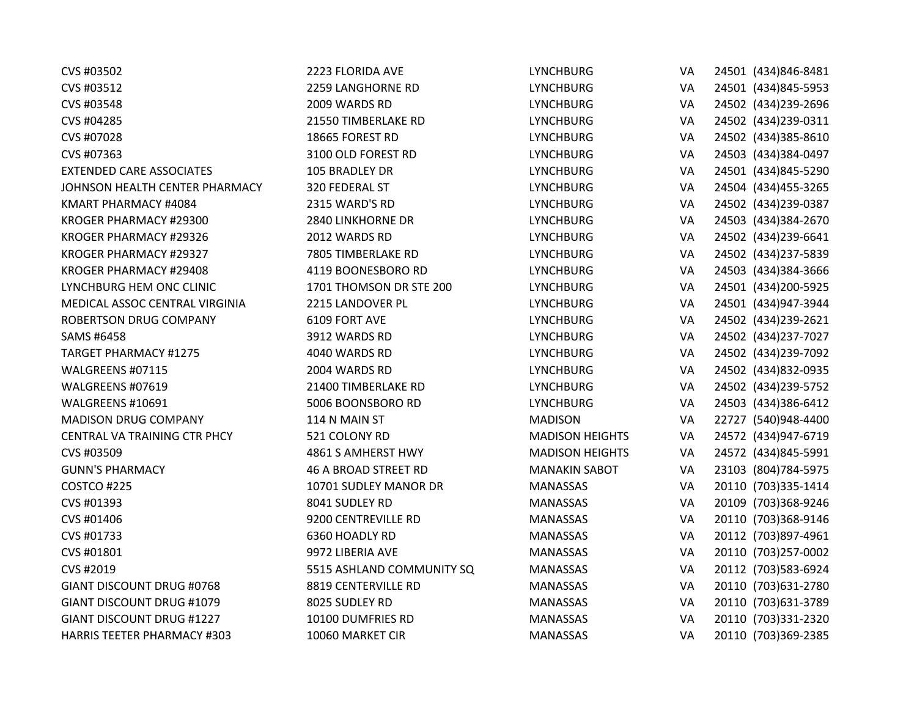| | | | | | |
|---|---|---|---|---|---|
| CVS #03502 | 2223 FLORIDA AVE | LYNCHBURG | VA | 24501 | (434)846-8481 |
| CVS #03512 | 2259 LANGHORNE RD | LYNCHBURG | VA | 24501 | (434)845-5953 |
| CVS #03548 | 2009 WARDS RD | LYNCHBURG | VA | 24502 | (434)239-2696 |
| CVS #04285 | 21550 TIMBERLAKE RD | LYNCHBURG | VA | 24502 | (434)239-0311 |
| CVS #07028 | 18665 FOREST RD | LYNCHBURG | VA | 24502 | (434)385-8610 |
| CVS #07363 | 3100 OLD FOREST RD | LYNCHBURG | VA | 24503 | (434)384-0497 |
| EXTENDED CARE ASSOCIATES | 105 BRADLEY DR | LYNCHBURG | VA | 24501 | (434)845-5290 |
| JOHNSON HEALTH CENTER PHARMACY | 320 FEDERAL ST | LYNCHBURG | VA | 24504 | (434)455-3265 |
| KMART PHARMACY #4084 | 2315 WARD'S RD | LYNCHBURG | VA | 24502 | (434)239-0387 |
| KROGER PHARMACY #29300 | 2840 LINKHORNE DR | LYNCHBURG | VA | 24503 | (434)384-2670 |
| KROGER PHARMACY #29326 | 2012 WARDS RD | LYNCHBURG | VA | 24502 | (434)239-6641 |
| KROGER PHARMACY #29327 | 7805 TIMBERLAKE RD | LYNCHBURG | VA | 24502 | (434)237-5839 |
| KROGER PHARMACY #29408 | 4119 BOONESBORO RD | LYNCHBURG | VA | 24503 | (434)384-3666 |
| LYNCHBURG HEM ONC CLINIC | 1701 THOMSON DR STE 200 | LYNCHBURG | VA | 24501 | (434)200-5925 |
| MEDICAL ASSOC CENTRAL VIRGINIA | 2215 LANDOVER PL | LYNCHBURG | VA | 24501 | (434)947-3944 |
| ROBERTSON DRUG COMPANY | 6109 FORT AVE | LYNCHBURG | VA | 24502 | (434)239-2621 |
| SAMS #6458 | 3912 WARDS RD | LYNCHBURG | VA | 24502 | (434)237-7027 |
| TARGET PHARMACY #1275 | 4040 WARDS RD | LYNCHBURG | VA | 24502 | (434)239-7092 |
| WALGREENS #07115 | 2004 WARDS RD | LYNCHBURG | VA | 24502 | (434)832-0935 |
| WALGREENS #07619 | 21400 TIMBERLAKE RD | LYNCHBURG | VA | 24502 | (434)239-5752 |
| WALGREENS #10691 | 5006 BOONSBORO RD | LYNCHBURG | VA | 24503 | (434)386-6412 |
| MADISON DRUG COMPANY | 114 N MAIN ST | MADISON | VA | 22727 | (540)948-4400 |
| CENTRAL VA TRAINING CTR PHCY | 521 COLONY RD | MADISON HEIGHTS | VA | 24572 | (434)947-6719 |
| CVS #03509 | 4861 S AMHERST HWY | MADISON HEIGHTS | VA | 24572 | (434)845-5991 |
| GUNN'S PHARMACY | 46 A BROAD STREET RD | MANAKIN SABOT | VA | 23103 | (804)784-5975 |
| COSTCO #225 | 10701 SUDLEY MANOR DR | MANASSAS | VA | 20110 | (703)335-1414 |
| CVS #01393 | 8041 SUDLEY RD | MANASSAS | VA | 20109 | (703)368-9246 |
| CVS #01406 | 9200 CENTREVILLE RD | MANASSAS | VA | 20110 | (703)368-9146 |
| CVS #01733 | 6360 HOADLY RD | MANASSAS | VA | 20112 | (703)897-4961 |
| CVS #01801 | 9972 LIBERIA AVE | MANASSAS | VA | 20110 | (703)257-0002 |
| CVS #2019 | 5515 ASHLAND COMMUNITY SQ | MANASSAS | VA | 20112 | (703)583-6924 |
| GIANT DISCOUNT DRUG #0768 | 8819 CENTERVILLE RD | MANASSAS | VA | 20110 | (703)631-2780 |
| GIANT DISCOUNT DRUG #1079 | 8025 SUDLEY RD | MANASSAS | VA | 20110 | (703)631-3789 |
| GIANT DISCOUNT DRUG #1227 | 10100 DUMFRIES RD | MANASSAS | VA | 20110 | (703)331-2320 |
| HARRIS TEETER PHARMACY #303 | 10060 MARKET CIR | MANASSAS | VA | 20110 | (703)369-2385 |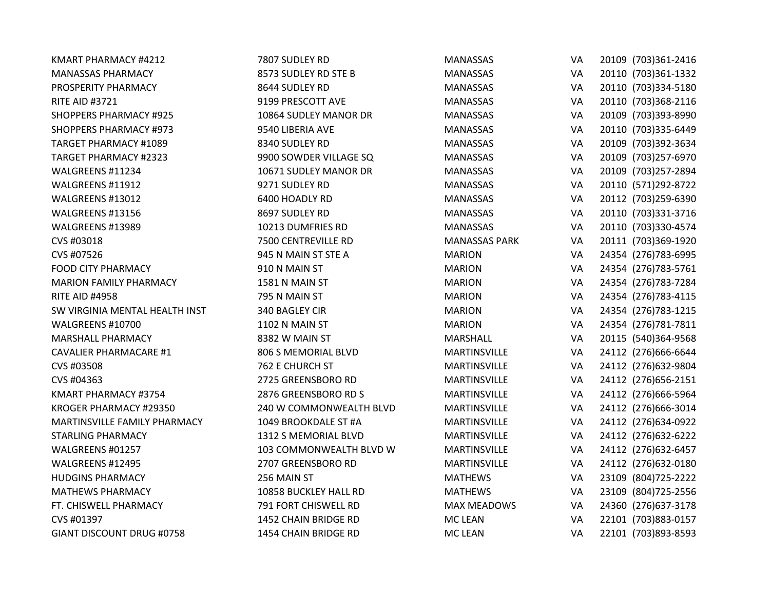| | | | | | |
|---|---|---|---|---|---|
| KMART PHARMACY #4212 | 7807 SUDLEY RD | MANASSAS | VA | 20109 | (703)361-2416 |
| MANASSAS PHARMACY | 8573 SUDLEY RD STE B | MANASSAS | VA | 20110 | (703)361-1332 |
| PROSPERITY PHARMACY | 8644 SUDLEY RD | MANASSAS | VA | 20110 | (703)334-5180 |
| RITE AID #3721 | 9199 PRESCOTT AVE | MANASSAS | VA | 20110 | (703)368-2116 |
| SHOPPERS PHARMACY #925 | 10864 SUDLEY MANOR DR | MANASSAS | VA | 20109 | (703)393-8990 |
| SHOPPERS PHARMACY #973 | 9540 LIBERIA AVE | MANASSAS | VA | 20110 | (703)335-6449 |
| TARGET PHARMACY #1089 | 8340 SUDLEY RD | MANASSAS | VA | 20109 | (703)392-3634 |
| TARGET PHARMACY #2323 | 9900 SOWDER VILLAGE SQ | MANASSAS | VA | 20109 | (703)257-6970 |
| WALGREENS #11234 | 10671 SUDLEY MANOR DR | MANASSAS | VA | 20109 | (703)257-2894 |
| WALGREENS #11912 | 9271 SUDLEY RD | MANASSAS | VA | 20110 | (571)292-8722 |
| WALGREENS #13012 | 6400 HOADLY RD | MANASSAS | VA | 20112 | (703)259-6390 |
| WALGREENS #13156 | 8697 SUDLEY RD | MANASSAS | VA | 20110 | (703)331-3716 |
| WALGREENS #13989 | 10213 DUMFRIES RD | MANASSAS | VA | 20110 | (703)330-4574 |
| CVS #03018 | 7500 CENTREVILLE RD | MANASSAS PARK | VA | 20111 | (703)369-1920 |
| CVS #07526 | 945 N MAIN ST STE A | MARION | VA | 24354 | (276)783-6995 |
| FOOD CITY PHARMACY | 910 N MAIN ST | MARION | VA | 24354 | (276)783-5761 |
| MARION FAMILY PHARMACY | 1581 N MAIN ST | MARION | VA | 24354 | (276)783-7284 |
| RITE AID #4958 | 795 N MAIN ST | MARION | VA | 24354 | (276)783-4115 |
| SW VIRGINIA MENTAL HEALTH INST | 340 BAGLEY CIR | MARION | VA | 24354 | (276)783-1215 |
| WALGREENS #10700 | 1102 N MAIN ST | MARION | VA | 24354 | (276)781-7811 |
| MARSHALL PHARMACY | 8382 W MAIN ST | MARSHALL | VA | 20115 | (540)364-9568 |
| CAVALIER PHARMACARE #1 | 806 S MEMORIAL BLVD | MARTINSVILLE | VA | 24112 | (276)666-6644 |
| CVS #03508 | 762 E CHURCH ST | MARTINSVILLE | VA | 24112 | (276)632-9804 |
| CVS #04363 | 2725 GREENSBORO RD | MARTINSVILLE | VA | 24112 | (276)656-2151 |
| KMART PHARMACY #3754 | 2876 GREENSBORO RD S | MARTINSVILLE | VA | 24112 | (276)666-5964 |
| KROGER PHARMACY #29350 | 240 W COMMONWEALTH BLVD | MARTINSVILLE | VA | 24112 | (276)666-3014 |
| MARTINSVILLE FAMILY PHARMACY | 1049 BROOKDALE ST #A | MARTINSVILLE | VA | 24112 | (276)634-0922 |
| STARLING PHARMACY | 1312 S MEMORIAL BLVD | MARTINSVILLE | VA | 24112 | (276)632-6222 |
| WALGREENS #01257 | 103 COMMONWEALTH BLVD W | MARTINSVILLE | VA | 24112 | (276)632-6457 |
| WALGREENS #12495 | 2707 GREENSBORO RD | MARTINSVILLE | VA | 24112 | (276)632-0180 |
| HUDGINS PHARMACY | 256 MAIN ST | MATHEWS | VA | 23109 | (804)725-2222 |
| MATHEWS PHARMACY | 10858 BUCKLEY HALL RD | MATHEWS | VA | 23109 | (804)725-2556 |
| FT. CHISWELL PHARMACY | 791 FORT CHISWELL RD | MAX MEADOWS | VA | 24360 | (276)637-3178 |
| CVS #01397 | 1452 CHAIN BRIDGE RD | MC LEAN | VA | 22101 | (703)883-0157 |
| GIANT DISCOUNT DRUG #0758 | 1454 CHAIN BRIDGE RD | MC LEAN | VA | 22101 | (703)893-8593 |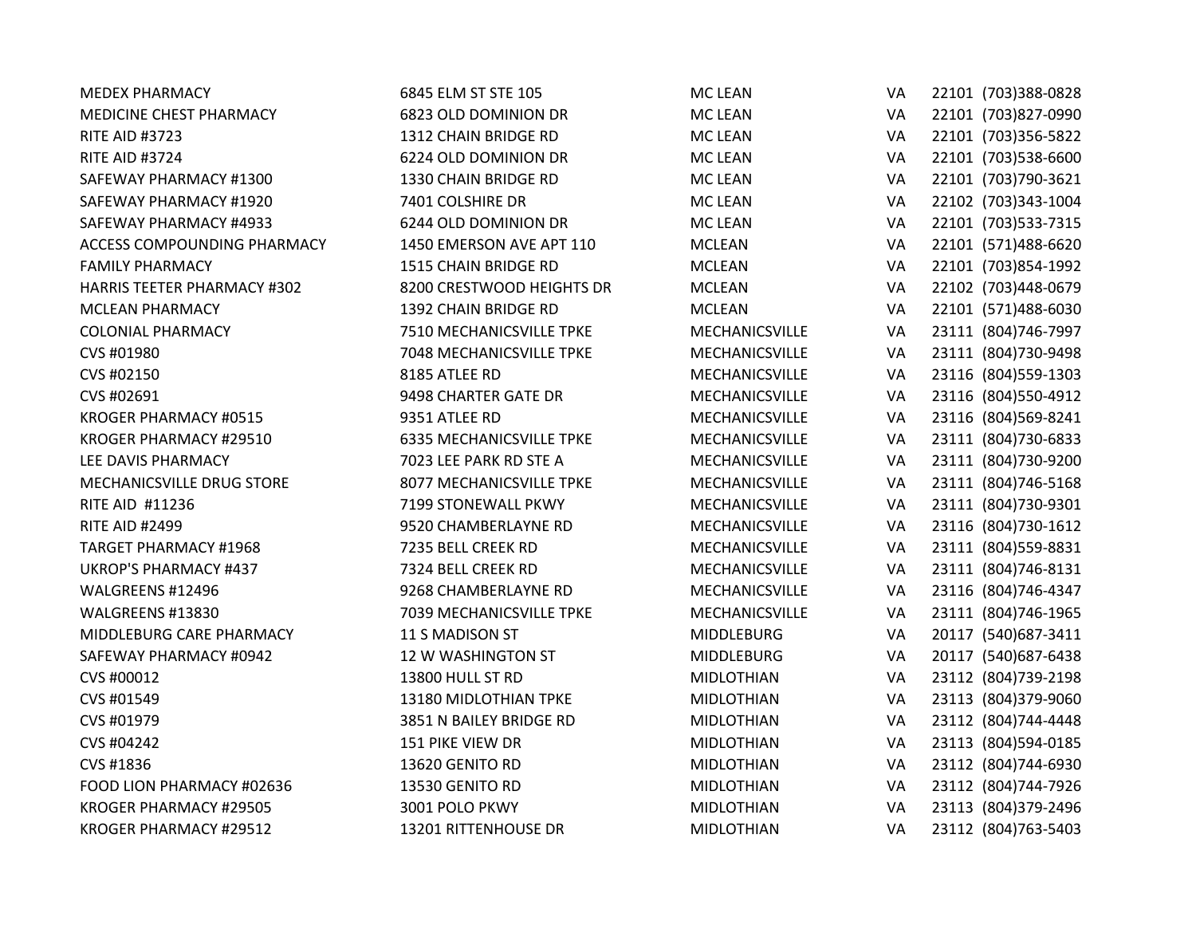| | | | | | |
|---|---|---|---|---|---|
| MEDEX PHARMACY | 6845 ELM ST STE 105 | MC LEAN | VA | 22101 | (703)388-0828 |
| MEDICINE CHEST PHARMACY | 6823 OLD DOMINION DR | MC LEAN | VA | 22101 | (703)827-0990 |
| RITE AID #3723 | 1312 CHAIN BRIDGE RD | MC LEAN | VA | 22101 | (703)356-5822 |
| RITE AID #3724 | 6224 OLD DOMINION DR | MC LEAN | VA | 22101 | (703)538-6600 |
| SAFEWAY PHARMACY #1300 | 1330 CHAIN BRIDGE RD | MC LEAN | VA | 22101 | (703)790-3621 |
| SAFEWAY PHARMACY #1920 | 7401 COLSHIRE DR | MC LEAN | VA | 22102 | (703)343-1004 |
| SAFEWAY PHARMACY #4933 | 6244 OLD DOMINION DR | MC LEAN | VA | 22101 | (703)533-7315 |
| ACCESS COMPOUNDING PHARMACY | 1450 EMERSON AVE APT 110 | MCLEAN | VA | 22101 | (571)488-6620 |
| FAMILY PHARMACY | 1515 CHAIN BRIDGE RD | MCLEAN | VA | 22101 | (703)854-1992 |
| HARRIS TEETER PHARMACY #302 | 8200 CRESTWOOD HEIGHTS DR | MCLEAN | VA | 22102 | (703)448-0679 |
| MCLEAN PHARMACY | 1392 CHAIN BRIDGE RD | MCLEAN | VA | 22101 | (571)488-6030 |
| COLONIAL PHARMACY | 7510 MECHANICSVILLE TPKE | MECHANICSVILLE | VA | 23111 | (804)746-7997 |
| CVS #01980 | 7048 MECHANICSVILLE TPKE | MECHANICSVILLE | VA | 23111 | (804)730-9498 |
| CVS #02150 | 8185 ATLEE RD | MECHANICSVILLE | VA | 23116 | (804)559-1303 |
| CVS #02691 | 9498 CHARTER GATE DR | MECHANICSVILLE | VA | 23116 | (804)550-4912 |
| KROGER PHARMACY #0515 | 9351 ATLEE RD | MECHANICSVILLE | VA | 23116 | (804)569-8241 |
| KROGER PHARMACY #29510 | 6335 MECHANICSVILLE TPKE | MECHANICSVILLE | VA | 23111 | (804)730-6833 |
| LEE DAVIS PHARMACY | 7023 LEE PARK RD STE A | MECHANICSVILLE | VA | 23111 | (804)730-9200 |
| MECHANICSVILLE DRUG STORE | 8077 MECHANICSVILLE TPKE | MECHANICSVILLE | VA | 23111 | (804)746-5168 |
| RITE AID #11236 | 7199 STONEWALL PKWY | MECHANICSVILLE | VA | 23111 | (804)730-9301 |
| RITE AID #2499 | 9520 CHAMBERLAYNE RD | MECHANICSVILLE | VA | 23116 | (804)730-1612 |
| TARGET PHARMACY #1968 | 7235 BELL CREEK RD | MECHANICSVILLE | VA | 23111 | (804)559-8831 |
| UKROP'S PHARMACY #437 | 7324 BELL CREEK RD | MECHANICSVILLE | VA | 23111 | (804)746-8131 |
| WALGREENS #12496 | 9268 CHAMBERLAYNE RD | MECHANICSVILLE | VA | 23116 | (804)746-4347 |
| WALGREENS #13830 | 7039 MECHANICSVILLE TPKE | MECHANICSVILLE | VA | 23111 | (804)746-1965 |
| MIDDLEBURG CARE PHARMACY | 11 S MADISON ST | MIDDLEBURG | VA | 20117 | (540)687-3411 |
| SAFEWAY PHARMACY #0942 | 12 W WASHINGTON ST | MIDDLEBURG | VA | 20117 | (540)687-6438 |
| CVS #00012 | 13800 HULL ST RD | MIDLOTHIAN | VA | 23112 | (804)739-2198 |
| CVS #01549 | 13180 MIDLOTHIAN TPKE | MIDLOTHIAN | VA | 23113 | (804)379-9060 |
| CVS #01979 | 3851 N BAILEY BRIDGE RD | MIDLOTHIAN | VA | 23112 | (804)744-4448 |
| CVS #04242 | 151 PIKE VIEW DR | MIDLOTHIAN | VA | 23113 | (804)594-0185 |
| CVS #1836 | 13620 GENITO RD | MIDLOTHIAN | VA | 23112 | (804)744-6930 |
| FOOD LION PHARMACY #02636 | 13530 GENITO RD | MIDLOTHIAN | VA | 23112 | (804)744-7926 |
| KROGER PHARMACY #29505 | 3001 POLO PKWY | MIDLOTHIAN | VA | 23113 | (804)379-2496 |
| KROGER PHARMACY #29512 | 13201 RITTENHOUSE DR | MIDLOTHIAN | VA | 23112 | (804)763-5403 |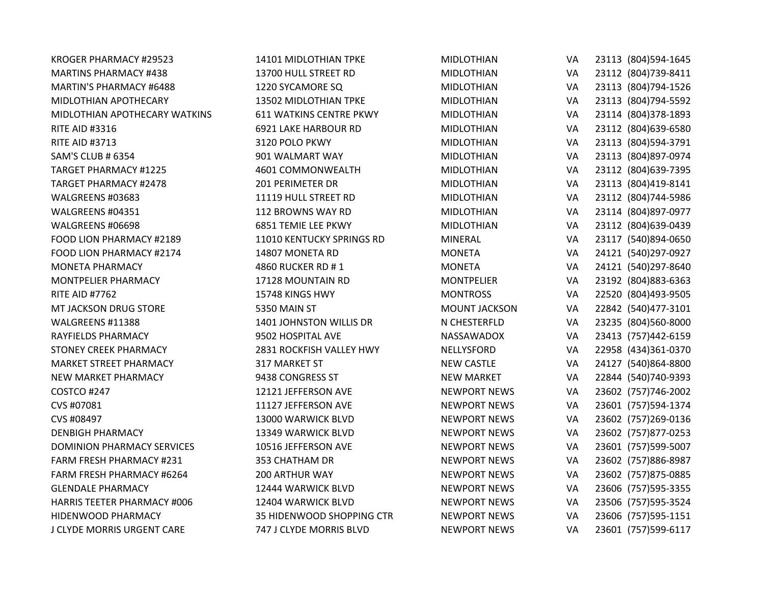| | | | | | |
|---|---|---|---|---|---|
| KROGER PHARMACY #29523 | 14101 MIDLOTHIAN TPKE | MIDLOTHIAN | VA | 23113 | (804)594-1645 |
| MARTINS PHARMACY #438 | 13700 HULL STREET RD | MIDLOTHIAN | VA | 23112 | (804)739-8411 |
| MARTIN'S PHARMACY #6488 | 1220 SYCAMORE SQ | MIDLOTHIAN | VA | 23113 | (804)794-1526 |
| MIDLOTHIAN APOTHECARY | 13502 MIDLOTHIAN TPKE | MIDLOTHIAN | VA | 23113 | (804)794-5592 |
| MIDLOTHIAN APOTHECARY WATKINS | 611 WATKINS CENTRE PKWY | MIDLOTHIAN | VA | 23114 | (804)378-1893 |
| RITE AID #3316 | 6921 LAKE HARBOUR RD | MIDLOTHIAN | VA | 23112 | (804)639-6580 |
| RITE AID #3713 | 3120 POLO PKWY | MIDLOTHIAN | VA | 23113 | (804)594-3791 |
| SAM'S CLUB # 6354 | 901 WALMART WAY | MIDLOTHIAN | VA | 23113 | (804)897-0974 |
| TARGET PHARMACY #1225 | 4601 COMMONWEALTH | MIDLOTHIAN | VA | 23112 | (804)639-7395 |
| TARGET PHARMACY #2478 | 201 PERIMETER DR | MIDLOTHIAN | VA | 23113 | (804)419-8141 |
| WALGREENS #03683 | 11119 HULL STREET RD | MIDLOTHIAN | VA | 23112 | (804)744-5986 |
| WALGREENS #04351 | 112 BROWNS WAY RD | MIDLOTHIAN | VA | 23114 | (804)897-0977 |
| WALGREENS #06698 | 6851 TEMIE LEE PKWY | MIDLOTHIAN | VA | 23112 | (804)639-0439 |
| FOOD LION PHARMACY #2189 | 11010 KENTUCKY SPRINGS RD | MINERAL | VA | 23117 | (540)894-0650 |
| FOOD LION PHARMACY #2174 | 14807 MONETA RD | MONETA | VA | 24121 | (540)297-0927 |
| MONETA PHARMACY | 4860 RUCKER RD # 1 | MONETA | VA | 24121 | (540)297-8640 |
| MONTPELIER PHARMACY | 17128 MOUNTAIN RD | MONTPELIER | VA | 23192 | (804)883-6363 |
| RITE AID #7762 | 15748 KINGS HWY | MONTROSS | VA | 22520 | (804)493-9505 |
| MT JACKSON DRUG STORE | 5350 MAIN ST | MOUNT JACKSON | VA | 22842 | (540)477-3101 |
| WALGREENS #11388 | 1401 JOHNSTON WILLIS DR | N CHESTERFLD | VA | 23235 | (804)560-8000 |
| RAYFIELDS PHARMACY | 9502 HOSPITAL AVE | NASSAWADOX | VA | 23413 | (757)442-6159 |
| STONEY CREEK PHARMACY | 2831 ROCKFISH VALLEY HWY | NELLYSFORD | VA | 22958 | (434)361-0370 |
| MARKET STREET PHARMACY | 317 MARKET ST | NEW CASTLE | VA | 24127 | (540)864-8800 |
| NEW MARKET PHARMACY | 9438 CONGRESS ST | NEW MARKET | VA | 22844 | (540)740-9393 |
| COSTCO #247 | 12121 JEFFERSON AVE | NEWPORT NEWS | VA | 23602 | (757)746-2002 |
| CVS #07081 | 11127 JEFFERSON AVE | NEWPORT NEWS | VA | 23601 | (757)594-1374 |
| CVS #08497 | 13000 WARWICK BLVD | NEWPORT NEWS | VA | 23602 | (757)269-0136 |
| DENBIGH PHARMACY | 13349 WARWICK BLVD | NEWPORT NEWS | VA | 23602 | (757)877-0253 |
| DOMINION PHARMACY SERVICES | 10516 JEFFERSON AVE | NEWPORT NEWS | VA | 23601 | (757)599-5007 |
| FARM FRESH PHARMACY #231 | 353 CHATHAM DR | NEWPORT NEWS | VA | 23602 | (757)886-8987 |
| FARM FRESH PHARMACY #6264 | 200 ARTHUR WAY | NEWPORT NEWS | VA | 23602 | (757)875-0885 |
| GLENDALE PHARMACY | 12444 WARWICK BLVD | NEWPORT NEWS | VA | 23606 | (757)595-3355 |
| HARRIS TEETER PHARMACY #006 | 12404 WARWICK BLVD | NEWPORT NEWS | VA | 23506 | (757)595-3524 |
| HIDENWOOD PHARMACY | 35 HIDENWOOD SHOPPING CTR | NEWPORT NEWS | VA | 23606 | (757)595-1151 |
| J CLYDE MORRIS URGENT CARE | 747 J CLYDE MORRIS BLVD | NEWPORT NEWS | VA | 23601 | (757)599-6117 |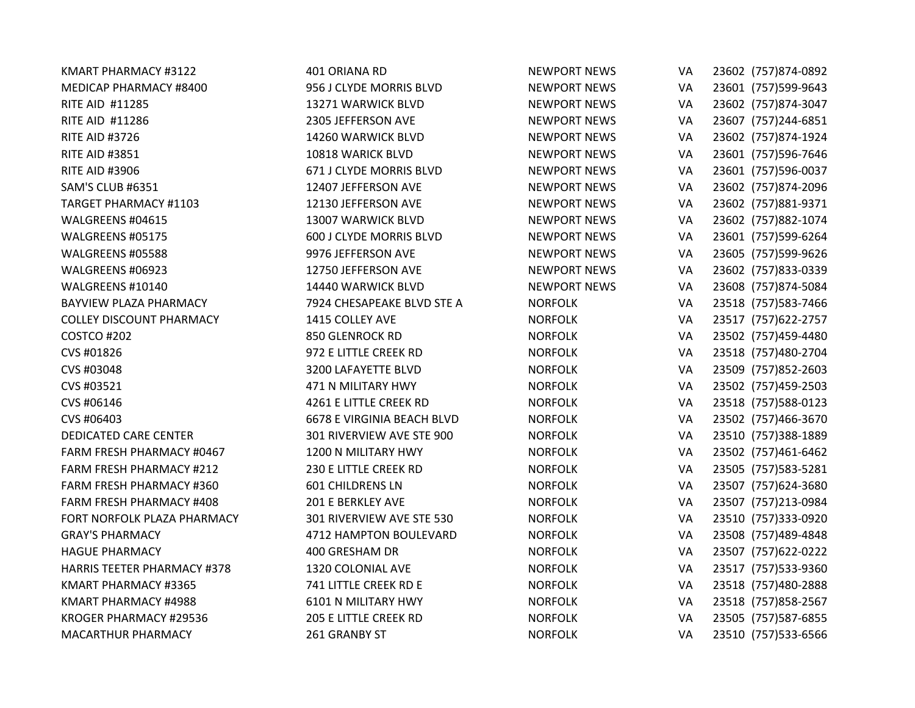| | | | | | |
|---|---|---|---|---|---|
| KMART PHARMACY #3122 | 401 ORIANA RD | NEWPORT NEWS | VA | 23602 | (757)874-0892 |
| MEDICAP PHARMACY #8400 | 956 J CLYDE MORRIS BLVD | NEWPORT NEWS | VA | 23601 | (757)599-9643 |
| RITE AID #11285 | 13271 WARWICK BLVD | NEWPORT NEWS | VA | 23602 | (757)874-3047 |
| RITE AID #11286 | 2305 JEFFERSON AVE | NEWPORT NEWS | VA | 23607 | (757)244-6851 |
| RITE AID #3726 | 14260 WARWICK BLVD | NEWPORT NEWS | VA | 23602 | (757)874-1924 |
| RITE AID #3851 | 10818 WARICK BLVD | NEWPORT NEWS | VA | 23601 | (757)596-7646 |
| RITE AID #3906 | 671 J CLYDE MORRIS BLVD | NEWPORT NEWS | VA | 23601 | (757)596-0037 |
| SAM'S CLUB #6351 | 12407 JEFFERSON AVE | NEWPORT NEWS | VA | 23602 | (757)874-2096 |
| TARGET PHARMACY #1103 | 12130 JEFFERSON AVE | NEWPORT NEWS | VA | 23602 | (757)881-9371 |
| WALGREENS #04615 | 13007 WARWICK BLVD | NEWPORT NEWS | VA | 23602 | (757)882-1074 |
| WALGREENS #05175 | 600 J CLYDE MORRIS BLVD | NEWPORT NEWS | VA | 23601 | (757)599-6264 |
| WALGREENS #05588 | 9976 JEFFERSON AVE | NEWPORT NEWS | VA | 23605 | (757)599-9626 |
| WALGREENS #06923 | 12750 JEFFERSON AVE | NEWPORT NEWS | VA | 23602 | (757)833-0339 |
| WALGREENS #10140 | 14440 WARWICK BLVD | NEWPORT NEWS | VA | 23608 | (757)874-5084 |
| BAYVIEW PLAZA PHARMACY | 7924 CHESAPEAKE BLVD STE A | NORFOLK | VA | 23518 | (757)583-7466 |
| COLLEY DISCOUNT PHARMACY | 1415 COLLEY AVE | NORFOLK | VA | 23517 | (757)622-2757 |
| COSTCO #202 | 850 GLENROCK RD | NORFOLK | VA | 23502 | (757)459-4480 |
| CVS #01826 | 972 E LITTLE CREEK RD | NORFOLK | VA | 23518 | (757)480-2704 |
| CVS #03048 | 3200 LAFAYETTE BLVD | NORFOLK | VA | 23509 | (757)852-2603 |
| CVS #03521 | 471 N MILITARY HWY | NORFOLK | VA | 23502 | (757)459-2503 |
| CVS #06146 | 4261 E LITTLE CREEK RD | NORFOLK | VA | 23518 | (757)588-0123 |
| CVS #06403 | 6678 E VIRGINIA BEACH BLVD | NORFOLK | VA | 23502 | (757)466-3670 |
| DEDICATED CARE CENTER | 301 RIVERVIEW AVE STE 900 | NORFOLK | VA | 23510 | (757)388-1889 |
| FARM FRESH PHARMACY #0467 | 1200 N MILITARY HWY | NORFOLK | VA | 23502 | (757)461-6462 |
| FARM FRESH PHARMACY #212 | 230 E LITTLE CREEK RD | NORFOLK | VA | 23505 | (757)583-5281 |
| FARM FRESH PHARMACY #360 | 601 CHILDRENS LN | NORFOLK | VA | 23507 | (757)624-3680 |
| FARM FRESH PHARMACY #408 | 201 E BERKLEY AVE | NORFOLK | VA | 23507 | (757)213-0984 |
| FORT NORFOLK PLAZA PHARMACY | 301 RIVERVIEW AVE STE 530 | NORFOLK | VA | 23510 | (757)333-0920 |
| GRAY'S PHARMACY | 4712 HAMPTON BOULEVARD | NORFOLK | VA | 23508 | (757)489-4848 |
| HAGUE PHARMACY | 400 GRESHAM DR | NORFOLK | VA | 23507 | (757)622-0222 |
| HARRIS TEETER PHARMACY #378 | 1320 COLONIAL AVE | NORFOLK | VA | 23517 | (757)533-9360 |
| KMART PHARMACY #3365 | 741 LITTLE CREEK RD E | NORFOLK | VA | 23518 | (757)480-2888 |
| KMART PHARMACY #4988 | 6101 N MILITARY HWY | NORFOLK | VA | 23518 | (757)858-2567 |
| KROGER PHARMACY #29536 | 205 E LITTLE CREEK RD | NORFOLK | VA | 23505 | (757)587-6855 |
| MACARTHUR PHARMACY | 261 GRANBY ST | NORFOLK | VA | 23510 | (757)533-6566 |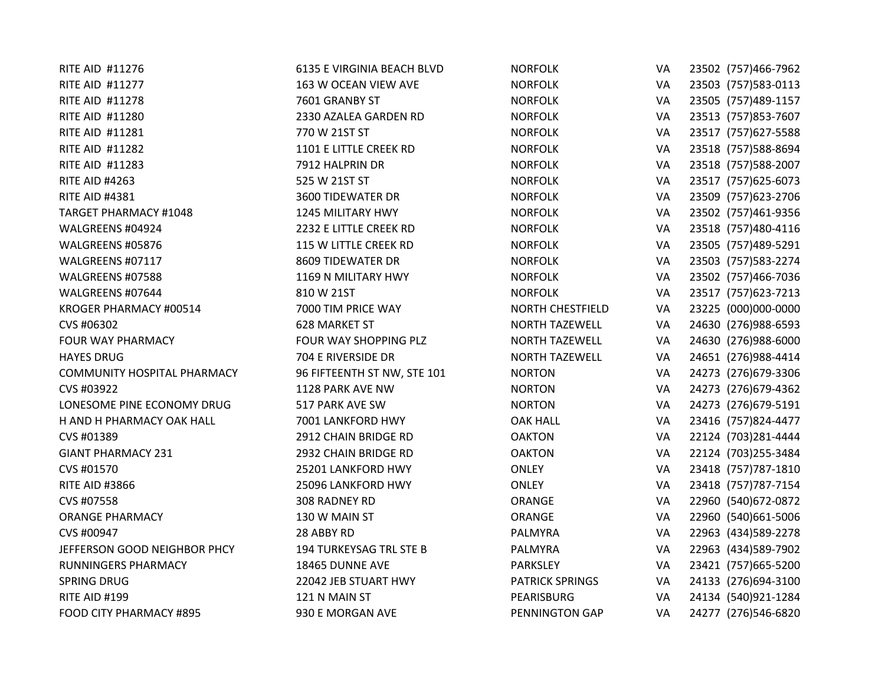| | | | | | |
|---|---|---|---|---|---|
| RITE AID #11276 | 6135 E VIRGINIA BEACH BLVD | NORFOLK | VA | 23502 | (757)466-7962 |
| RITE AID #11277 | 163 W OCEAN VIEW AVE | NORFOLK | VA | 23503 | (757)583-0113 |
| RITE AID #11278 | 7601 GRANBY ST | NORFOLK | VA | 23505 | (757)489-1157 |
| RITE AID #11280 | 2330 AZALEA GARDEN RD | NORFOLK | VA | 23513 | (757)853-7607 |
| RITE AID #11281 | 770 W 21ST ST | NORFOLK | VA | 23517 | (757)627-5588 |
| RITE AID #11282 | 1101 E LITTLE CREEK RD | NORFOLK | VA | 23518 | (757)588-8694 |
| RITE AID #11283 | 7912 HALPRIN DR | NORFOLK | VA | 23518 | (757)588-2007 |
| RITE AID #4263 | 525 W 21ST ST | NORFOLK | VA | 23517 | (757)625-6073 |
| RITE AID #4381 | 3600 TIDEWATER DR | NORFOLK | VA | 23509 | (757)623-2706 |
| TARGET PHARMACY #1048 | 1245 MILITARY HWY | NORFOLK | VA | 23502 | (757)461-9356 |
| WALGREENS #04924 | 2232 E LITTLE CREEK RD | NORFOLK | VA | 23518 | (757)480-4116 |
| WALGREENS #05876 | 115 W LITTLE CREEK RD | NORFOLK | VA | 23505 | (757)489-5291 |
| WALGREENS #07117 | 8609 TIDEWATER DR | NORFOLK | VA | 23503 | (757)583-2274 |
| WALGREENS #07588 | 1169 N MILITARY HWY | NORFOLK | VA | 23502 | (757)466-7036 |
| WALGREENS #07644 | 810 W 21ST | NORFOLK | VA | 23517 | (757)623-7213 |
| KROGER PHARMACY #00514 | 7000 TIM PRICE WAY | NORTH CHESTFIELD | VA | 23225 | (000)000-0000 |
| CVS #06302 | 628 MARKET ST | NORTH TAZEWELL | VA | 24630 | (276)988-6593 |
| FOUR WAY PHARMACY | FOUR WAY SHOPPING PLZ | NORTH TAZEWELL | VA | 24630 | (276)988-6000 |
| HAYES DRUG | 704 E RIVERSIDE DR | NORTH TAZEWELL | VA | 24651 | (276)988-4414 |
| COMMUNITY HOSPITAL PHARMACY | 96 FIFTEENTH ST NW, STE 101 | NORTON | VA | 24273 | (276)679-3306 |
| CVS #03922 | 1128 PARK AVE NW | NORTON | VA | 24273 | (276)679-4362 |
| LONESOME PINE ECONOMY DRUG | 517 PARK AVE SW | NORTON | VA | 24273 | (276)679-5191 |
| H AND H PHARMACY OAK HALL | 7001 LANKFORD HWY | OAK HALL | VA | 23416 | (757)824-4477 |
| CVS #01389 | 2912 CHAIN BRIDGE RD | OAKTON | VA | 22124 | (703)281-4444 |
| GIANT PHARMACY 231 | 2932 CHAIN BRIDGE RD | OAKTON | VA | 22124 | (703)255-3484 |
| CVS #01570 | 25201 LANKFORD HWY | ONLEY | VA | 23418 | (757)787-1810 |
| RITE AID #3866 | 25096 LANKFORD HWY | ONLEY | VA | 23418 | (757)787-7154 |
| CVS #07558 | 308 RADNEY RD | ORANGE | VA | 22960 | (540)672-0872 |
| ORANGE PHARMACY | 130 W MAIN ST | ORANGE | VA | 22960 | (540)661-5006 |
| CVS #00947 | 28 ABBY RD | PALMYRA | VA | 22963 | (434)589-2278 |
| JEFFERSON GOOD NEIGHBOR PHCY | 194 TURKEYSAG TRL STE B | PALMYRA | VA | 22963 | (434)589-7902 |
| RUNNINGERS PHARMACY | 18465 DUNNE AVE | PARKSLEY | VA | 23421 | (757)665-5200 |
| SPRING DRUG | 22042 JEB STUART HWY | PATRICK SPRINGS | VA | 24133 | (276)694-3100 |
| RITE AID #199 | 121 N MAIN ST | PEARISBURG | VA | 24134 | (540)921-1284 |
| FOOD CITY PHARMACY #895 | 930 E MORGAN AVE | PENNINGTON GAP | VA | 24277 | (276)546-6820 |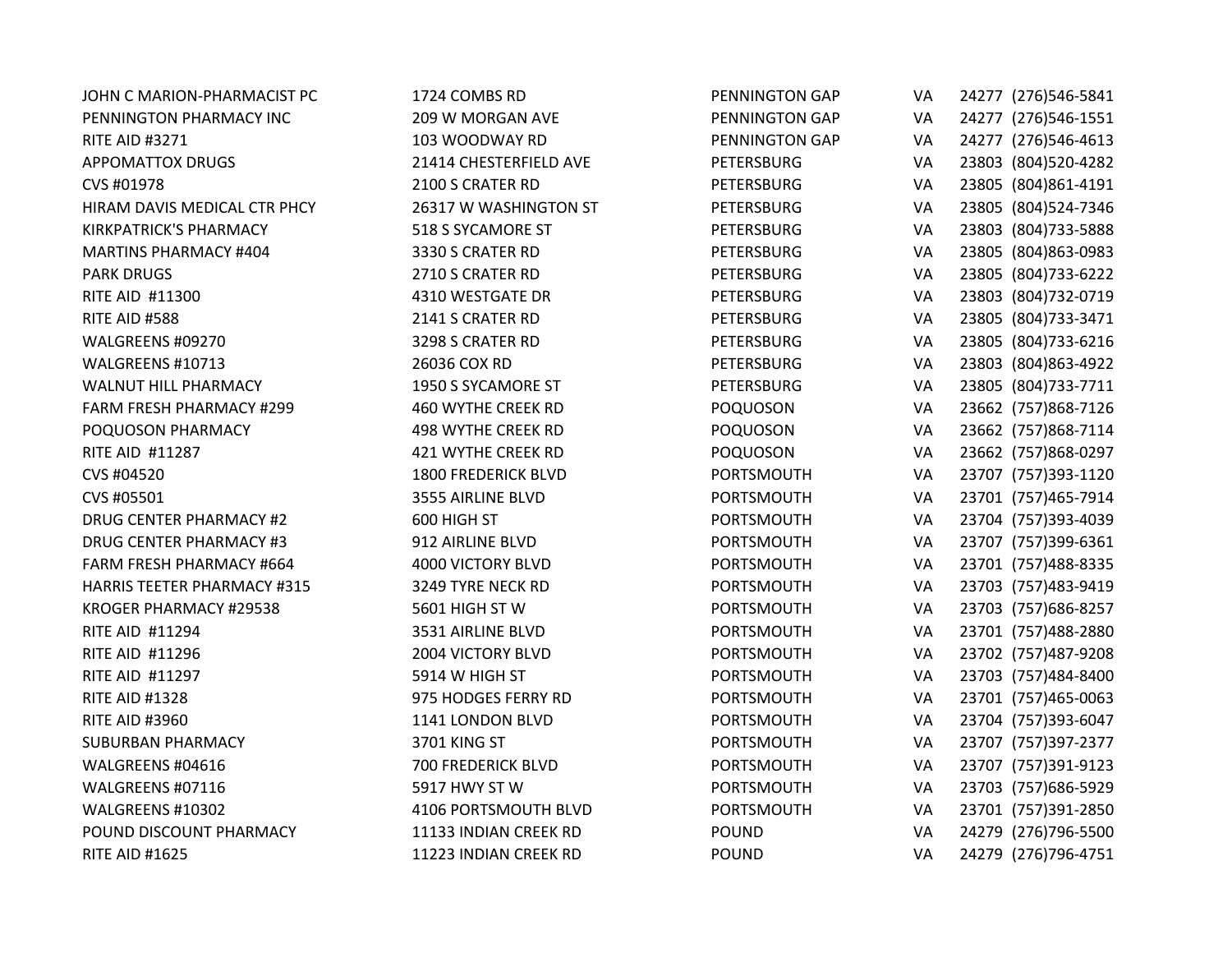| | | | | | |
|---|---|---|---|---|---|
| JOHN C MARION-PHARMACIST PC | 1724 COMBS RD | PENNINGTON GAP | VA | 24277 | (276)546-5841 |
| PENNINGTON PHARMACY INC | 209 W MORGAN AVE | PENNINGTON GAP | VA | 24277 | (276)546-1551 |
| RITE AID #3271 | 103 WOODWAY RD | PENNINGTON GAP | VA | 24277 | (276)546-4613 |
| APPOMATTOX DRUGS | 21414 CHESTERFIELD AVE | PETERSBURG | VA | 23803 | (804)520-4282 |
| CVS #01978 | 2100 S CRATER RD | PETERSBURG | VA | 23805 | (804)861-4191 |
| HIRAM DAVIS MEDICAL CTR PHCY | 26317 W WASHINGTON ST | PETERSBURG | VA | 23805 | (804)524-7346 |
| KIRKPATRICK'S PHARMACY | 518 S SYCAMORE ST | PETERSBURG | VA | 23803 | (804)733-5888 |
| MARTINS PHARMACY #404 | 3330 S CRATER RD | PETERSBURG | VA | 23805 | (804)863-0983 |
| PARK DRUGS | 2710 S CRATER RD | PETERSBURG | VA | 23805 | (804)733-6222 |
| RITE AID #11300 | 4310 WESTGATE DR | PETERSBURG | VA | 23803 | (804)732-0719 |
| RITE AID #588 | 2141 S CRATER RD | PETERSBURG | VA | 23805 | (804)733-3471 |
| WALGREENS #09270 | 3298 S CRATER RD | PETERSBURG | VA | 23805 | (804)733-6216 |
| WALGREENS #10713 | 26036 COX RD | PETERSBURG | VA | 23803 | (804)863-4922 |
| WALNUT HILL PHARMACY | 1950 S SYCAMORE ST | PETERSBURG | VA | 23805 | (804)733-7711 |
| FARM FRESH PHARMACY #299 | 460 WYTHE CREEK RD | POQUOSON | VA | 23662 | (757)868-7126 |
| POQUOSON PHARMACY | 498 WYTHE CREEK RD | POQUOSON | VA | 23662 | (757)868-7114 |
| RITE AID #11287 | 421 WYTHE CREEK RD | POQUOSON | VA | 23662 | (757)868-0297 |
| CVS #04520 | 1800 FREDERICK BLVD | PORTSMOUTH | VA | 23707 | (757)393-1120 |
| CVS #05501 | 3555 AIRLINE BLVD | PORTSMOUTH | VA | 23701 | (757)465-7914 |
| DRUG CENTER PHARMACY #2 | 600 HIGH ST | PORTSMOUTH | VA | 23704 | (757)393-4039 |
| DRUG CENTER PHARMACY #3 | 912 AIRLINE BLVD | PORTSMOUTH | VA | 23707 | (757)399-6361 |
| FARM FRESH PHARMACY #664 | 4000 VICTORY BLVD | PORTSMOUTH | VA | 23701 | (757)488-8335 |
| HARRIS TEETER PHARMACY #315 | 3249 TYRE NECK RD | PORTSMOUTH | VA | 23703 | (757)483-9419 |
| KROGER PHARMACY #29538 | 5601 HIGH ST W | PORTSMOUTH | VA | 23703 | (757)686-8257 |
| RITE AID #11294 | 3531 AIRLINE BLVD | PORTSMOUTH | VA | 23701 | (757)488-2880 |
| RITE AID #11296 | 2004 VICTORY BLVD | PORTSMOUTH | VA | 23702 | (757)487-9208 |
| RITE AID #11297 | 5914 W HIGH ST | PORTSMOUTH | VA | 23703 | (757)484-8400 |
| RITE AID #1328 | 975 HODGES FERRY RD | PORTSMOUTH | VA | 23701 | (757)465-0063 |
| RITE AID #3960 | 1141 LONDON BLVD | PORTSMOUTH | VA | 23704 | (757)393-6047 |
| SUBURBAN PHARMACY | 3701 KING ST | PORTSMOUTH | VA | 23707 | (757)397-2377 |
| WALGREENS #04616 | 700 FREDERICK BLVD | PORTSMOUTH | VA | 23707 | (757)391-9123 |
| WALGREENS #07116 | 5917 HWY ST W | PORTSMOUTH | VA | 23703 | (757)686-5929 |
| WALGREENS #10302 | 4106 PORTSMOUTH BLVD | PORTSMOUTH | VA | 23701 | (757)391-2850 |
| POUND DISCOUNT PHARMACY | 11133 INDIAN CREEK RD | POUND | VA | 24279 | (276)796-5500 |
| RITE AID #1625 | 11223 INDIAN CREEK RD | POUND | VA | 24279 | (276)796-4751 |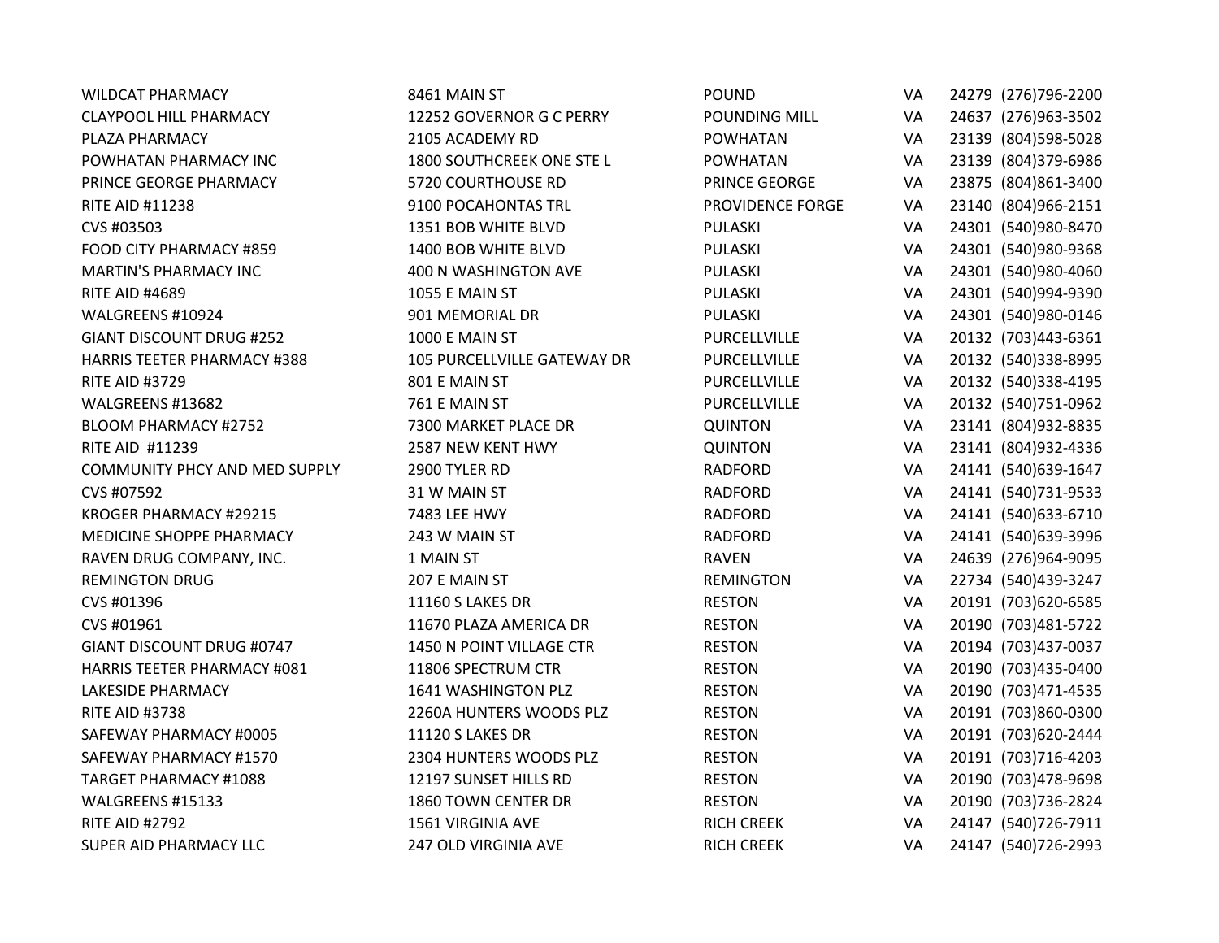| | | | | | |
|---|---|---|---|---|---|
| WILDCAT PHARMACY | 8461 MAIN ST | POUND | VA | 24279 | (276)796-2200 |
| CLAYPOOL HILL PHARMACY | 12252 GOVERNOR G C PERRY | POUNDING MILL | VA | 24637 | (276)963-3502 |
| PLAZA PHARMACY | 2105 ACADEMY RD | POWHATAN | VA | 23139 | (804)598-5028 |
| POWHATAN PHARMACY INC | 1800 SOUTHCREEK ONE STE L | POWHATAN | VA | 23139 | (804)379-6986 |
| PRINCE GEORGE PHARMACY | 5720 COURTHOUSE RD | PRINCE GEORGE | VA | 23875 | (804)861-3400 |
| RITE AID #11238 | 9100 POCAHONTAS TRL | PROVIDENCE FORGE | VA | 23140 | (804)966-2151 |
| CVS #03503 | 1351 BOB WHITE BLVD | PULASKI | VA | 24301 | (540)980-8470 |
| FOOD CITY PHARMACY #859 | 1400 BOB WHITE BLVD | PULASKI | VA | 24301 | (540)980-9368 |
| MARTIN'S PHARMACY INC | 400 N WASHINGTON AVE | PULASKI | VA | 24301 | (540)980-4060 |
| RITE AID #4689 | 1055 E MAIN ST | PULASKI | VA | 24301 | (540)994-9390 |
| WALGREENS #10924 | 901 MEMORIAL DR | PULASKI | VA | 24301 | (540)980-0146 |
| GIANT DISCOUNT DRUG #252 | 1000 E MAIN ST | PURCELLVILLE | VA | 20132 | (703)443-6361 |
| HARRIS TEETER PHARMACY #388 | 105 PURCELLVILLE GATEWAY DR | PURCELLVILLE | VA | 20132 | (540)338-8995 |
| RITE AID #3729 | 801 E MAIN ST | PURCELLVILLE | VA | 20132 | (540)338-4195 |
| WALGREENS #13682 | 761 E MAIN ST | PURCELLVILLE | VA | 20132 | (540)751-0962 |
| BLOOM PHARMACY #2752 | 7300 MARKET PLACE DR | QUINTON | VA | 23141 | (804)932-8835 |
| RITE AID #11239 | 2587 NEW KENT HWY | QUINTON | VA | 23141 | (804)932-4336 |
| COMMUNITY PHCY AND MED SUPPLY | 2900 TYLER RD | RADFORD | VA | 24141 | (540)639-1647 |
| CVS #07592 | 31 W MAIN ST | RADFORD | VA | 24141 | (540)731-9533 |
| KROGER PHARMACY #29215 | 7483 LEE HWY | RADFORD | VA | 24141 | (540)633-6710 |
| MEDICINE SHOPPE PHARMACY | 243 W MAIN ST | RADFORD | VA | 24141 | (540)639-3996 |
| RAVEN DRUG COMPANY, INC. | 1 MAIN ST | RAVEN | VA | 24639 | (276)964-9095 |
| REMINGTON DRUG | 207 E MAIN ST | REMINGTON | VA | 22734 | (540)439-3247 |
| CVS #01396 | 11160 S LAKES DR | RESTON | VA | 20191 | (703)620-6585 |
| CVS #01961 | 11670 PLAZA AMERICA DR | RESTON | VA | 20190 | (703)481-5722 |
| GIANT DISCOUNT DRUG #0747 | 1450 N POINT VILLAGE CTR | RESTON | VA | 20194 | (703)437-0037 |
| HARRIS TEETER PHARMACY #081 | 11806 SPECTRUM CTR | RESTON | VA | 20190 | (703)435-0400 |
| LAKESIDE PHARMACY | 1641 WASHINGTON PLZ | RESTON | VA | 20190 | (703)471-4535 |
| RITE AID #3738 | 2260A HUNTERS WOODS PLZ | RESTON | VA | 20191 | (703)860-0300 |
| SAFEWAY PHARMACY #0005 | 11120 S LAKES DR | RESTON | VA | 20191 | (703)620-2444 |
| SAFEWAY PHARMACY #1570 | 2304 HUNTERS WOODS PLZ | RESTON | VA | 20191 | (703)716-4203 |
| TARGET PHARMACY #1088 | 12197 SUNSET HILLS RD | RESTON | VA | 20190 | (703)478-9698 |
| WALGREENS #15133 | 1860 TOWN CENTER DR | RESTON | VA | 20190 | (703)736-2824 |
| RITE AID #2792 | 1561 VIRGINIA AVE | RICH CREEK | VA | 24147 | (540)726-7911 |
| SUPER AID PHARMACY LLC | 247 OLD VIRGINIA AVE | RICH CREEK | VA | 24147 | (540)726-2993 |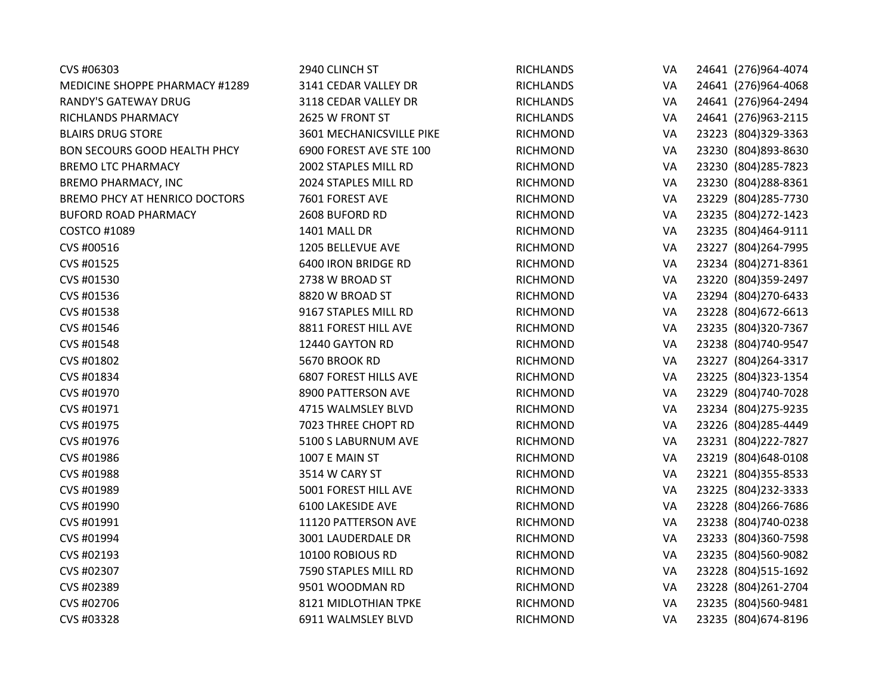| | | | | | |
|---|---|---|---|---|---|
| CVS #06303 | 2940 CLINCH ST | RICHLANDS | VA | 24641 | (276)964-4074 |
| MEDICINE SHOPPE PHARMACY #1289 | 3141 CEDAR VALLEY DR | RICHLANDS | VA | 24641 | (276)964-4068 |
| RANDY'S GATEWAY DRUG | 3118 CEDAR VALLEY DR | RICHLANDS | VA | 24641 | (276)964-2494 |
| RICHLANDS PHARMACY | 2625 W FRONT ST | RICHLANDS | VA | 24641 | (276)963-2115 |
| BLAIRS DRUG STORE | 3601 MECHANICSVILLE PIKE | RICHMOND | VA | 23223 | (804)329-3363 |
| BON SECOURS GOOD HEALTH PHCY | 6900 FOREST AVE STE 100 | RICHMOND | VA | 23230 | (804)893-8630 |
| BREMO LTC PHARMACY | 2002 STAPLES MILL RD | RICHMOND | VA | 23230 | (804)285-7823 |
| BREMO PHARMACY, INC | 2024 STAPLES MILL RD | RICHMOND | VA | 23230 | (804)288-8361 |
| BREMO PHCY AT HENRICO DOCTORS | 7601 FOREST AVE | RICHMOND | VA | 23229 | (804)285-7730 |
| BUFORD ROAD PHARMACY | 2608 BUFORD RD | RICHMOND | VA | 23235 | (804)272-1423 |
| COSTCO #1089 | 1401 MALL DR | RICHMOND | VA | 23235 | (804)464-9111 |
| CVS #00516 | 1205 BELLEVUE AVE | RICHMOND | VA | 23227 | (804)264-7995 |
| CVS #01525 | 6400 IRON BRIDGE RD | RICHMOND | VA | 23234 | (804)271-8361 |
| CVS #01530 | 2738 W BROAD ST | RICHMOND | VA | 23220 | (804)359-2497 |
| CVS #01536 | 8820 W BROAD ST | RICHMOND | VA | 23294 | (804)270-6433 |
| CVS #01538 | 9167 STAPLES MILL RD | RICHMOND | VA | 23228 | (804)672-6613 |
| CVS #01546 | 8811 FOREST HILL AVE | RICHMOND | VA | 23235 | (804)320-7367 |
| CVS #01548 | 12440 GAYTON RD | RICHMOND | VA | 23238 | (804)740-9547 |
| CVS #01802 | 5670 BROOK RD | RICHMOND | VA | 23227 | (804)264-3317 |
| CVS #01834 | 6807 FOREST HILLS AVE | RICHMOND | VA | 23225 | (804)323-1354 |
| CVS #01970 | 8900 PATTERSON AVE | RICHMOND | VA | 23229 | (804)740-7028 |
| CVS #01971 | 4715 WALMSLEY BLVD | RICHMOND | VA | 23234 | (804)275-9235 |
| CVS #01975 | 7023 THREE CHOPT RD | RICHMOND | VA | 23226 | (804)285-4449 |
| CVS #01976 | 5100 S LABURNUM AVE | RICHMOND | VA | 23231 | (804)222-7827 |
| CVS #01986 | 1007 E MAIN ST | RICHMOND | VA | 23219 | (804)648-0108 |
| CVS #01988 | 3514 W CARY ST | RICHMOND | VA | 23221 | (804)355-8533 |
| CVS #01989 | 5001 FOREST HILL AVE | RICHMOND | VA | 23225 | (804)232-3333 |
| CVS #01990 | 6100 LAKESIDE AVE | RICHMOND | VA | 23228 | (804)266-7686 |
| CVS #01991 | 11120 PATTERSON AVE | RICHMOND | VA | 23238 | (804)740-0238 |
| CVS #01994 | 3001 LAUDERDALE DR | RICHMOND | VA | 23233 | (804)360-7598 |
| CVS #02193 | 10100 ROBIOUS RD | RICHMOND | VA | 23235 | (804)560-9082 |
| CVS #02307 | 7590 STAPLES MILL RD | RICHMOND | VA | 23228 | (804)515-1692 |
| CVS #02389 | 9501 WOODMAN RD | RICHMOND | VA | 23228 | (804)261-2704 |
| CVS #02706 | 8121 MIDLOTHIAN TPKE | RICHMOND | VA | 23235 | (804)560-9481 |
| CVS #03328 | 6911 WALMSLEY BLVD | RICHMOND | VA | 23235 | (804)674-8196 |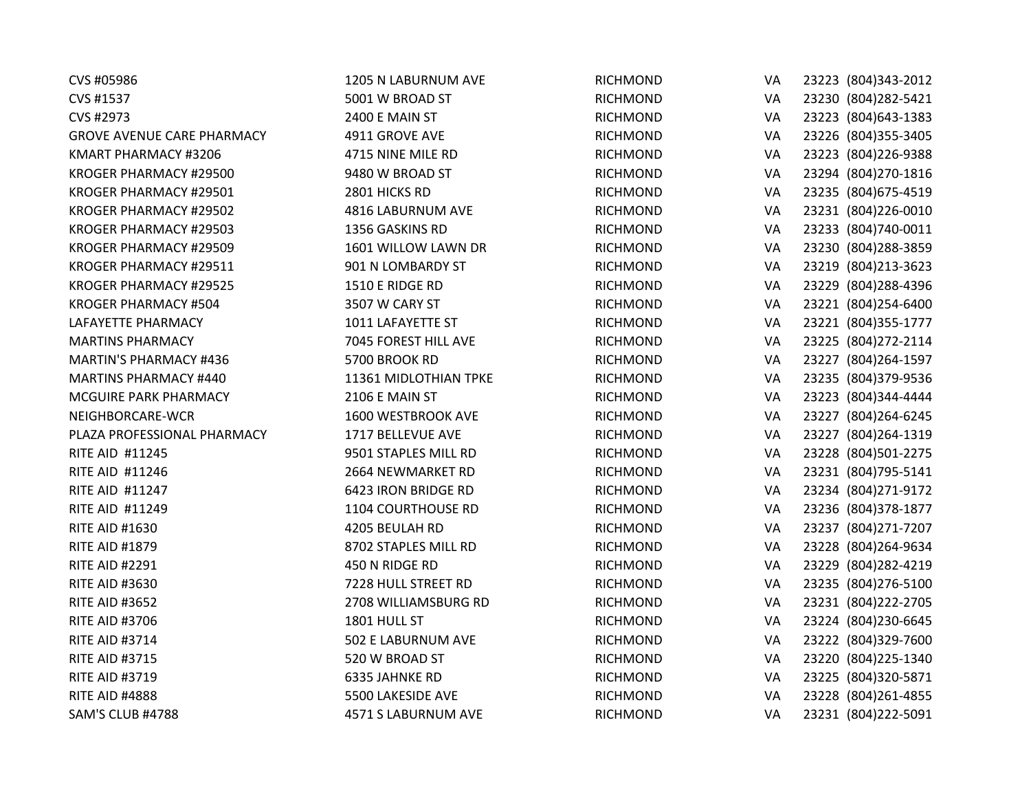| | | | | | |
|---|---|---|---|---|---|
| CVS #05986 | 1205 N LABURNUM AVE | RICHMOND | VA | 23223 | (804)343-2012 |
| CVS #1537 | 5001 W BROAD ST | RICHMOND | VA | 23230 | (804)282-5421 |
| CVS #2973 | 2400 E MAIN ST | RICHMOND | VA | 23223 | (804)643-1383 |
| GROVE AVENUE CARE PHARMACY | 4911 GROVE AVE | RICHMOND | VA | 23226 | (804)355-3405 |
| KMART PHARMACY #3206 | 4715 NINE MILE RD | RICHMOND | VA | 23223 | (804)226-9388 |
| KROGER PHARMACY #29500 | 9480 W BROAD ST | RICHMOND | VA | 23294 | (804)270-1816 |
| KROGER PHARMACY #29501 | 2801 HICKS RD | RICHMOND | VA | 23235 | (804)675-4519 |
| KROGER PHARMACY #29502 | 4816 LABURNUM AVE | RICHMOND | VA | 23231 | (804)226-0010 |
| KROGER PHARMACY #29503 | 1356 GASKINS RD | RICHMOND | VA | 23233 | (804)740-0011 |
| KROGER PHARMACY #29509 | 1601 WILLOW LAWN DR | RICHMOND | VA | 23230 | (804)288-3859 |
| KROGER PHARMACY #29511 | 901 N LOMBARDY ST | RICHMOND | VA | 23219 | (804)213-3623 |
| KROGER PHARMACY #29525 | 1510 E RIDGE RD | RICHMOND | VA | 23229 | (804)288-4396 |
| KROGER PHARMACY #504 | 3507 W CARY ST | RICHMOND | VA | 23221 | (804)254-6400 |
| LAFAYETTE PHARMACY | 1011 LAFAYETTE ST | RICHMOND | VA | 23221 | (804)355-1777 |
| MARTINS PHARMACY | 7045 FOREST HILL AVE | RICHMOND | VA | 23225 | (804)272-2114 |
| MARTIN'S PHARMACY #436 | 5700 BROOK RD | RICHMOND | VA | 23227 | (804)264-1597 |
| MARTINS PHARMACY #440 | 11361 MIDLOTHIAN TPKE | RICHMOND | VA | 23235 | (804)379-9536 |
| MCGUIRE PARK PHARMACY | 2106 E MAIN ST | RICHMOND | VA | 23223 | (804)344-4444 |
| NEIGHBORCARE-WCR | 1600 WESTBROOK AVE | RICHMOND | VA | 23227 | (804)264-6245 |
| PLAZA PROFESSIONAL PHARMACY | 1717 BELLEVUE AVE | RICHMOND | VA | 23227 | (804)264-1319 |
| RITE AID #11245 | 9501 STAPLES MILL RD | RICHMOND | VA | 23228 | (804)501-2275 |
| RITE AID #11246 | 2664 NEWMARKET RD | RICHMOND | VA | 23231 | (804)795-5141 |
| RITE AID #11247 | 6423 IRON BRIDGE RD | RICHMOND | VA | 23234 | (804)271-9172 |
| RITE AID #11249 | 1104 COURTHOUSE RD | RICHMOND | VA | 23236 | (804)378-1877 |
| RITE AID #1630 | 4205 BEULAH RD | RICHMOND | VA | 23237 | (804)271-7207 |
| RITE AID #1879 | 8702 STAPLES MILL RD | RICHMOND | VA | 23228 | (804)264-9634 |
| RITE AID #2291 | 450 N RIDGE RD | RICHMOND | VA | 23229 | (804)282-4219 |
| RITE AID #3630 | 7228 HULL STREET RD | RICHMOND | VA | 23235 | (804)276-5100 |
| RITE AID #3652 | 2708 WILLIAMSBURG RD | RICHMOND | VA | 23231 | (804)222-2705 |
| RITE AID #3706 | 1801 HULL ST | RICHMOND | VA | 23224 | (804)230-6645 |
| RITE AID #3714 | 502 E LABURNUM AVE | RICHMOND | VA | 23222 | (804)329-7600 |
| RITE AID #3715 | 520 W BROAD ST | RICHMOND | VA | 23220 | (804)225-1340 |
| RITE AID #3719 | 6335 JAHNKE RD | RICHMOND | VA | 23225 | (804)320-5871 |
| RITE AID #4888 | 5500 LAKESIDE AVE | RICHMOND | VA | 23228 | (804)261-4855 |
| SAM'S CLUB #4788 | 4571 S LABURNUM AVE | RICHMOND | VA | 23231 | (804)222-5091 |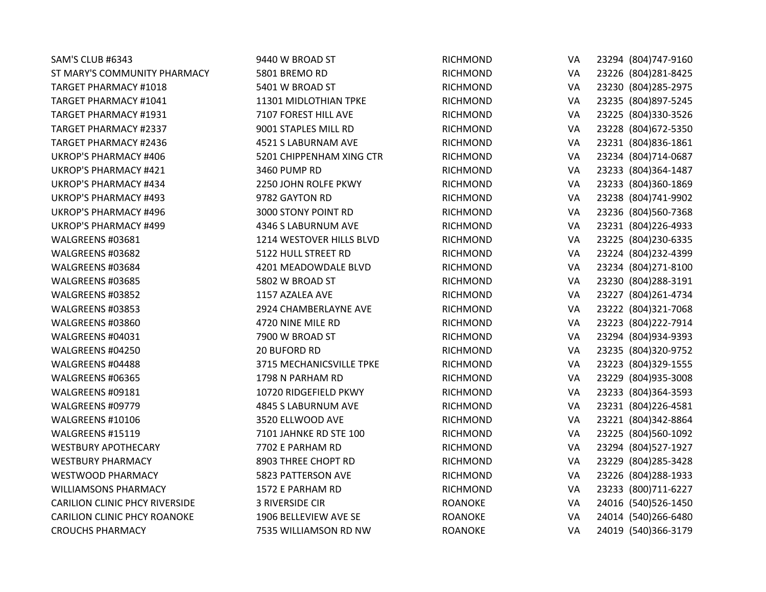| | | | | | |
|---|---|---|---|---|---|
| SAM'S CLUB #6343 | 9440 W BROAD ST | RICHMOND | VA | 23294 | (804)747-9160 |
| ST MARY'S COMMUNITY PHARMACY | 5801 BREMO RD | RICHMOND | VA | 23226 | (804)281-8425 |
| TARGET PHARMACY #1018 | 5401 W BROAD ST | RICHMOND | VA | 23230 | (804)285-2975 |
| TARGET PHARMACY #1041 | 11301 MIDLOTHIAN TPKE | RICHMOND | VA | 23235 | (804)897-5245 |
| TARGET PHARMACY #1931 | 7107 FOREST HILL AVE | RICHMOND | VA | 23225 | (804)330-3526 |
| TARGET PHARMACY #2337 | 9001 STAPLES MILL RD | RICHMOND | VA | 23228 | (804)672-5350 |
| TARGET PHARMACY #2436 | 4521 S LABURNAM AVE | RICHMOND | VA | 23231 | (804)836-1861 |
| UKROP'S PHARMACY #406 | 5201 CHIPPENHAM XING CTR | RICHMOND | VA | 23234 | (804)714-0687 |
| UKROP'S PHARMACY #421 | 3460 PUMP RD | RICHMOND | VA | 23233 | (804)364-1487 |
| UKROP'S PHARMACY #434 | 2250 JOHN ROLFE PKWY | RICHMOND | VA | 23233 | (804)360-1869 |
| UKROP'S PHARMACY #493 | 9782 GAYTON RD | RICHMOND | VA | 23238 | (804)741-9902 |
| UKROP'S PHARMACY #496 | 3000 STONY POINT RD | RICHMOND | VA | 23236 | (804)560-7368 |
| UKROP'S PHARMACY #499 | 4346 S LABURNUM AVE | RICHMOND | VA | 23231 | (804)226-4933 |
| WALGREENS #03681 | 1214 WESTOVER HILLS BLVD | RICHMOND | VA | 23225 | (804)230-6335 |
| WALGREENS #03682 | 5122 HULL STREET RD | RICHMOND | VA | 23224 | (804)232-4399 |
| WALGREENS #03684 | 4201 MEADOWDALE BLVD | RICHMOND | VA | 23234 | (804)271-8100 |
| WALGREENS #03685 | 5802 W BROAD ST | RICHMOND | VA | 23230 | (804)288-3191 |
| WALGREENS #03852 | 1157 AZALEA AVE | RICHMOND | VA | 23227 | (804)261-4734 |
| WALGREENS #03853 | 2924 CHAMBERLAYNE AVE | RICHMOND | VA | 23222 | (804)321-7068 |
| WALGREENS #03860 | 4720 NINE MILE RD | RICHMOND | VA | 23223 | (804)222-7914 |
| WALGREENS #04031 | 7900 W BROAD ST | RICHMOND | VA | 23294 | (804)934-9393 |
| WALGREENS #04250 | 20 BUFORD RD | RICHMOND | VA | 23235 | (804)320-9752 |
| WALGREENS #04488 | 3715 MECHANICSVILLE TPKE | RICHMOND | VA | 23223 | (804)329-1555 |
| WALGREENS #06365 | 1798 N PARHAM RD | RICHMOND | VA | 23229 | (804)935-3008 |
| WALGREENS #09181 | 10720 RIDGEFIELD PKWY | RICHMOND | VA | 23233 | (804)364-3593 |
| WALGREENS #09779 | 4845 S LABURNUM AVE | RICHMOND | VA | 23231 | (804)226-4581 |
| WALGREENS #10106 | 3520 ELLWOOD AVE | RICHMOND | VA | 23221 | (804)342-8864 |
| WALGREENS #15119 | 7101 JAHNKE RD STE 100 | RICHMOND | VA | 23225 | (804)560-1092 |
| WESTBURY APOTHECARY | 7702 E PARHAM RD | RICHMOND | VA | 23294 | (804)527-1927 |
| WESTBURY PHARMACY | 8903 THREE CHOPT RD | RICHMOND | VA | 23229 | (804)285-3428 |
| WESTWOOD PHARMACY | 5823 PATTERSON AVE | RICHMOND | VA | 23226 | (804)288-1933 |
| WILLIAMSONS PHARMACY | 1572 E PARHAM RD | RICHMOND | VA | 23233 | (800)711-6227 |
| CARILION CLINIC PHCY RIVERSIDE | 3 RIVERSIDE CIR | ROANOKE | VA | 24016 | (540)526-1450 |
| CARILION CLINIC PHCY ROANOKE | 1906 BELLEVIEW AVE SE | ROANOKE | VA | 24014 | (540)266-6480 |
| CROUCHS PHARMACY | 7535 WILLIAMSON RD NW | ROANOKE | VA | 24019 | (540)366-3179 |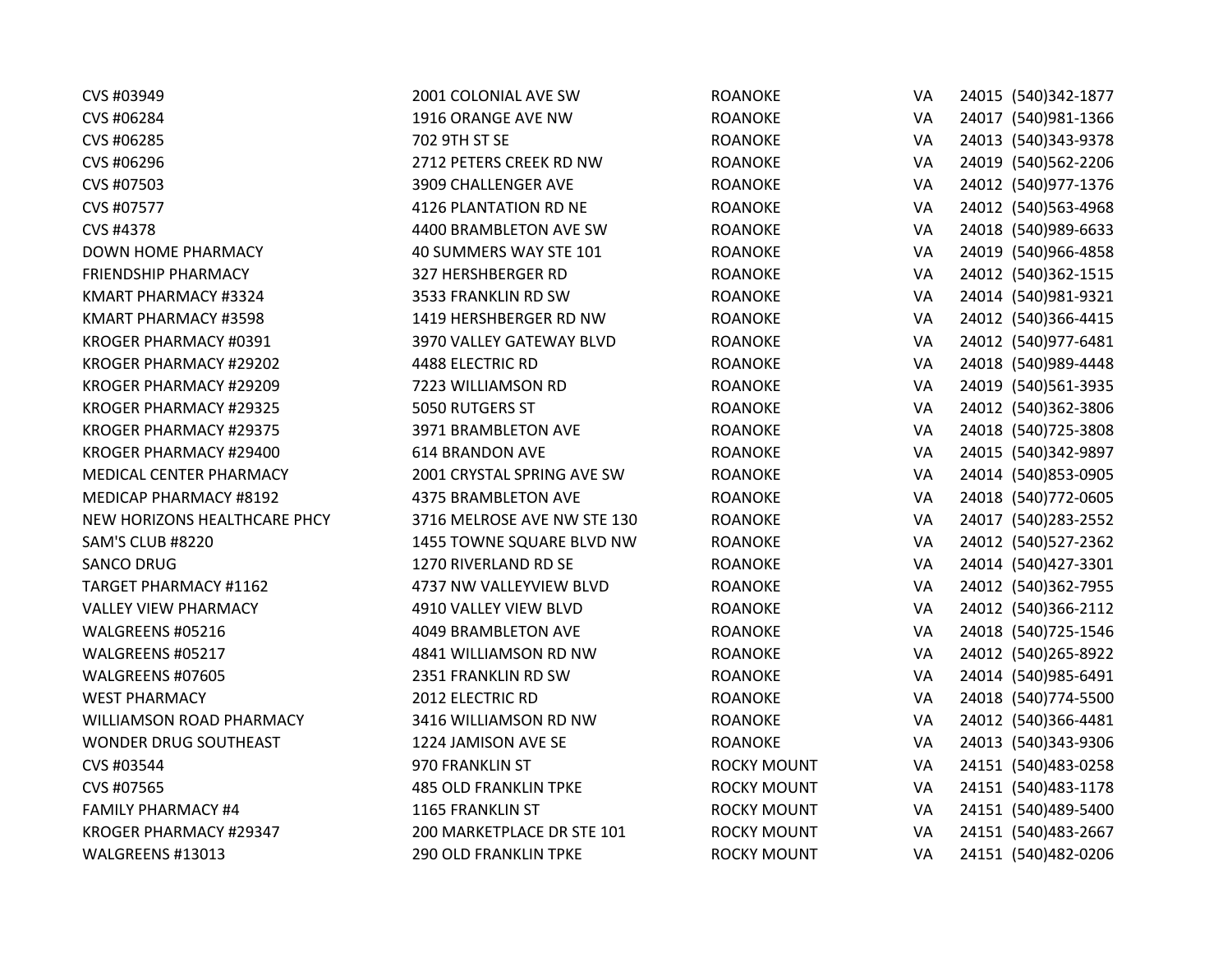| | | | | | |
|---|---|---|---|---|---|
| CVS #03949 | 2001 COLONIAL AVE SW | ROANOKE | VA | 24015 | (540)342-1877 |
| CVS #06284 | 1916 ORANGE AVE NW | ROANOKE | VA | 24017 | (540)981-1366 |
| CVS #06285 | 702 9TH ST SE | ROANOKE | VA | 24013 | (540)343-9378 |
| CVS #06296 | 2712 PETERS CREEK RD NW | ROANOKE | VA | 24019 | (540)562-2206 |
| CVS #07503 | 3909 CHALLENGER AVE | ROANOKE | VA | 24012 | (540)977-1376 |
| CVS #07577 | 4126 PLANTATION RD NE | ROANOKE | VA | 24012 | (540)563-4968 |
| CVS #4378 | 4400 BRAMBLETON AVE SW | ROANOKE | VA | 24018 | (540)989-6633 |
| DOWN HOME PHARMACY | 40 SUMMERS WAY STE 101 | ROANOKE | VA | 24019 | (540)966-4858 |
| FRIENDSHIP PHARMACY | 327 HERSHBERGER RD | ROANOKE | VA | 24012 | (540)362-1515 |
| KMART PHARMACY #3324 | 3533 FRANKLIN RD SW | ROANOKE | VA | 24014 | (540)981-9321 |
| KMART PHARMACY #3598 | 1419 HERSHBERGER RD NW | ROANOKE | VA | 24012 | (540)366-4415 |
| KROGER PHARMACY #0391 | 3970 VALLEY GATEWAY BLVD | ROANOKE | VA | 24012 | (540)977-6481 |
| KROGER PHARMACY #29202 | 4488 ELECTRIC RD | ROANOKE | VA | 24018 | (540)989-4448 |
| KROGER PHARMACY #29209 | 7223 WILLIAMSON RD | ROANOKE | VA | 24019 | (540)561-3935 |
| KROGER PHARMACY #29325 | 5050 RUTGERS ST | ROANOKE | VA | 24012 | (540)362-3806 |
| KROGER PHARMACY #29375 | 3971 BRAMBLETON AVE | ROANOKE | VA | 24018 | (540)725-3808 |
| KROGER PHARMACY #29400 | 614 BRANDON AVE | ROANOKE | VA | 24015 | (540)342-9897 |
| MEDICAL CENTER PHARMACY | 2001 CRYSTAL SPRING AVE SW | ROANOKE | VA | 24014 | (540)853-0905 |
| MEDICAP PHARMACY #8192 | 4375 BRAMBLETON AVE | ROANOKE | VA | 24018 | (540)772-0605 |
| NEW HORIZONS HEALTHCARE PHCY | 3716 MELROSE AVE NW STE 130 | ROANOKE | VA | 24017 | (540)283-2552 |
| SAM'S CLUB #8220 | 1455 TOWNE SQUARE BLVD NW | ROANOKE | VA | 24012 | (540)527-2362 |
| SANCO DRUG | 1270 RIVERLAND RD SE | ROANOKE | VA | 24014 | (540)427-3301 |
| TARGET PHARMACY #1162 | 4737 NW VALLEYVIEW BLVD | ROANOKE | VA | 24012 | (540)362-7955 |
| VALLEY VIEW PHARMACY | 4910 VALLEY VIEW BLVD | ROANOKE | VA | 24012 | (540)366-2112 |
| WALGREENS #05216 | 4049 BRAMBLETON AVE | ROANOKE | VA | 24018 | (540)725-1546 |
| WALGREENS #05217 | 4841 WILLIAMSON RD NW | ROANOKE | VA | 24012 | (540)265-8922 |
| WALGREENS #07605 | 2351 FRANKLIN RD SW | ROANOKE | VA | 24014 | (540)985-6491 |
| WEST PHARMACY | 2012 ELECTRIC RD | ROANOKE | VA | 24018 | (540)774-5500 |
| WILLIAMSON ROAD PHARMACY | 3416 WILLIAMSON RD NW | ROANOKE | VA | 24012 | (540)366-4481 |
| WONDER DRUG SOUTHEAST | 1224 JAMISON AVE SE | ROANOKE | VA | 24013 | (540)343-9306 |
| CVS #03544 | 970 FRANKLIN ST | ROCKY MOUNT | VA | 24151 | (540)483-0258 |
| CVS #07565 | 485 OLD FRANKLIN TPKE | ROCKY MOUNT | VA | 24151 | (540)483-1178 |
| FAMILY PHARMACY #4 | 1165 FRANKLIN ST | ROCKY MOUNT | VA | 24151 | (540)489-5400 |
| KROGER PHARMACY #29347 | 200 MARKETPLACE DR STE 101 | ROCKY MOUNT | VA | 24151 | (540)483-2667 |
| WALGREENS #13013 | 290 OLD FRANKLIN TPKE | ROCKY MOUNT | VA | 24151 | (540)482-0206 |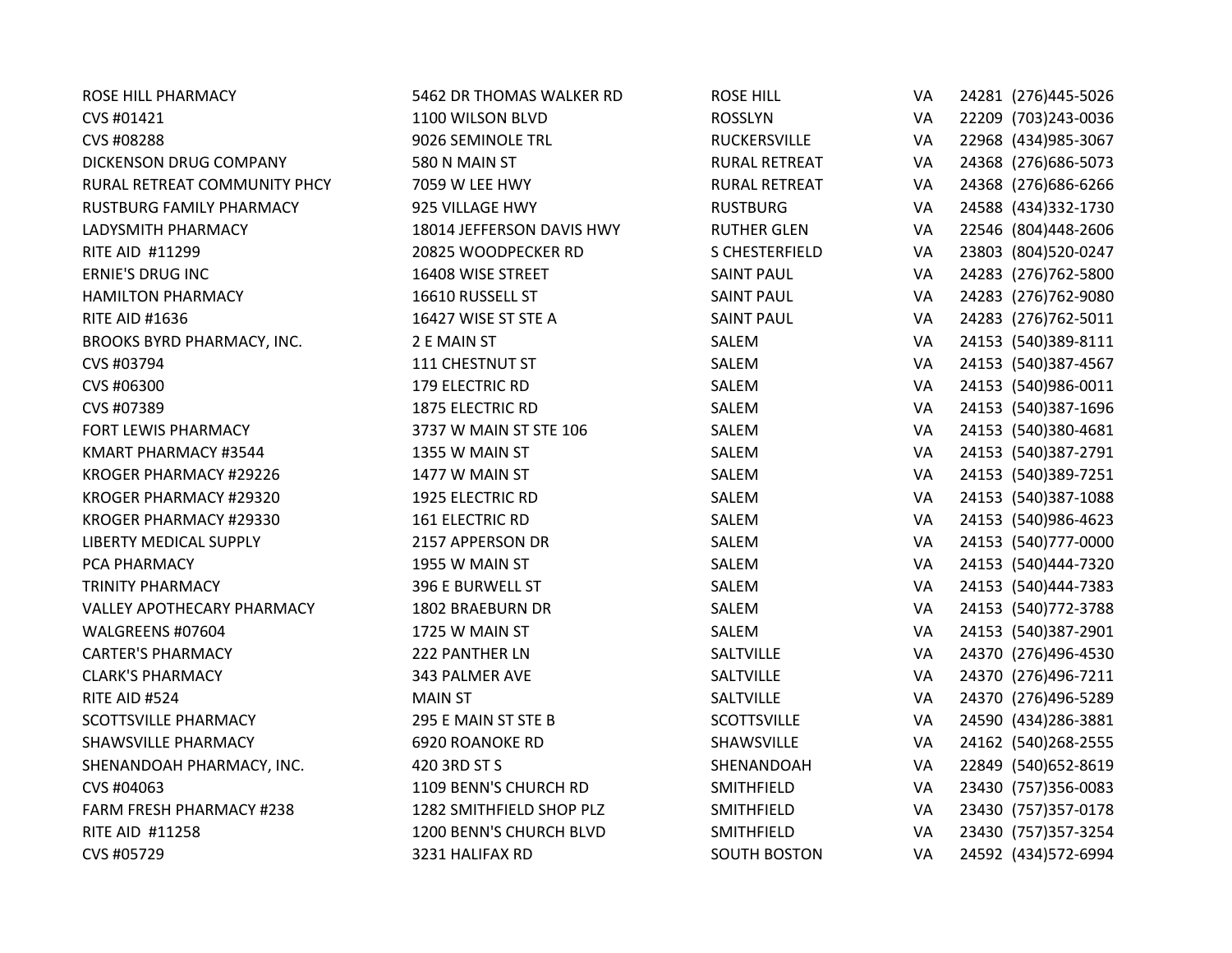| | | | | | |
|---|---|---|---|---|---|
| ROSE HILL PHARMACY | 5462 DR THOMAS WALKER RD | ROSE HILL | VA | 24281 | (276)445-5026 |
| CVS #01421 | 1100 WILSON BLVD | ROSSLYN | VA | 22209 | (703)243-0036 |
| CVS #08288 | 9026 SEMINOLE TRL | RUCKERSVILLE | VA | 22968 | (434)985-3067 |
| DICKENSON DRUG COMPANY | 580 N MAIN ST | RURAL RETREAT | VA | 24368 | (276)686-5073 |
| RURAL RETREAT COMMUNITY PHCY | 7059 W LEE HWY | RURAL RETREAT | VA | 24368 | (276)686-6266 |
| RUSTBURG FAMILY PHARMACY | 925 VILLAGE HWY | RUSTBURG | VA | 24588 | (434)332-1730 |
| LADYSMITH PHARMACY | 18014 JEFFERSON DAVIS HWY | RUTHER GLEN | VA | 22546 | (804)448-2606 |
| RITE AID #11299 | 20825 WOODPECKER RD | S CHESTERFIELD | VA | 23803 | (804)520-0247 |
| ERNIE'S DRUG INC | 16408 WISE STREET | SAINT PAUL | VA | 24283 | (276)762-5800 |
| HAMILTON PHARMACY | 16610 RUSSELL ST | SAINT PAUL | VA | 24283 | (276)762-9080 |
| RITE AID #1636 | 16427 WISE ST STE A | SAINT PAUL | VA | 24283 | (276)762-5011 |
| BROOKS BYRD PHARMACY, INC. | 2 E MAIN ST | SALEM | VA | 24153 | (540)389-8111 |
| CVS #03794 | 111 CHESTNUT ST | SALEM | VA | 24153 | (540)387-4567 |
| CVS #06300 | 179 ELECTRIC RD | SALEM | VA | 24153 | (540)986-0011 |
| CVS #07389 | 1875 ELECTRIC RD | SALEM | VA | 24153 | (540)387-1696 |
| FORT LEWIS PHARMACY | 3737 W MAIN ST STE 106 | SALEM | VA | 24153 | (540)380-4681 |
| KMART PHARMACY #3544 | 1355 W MAIN ST | SALEM | VA | 24153 | (540)387-2791 |
| KROGER PHARMACY #29226 | 1477 W MAIN ST | SALEM | VA | 24153 | (540)389-7251 |
| KROGER PHARMACY #29320 | 1925 ELECTRIC RD | SALEM | VA | 24153 | (540)387-1088 |
| KROGER PHARMACY #29330 | 161 ELECTRIC RD | SALEM | VA | 24153 | (540)986-4623 |
| LIBERTY MEDICAL SUPPLY | 2157 APPERSON DR | SALEM | VA | 24153 | (540)777-0000 |
| PCA PHARMACY | 1955 W MAIN ST | SALEM | VA | 24153 | (540)444-7320 |
| TRINITY PHARMACY | 396 E BURWELL ST | SALEM | VA | 24153 | (540)444-7383 |
| VALLEY APOTHECARY PHARMACY | 1802 BRAEBURN DR | SALEM | VA | 24153 | (540)772-3788 |
| WALGREENS #07604 | 1725 W MAIN ST | SALEM | VA | 24153 | (540)387-2901 |
| CARTER'S PHARMACY | 222 PANTHER LN | SALTVILLE | VA | 24370 | (276)496-4530 |
| CLARK'S PHARMACY | 343 PALMER AVE | SALTVILLE | VA | 24370 | (276)496-7211 |
| RITE AID #524 | MAIN ST | SALTVILLE | VA | 24370 | (276)496-5289 |
| SCOTTSVILLE PHARMACY | 295 E MAIN ST STE B | SCOTTSVILLE | VA | 24590 | (434)286-3881 |
| SHAWSVILLE PHARMACY | 6920 ROANOKE RD | SHAWSVILLE | VA | 24162 | (540)268-2555 |
| SHENANDOAH PHARMACY, INC. | 420 3RD ST S | SHENANDOAH | VA | 22849 | (540)652-8619 |
| CVS #04063 | 1109 BENN'S CHURCH RD | SMITHFIELD | VA | 23430 | (757)356-0083 |
| FARM FRESH PHARMACY #238 | 1282 SMITHFIELD SHOP PLZ | SMITHFIELD | VA | 23430 | (757)357-0178 |
| RITE AID #11258 | 1200 BENN'S CHURCH BLVD | SMITHFIELD | VA | 23430 | (757)357-3254 |
| CVS #05729 | 3231 HALIFAX RD | SOUTH BOSTON | VA | 24592 | (434)572-6994 |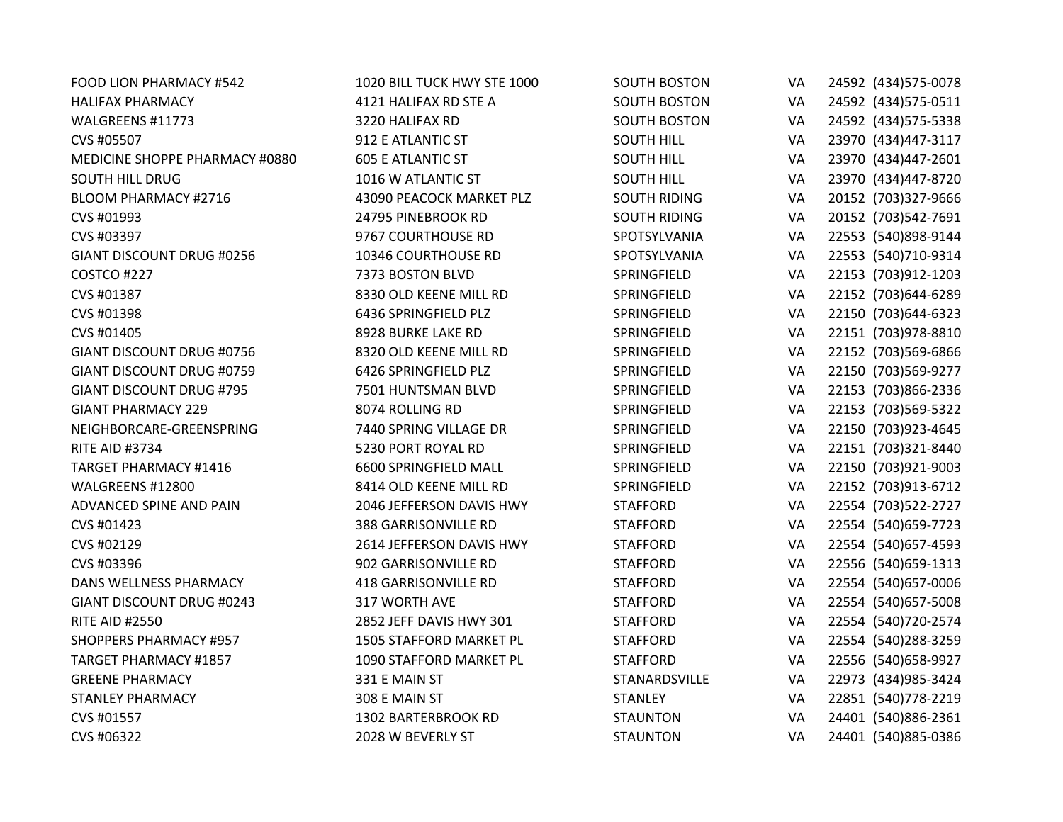| | | | | | |
|---|---|---|---|---|---|
| FOOD LION PHARMACY #542 | 1020 BILL TUCK HWY STE 1000 | SOUTH BOSTON | VA | 24592 | (434)575-0078 |
| HALIFAX PHARMACY | 4121 HALIFAX RD STE A | SOUTH BOSTON | VA | 24592 | (434)575-0511 |
| WALGREENS #11773 | 3220 HALIFAX RD | SOUTH BOSTON | VA | 24592 | (434)575-5338 |
| CVS #05507 | 912 E ATLANTIC ST | SOUTH HILL | VA | 23970 | (434)447-3117 |
| MEDICINE SHOPPE PHARMACY #0880 | 605 E ATLANTIC ST | SOUTH HILL | VA | 23970 | (434)447-2601 |
| SOUTH HILL DRUG | 1016 W ATLANTIC ST | SOUTH HILL | VA | 23970 | (434)447-8720 |
| BLOOM PHARMACY #2716 | 43090 PEACOCK MARKET PLZ | SOUTH RIDING | VA | 20152 | (703)327-9666 |
| CVS #01993 | 24795 PINEBROOK RD | SOUTH RIDING | VA | 20152 | (703)542-7691 |
| CVS #03397 | 9767 COURTHOUSE RD | SPOTSYLVANIA | VA | 22553 | (540)898-9144 |
| GIANT DISCOUNT DRUG #0256 | 10346 COURTHOUSE RD | SPOTSYLVANIA | VA | 22553 | (540)710-9314 |
| COSTCO #227 | 7373 BOSTON BLVD | SPRINGFIELD | VA | 22153 | (703)912-1203 |
| CVS #01387 | 8330 OLD KEENE MILL RD | SPRINGFIELD | VA | 22152 | (703)644-6289 |
| CVS #01398 | 6436 SPRINGFIELD PLZ | SPRINGFIELD | VA | 22150 | (703)644-6323 |
| CVS #01405 | 8928 BURKE LAKE RD | SPRINGFIELD | VA | 22151 | (703)978-8810 |
| GIANT DISCOUNT DRUG #0756 | 8320 OLD KEENE MILL RD | SPRINGFIELD | VA | 22152 | (703)569-6866 |
| GIANT DISCOUNT DRUG #0759 | 6426 SPRINGFIELD PLZ | SPRINGFIELD | VA | 22150 | (703)569-9277 |
| GIANT DISCOUNT DRUG #795 | 7501 HUNTSMAN BLVD | SPRINGFIELD | VA | 22153 | (703)866-2336 |
| GIANT PHARMACY 229 | 8074 ROLLING RD | SPRINGFIELD | VA | 22153 | (703)569-5322 |
| NEIGHBORCARE-GREENSPRING | 7440 SPRING VILLAGE DR | SPRINGFIELD | VA | 22150 | (703)923-4645 |
| RITE AID #3734 | 5230 PORT ROYAL RD | SPRINGFIELD | VA | 22151 | (703)321-8440 |
| TARGET PHARMACY #1416 | 6600 SPRINGFIELD MALL | SPRINGFIELD | VA | 22150 | (703)921-9003 |
| WALGREENS #12800 | 8414 OLD KEENE MILL RD | SPRINGFIELD | VA | 22152 | (703)913-6712 |
| ADVANCED SPINE AND PAIN | 2046 JEFFERSON DAVIS HWY | STAFFORD | VA | 22554 | (703)522-2727 |
| CVS #01423 | 388 GARRISONVILLE RD | STAFFORD | VA | 22554 | (540)659-7723 |
| CVS #02129 | 2614 JEFFERSON DAVIS HWY | STAFFORD | VA | 22554 | (540)657-4593 |
| CVS #03396 | 902 GARRISONVILLE RD | STAFFORD | VA | 22556 | (540)659-1313 |
| DANS WELLNESS PHARMACY | 418 GARRISONVILLE RD | STAFFORD | VA | 22554 | (540)657-0006 |
| GIANT DISCOUNT DRUG #0243 | 317 WORTH AVE | STAFFORD | VA | 22554 | (540)657-5008 |
| RITE AID #2550 | 2852 JEFF DAVIS HWY 301 | STAFFORD | VA | 22554 | (540)720-2574 |
| SHOPPERS PHARMACY #957 | 1505 STAFFORD MARKET PL | STAFFORD | VA | 22554 | (540)288-3259 |
| TARGET PHARMACY #1857 | 1090 STAFFORD MARKET PL | STAFFORD | VA | 22556 | (540)658-9927 |
| GREENE PHARMACY | 331 E MAIN ST | STANARDSVILLE | VA | 22973 | (434)985-3424 |
| STANLEY PHARMACY | 308 E MAIN ST | STANLEY | VA | 22851 | (540)778-2219 |
| CVS #01557 | 1302 BARTERBROOK RD | STAUNTON | VA | 24401 | (540)886-2361 |
| CVS #06322 | 2028 W BEVERLY ST | STAUNTON | VA | 24401 | (540)885-0386 |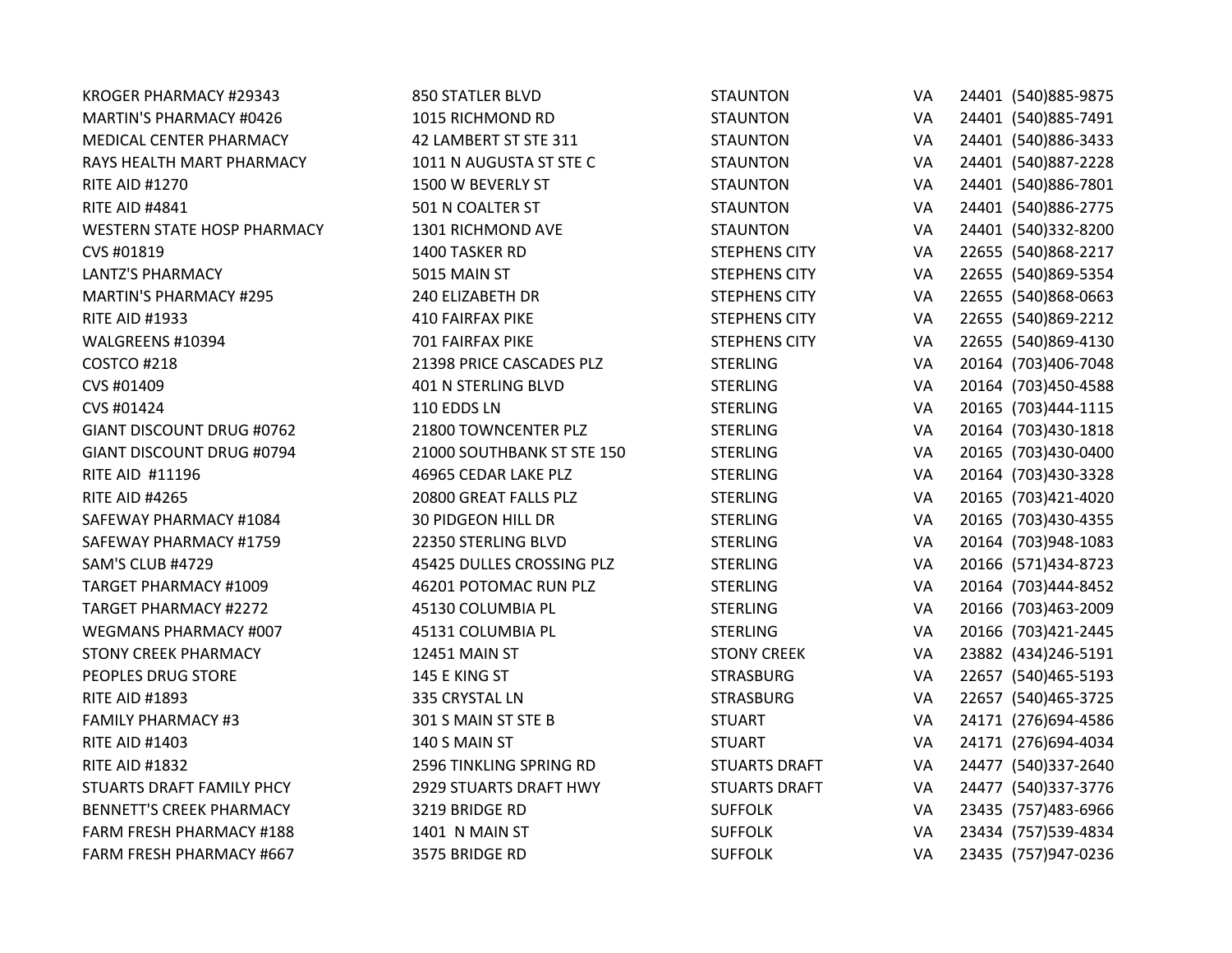| | | | | | |
|---|---|---|---|---|---|
| KROGER PHARMACY #29343 | 850 STATLER BLVD | STAUNTON | VA | 24401 | (540)885-9875 |
| MARTIN'S PHARMACY #0426 | 1015 RICHMOND RD | STAUNTON | VA | 24401 | (540)885-7491 |
| MEDICAL CENTER PHARMACY | 42 LAMBERT ST STE 311 | STAUNTON | VA | 24401 | (540)886-3433 |
| RAYS HEALTH MART PHARMACY | 1011 N AUGUSTA ST STE C | STAUNTON | VA | 24401 | (540)887-2228 |
| RITE AID #1270 | 1500 W BEVERLY ST | STAUNTON | VA | 24401 | (540)886-7801 |
| RITE AID #4841 | 501 N COALTER ST | STAUNTON | VA | 24401 | (540)886-2775 |
| WESTERN STATE HOSP PHARMACY | 1301 RICHMOND AVE | STAUNTON | VA | 24401 | (540)332-8200 |
| CVS #01819 | 1400 TASKER RD | STEPHENS CITY | VA | 22655 | (540)868-2217 |
| LANTZ'S PHARMACY | 5015 MAIN ST | STEPHENS CITY | VA | 22655 | (540)869-5354 |
| MARTIN'S PHARMACY #295 | 240 ELIZABETH DR | STEPHENS CITY | VA | 22655 | (540)868-0663 |
| RITE AID #1933 | 410 FAIRFAX PIKE | STEPHENS CITY | VA | 22655 | (540)869-2212 |
| WALGREENS #10394 | 701 FAIRFAX PIKE | STEPHENS CITY | VA | 22655 | (540)869-4130 |
| COSTCO #218 | 21398 PRICE CASCADES PLZ | STERLING | VA | 20164 | (703)406-7048 |
| CVS #01409 | 401 N STERLING BLVD | STERLING | VA | 20164 | (703)450-4588 |
| CVS #01424 | 110 EDDS LN | STERLING | VA | 20165 | (703)444-1115 |
| GIANT DISCOUNT DRUG #0762 | 21800 TOWNCENTER PLZ | STERLING | VA | 20164 | (703)430-1818 |
| GIANT DISCOUNT DRUG #0794 | 21000 SOUTHBANK ST STE 150 | STERLING | VA | 20165 | (703)430-0400 |
| RITE AID #11196 | 46965 CEDAR LAKE PLZ | STERLING | VA | 20164 | (703)430-3328 |
| RITE AID #4265 | 20800 GREAT FALLS PLZ | STERLING | VA | 20165 | (703)421-4020 |
| SAFEWAY PHARMACY #1084 | 30 PIDGEON HILL DR | STERLING | VA | 20165 | (703)430-4355 |
| SAFEWAY PHARMACY #1759 | 22350 STERLING BLVD | STERLING | VA | 20164 | (703)948-1083 |
| SAM'S CLUB #4729 | 45425 DULLES CROSSING PLZ | STERLING | VA | 20166 | (571)434-8723 |
| TARGET PHARMACY #1009 | 46201 POTOMAC RUN PLZ | STERLING | VA | 20164 | (703)444-8452 |
| TARGET PHARMACY #2272 | 45130 COLUMBIA PL | STERLING | VA | 20166 | (703)463-2009 |
| WEGMANS PHARMACY #007 | 45131 COLUMBIA PL | STERLING | VA | 20166 | (703)421-2445 |
| STONY CREEK PHARMACY | 12451 MAIN ST | STONY CREEK | VA | 23882 | (434)246-5191 |
| PEOPLES DRUG STORE | 145 E KING ST | STRASBURG | VA | 22657 | (540)465-5193 |
| RITE AID #1893 | 335 CRYSTAL LN | STRASBURG | VA | 22657 | (540)465-3725 |
| FAMILY PHARMACY #3 | 301 S MAIN ST STE B | STUART | VA | 24171 | (276)694-4586 |
| RITE AID #1403 | 140 S MAIN ST | STUART | VA | 24171 | (276)694-4034 |
| RITE AID #1832 | 2596 TINKLING SPRING RD | STUARTS DRAFT | VA | 24477 | (540)337-2640 |
| STUARTS DRAFT FAMILY PHCY | 2929 STUARTS DRAFT HWY | STUARTS DRAFT | VA | 24477 | (540)337-3776 |
| BENNETT'S CREEK PHARMACY | 3219 BRIDGE RD | SUFFOLK | VA | 23435 | (757)483-6966 |
| FARM FRESH PHARMACY #188 | 1401 N MAIN ST | SUFFOLK | VA | 23434 | (757)539-4834 |
| FARM FRESH PHARMACY #667 | 3575 BRIDGE RD | SUFFOLK | VA | 23435 | (757)947-0236 |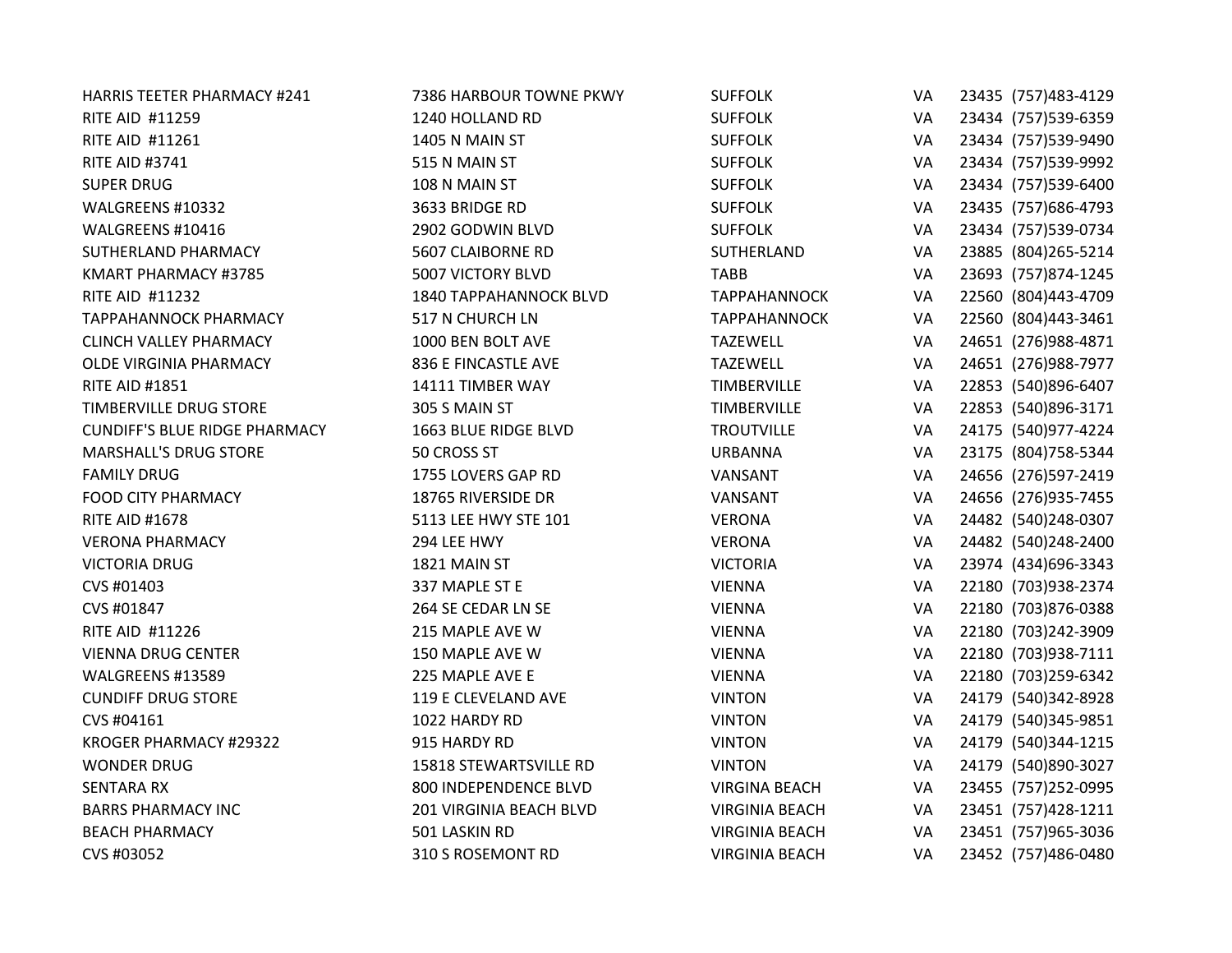| | | | | | |
|---|---|---|---|---|---|
| HARRIS TEETER PHARMACY #241 | 7386 HARBOUR TOWNE PKWY | SUFFOLK | VA | 23435 | (757)483-4129 |
| RITE AID #11259 | 1240 HOLLAND RD | SUFFOLK | VA | 23434 | (757)539-6359 |
| RITE AID #11261 | 1405 N MAIN ST | SUFFOLK | VA | 23434 | (757)539-9490 |
| RITE AID #3741 | 515 N MAIN ST | SUFFOLK | VA | 23434 | (757)539-9992 |
| SUPER DRUG | 108 N MAIN ST | SUFFOLK | VA | 23434 | (757)539-6400 |
| WALGREENS #10332 | 3633 BRIDGE RD | SUFFOLK | VA | 23435 | (757)686-4793 |
| WALGREENS #10416 | 2902 GODWIN BLVD | SUFFOLK | VA | 23434 | (757)539-0734 |
| SUTHERLAND PHARMACY | 5607 CLAIBORNE RD | SUTHERLAND | VA | 23885 | (804)265-5214 |
| KMART PHARMACY #3785 | 5007 VICTORY BLVD | TABB | VA | 23693 | (757)874-1245 |
| RITE AID #11232 | 1840 TAPPAHANNOCK BLVD | TAPPAHANNOCK | VA | 22560 | (804)443-4709 |
| TAPPAHANNOCK PHARMACY | 517 N CHURCH LN | TAPPAHANNOCK | VA | 22560 | (804)443-3461 |
| CLINCH VALLEY PHARMACY | 1000 BEN BOLT AVE | TAZEWELL | VA | 24651 | (276)988-4871 |
| OLDE VIRGINIA PHARMACY | 836 E FINCASTLE AVE | TAZEWELL | VA | 24651 | (276)988-7977 |
| RITE AID #1851 | 14111 TIMBER WAY | TIMBERVILLE | VA | 22853 | (540)896-6407 |
| TIMBERVILLE DRUG STORE | 305 S MAIN ST | TIMBERVILLE | VA | 22853 | (540)896-3171 |
| CUNDIFF'S BLUE RIDGE PHARMACY | 1663 BLUE RIDGE BLVD | TROUTVILLE | VA | 24175 | (540)977-4224 |
| MARSHALL'S DRUG STORE | 50 CROSS ST | URBANNA | VA | 23175 | (804)758-5344 |
| FAMILY DRUG | 1755 LOVERS GAP RD | VANSANT | VA | 24656 | (276)597-2419 |
| FOOD CITY PHARMACY | 18765 RIVERSIDE DR | VANSANT | VA | 24656 | (276)935-7455 |
| RITE AID #1678 | 5113 LEE HWY STE 101 | VERONA | VA | 24482 | (540)248-0307 |
| VERONA PHARMACY | 294 LEE HWY | VERONA | VA | 24482 | (540)248-2400 |
| VICTORIA DRUG | 1821 MAIN ST | VICTORIA | VA | 23974 | (434)696-3343 |
| CVS #01403 | 337 MAPLE ST E | VIENNA | VA | 22180 | (703)938-2374 |
| CVS #01847 | 264 SE CEDAR LN SE | VIENNA | VA | 22180 | (703)876-0388 |
| RITE AID #11226 | 215 MAPLE AVE W | VIENNA | VA | 22180 | (703)242-3909 |
| VIENNA DRUG CENTER | 150 MAPLE AVE W | VIENNA | VA | 22180 | (703)938-7111 |
| WALGREENS #13589 | 225 MAPLE AVE E | VIENNA | VA | 22180 | (703)259-6342 |
| CUNDIFF DRUG STORE | 119 E CLEVELAND AVE | VINTON | VA | 24179 | (540)342-8928 |
| CVS #04161 | 1022 HARDY RD | VINTON | VA | 24179 | (540)345-9851 |
| KROGER PHARMACY #29322 | 915 HARDY RD | VINTON | VA | 24179 | (540)344-1215 |
| WONDER DRUG | 15818 STEWARTSVILLE RD | VINTON | VA | 24179 | (540)890-3027 |
| SENTARA RX | 800 INDEPENDENCE BLVD | VIRGINA BEACH | VA | 23455 | (757)252-0995 |
| BARRS PHARMACY INC | 201 VIRGINIA BEACH BLVD | VIRGINIA BEACH | VA | 23451 | (757)428-1211 |
| BEACH PHARMACY | 501 LASKIN RD | VIRGINIA BEACH | VA | 23451 | (757)965-3036 |
| CVS #03052 | 310 S ROSEMONT RD | VIRGINIA BEACH | VA | 23452 | (757)486-0480 |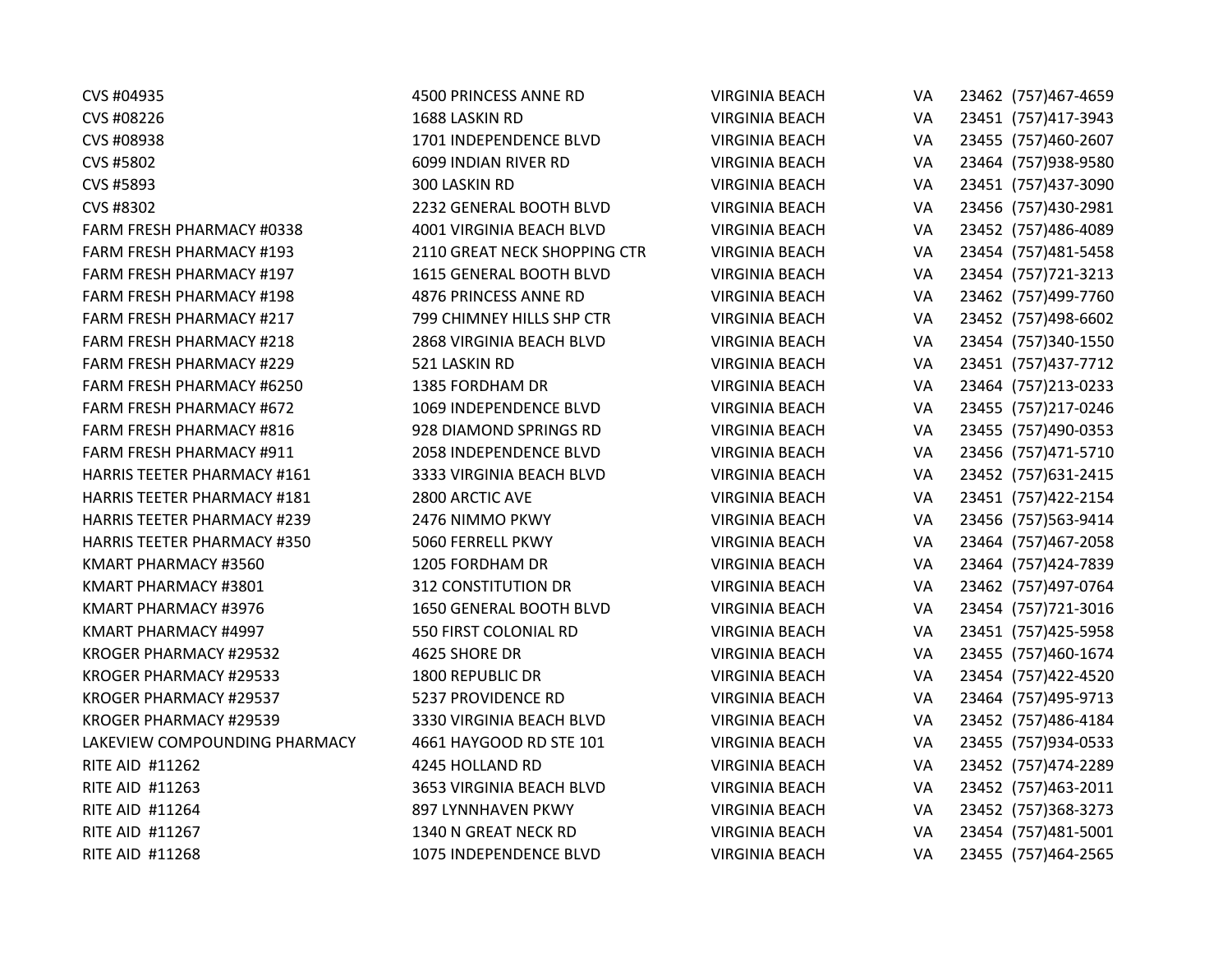| | | | | | |
|---|---|---|---|---|---|
| CVS #04935 | 4500 PRINCESS ANNE RD | VIRGINIA BEACH | VA | 23462 | (757)467-4659 |
| CVS #08226 | 1688 LASKIN RD | VIRGINIA BEACH | VA | 23451 | (757)417-3943 |
| CVS #08938 | 1701 INDEPENDENCE BLVD | VIRGINIA BEACH | VA | 23455 | (757)460-2607 |
| CVS #5802 | 6099 INDIAN RIVER RD | VIRGINIA BEACH | VA | 23464 | (757)938-9580 |
| CVS #5893 | 300 LASKIN RD | VIRGINIA BEACH | VA | 23451 | (757)437-3090 |
| CVS #8302 | 2232 GENERAL BOOTH BLVD | VIRGINIA BEACH | VA | 23456 | (757)430-2981 |
| FARM FRESH PHARMACY #0338 | 4001 VIRGINIA BEACH BLVD | VIRGINIA BEACH | VA | 23452 | (757)486-4089 |
| FARM FRESH PHARMACY #193 | 2110 GREAT NECK SHOPPING CTR | VIRGINIA BEACH | VA | 23454 | (757)481-5458 |
| FARM FRESH PHARMACY #197 | 1615 GENERAL BOOTH BLVD | VIRGINIA BEACH | VA | 23454 | (757)721-3213 |
| FARM FRESH PHARMACY #198 | 4876 PRINCESS ANNE RD | VIRGINIA BEACH | VA | 23462 | (757)499-7760 |
| FARM FRESH PHARMACY #217 | 799 CHIMNEY HILLS SHP CTR | VIRGINIA BEACH | VA | 23452 | (757)498-6602 |
| FARM FRESH PHARMACY #218 | 2868 VIRGINIA BEACH BLVD | VIRGINIA BEACH | VA | 23454 | (757)340-1550 |
| FARM FRESH PHARMACY #229 | 521 LASKIN RD | VIRGINIA BEACH | VA | 23451 | (757)437-7712 |
| FARM FRESH PHARMACY #6250 | 1385 FORDHAM DR | VIRGINIA BEACH | VA | 23464 | (757)213-0233 |
| FARM FRESH PHARMACY #672 | 1069 INDEPENDENCE BLVD | VIRGINIA BEACH | VA | 23455 | (757)217-0246 |
| FARM FRESH PHARMACY #816 | 928 DIAMOND SPRINGS RD | VIRGINIA BEACH | VA | 23455 | (757)490-0353 |
| FARM FRESH PHARMACY #911 | 2058 INDEPENDENCE BLVD | VIRGINIA BEACH | VA | 23456 | (757)471-5710 |
| HARRIS TEETER PHARMACY #161 | 3333 VIRGINIA BEACH BLVD | VIRGINIA BEACH | VA | 23452 | (757)631-2415 |
| HARRIS TEETER PHARMACY #181 | 2800 ARCTIC AVE | VIRGINIA BEACH | VA | 23451 | (757)422-2154 |
| HARRIS TEETER PHARMACY #239 | 2476 NIMMO PKWY | VIRGINIA BEACH | VA | 23456 | (757)563-9414 |
| HARRIS TEETER PHARMACY #350 | 5060 FERRELL PKWY | VIRGINIA BEACH | VA | 23464 | (757)467-2058 |
| KMART PHARMACY #3560 | 1205 FORDHAM DR | VIRGINIA BEACH | VA | 23464 | (757)424-7839 |
| KMART PHARMACY #3801 | 312 CONSTITUTION DR | VIRGINIA BEACH | VA | 23462 | (757)497-0764 |
| KMART PHARMACY #3976 | 1650 GENERAL BOOTH BLVD | VIRGINIA BEACH | VA | 23454 | (757)721-3016 |
| KMART PHARMACY #4997 | 550 FIRST COLONIAL RD | VIRGINIA BEACH | VA | 23451 | (757)425-5958 |
| KROGER PHARMACY #29532 | 4625 SHORE DR | VIRGINIA BEACH | VA | 23455 | (757)460-1674 |
| KROGER PHARMACY #29533 | 1800 REPUBLIC DR | VIRGINIA BEACH | VA | 23454 | (757)422-4520 |
| KROGER PHARMACY #29537 | 5237 PROVIDENCE RD | VIRGINIA BEACH | VA | 23464 | (757)495-9713 |
| KROGER PHARMACY #29539 | 3330 VIRGINIA BEACH BLVD | VIRGINIA BEACH | VA | 23452 | (757)486-4184 |
| LAKEVIEW COMPOUNDING PHARMACY | 4661 HAYGOOD RD STE 101 | VIRGINIA BEACH | VA | 23455 | (757)934-0533 |
| RITE AID #11262 | 4245 HOLLAND RD | VIRGINIA BEACH | VA | 23452 | (757)474-2289 |
| RITE AID #11263 | 3653 VIRGINIA BEACH BLVD | VIRGINIA BEACH | VA | 23452 | (757)463-2011 |
| RITE AID #11264 | 897 LYNNHAVEN PKWY | VIRGINIA BEACH | VA | 23452 | (757)368-3273 |
| RITE AID #11267 | 1340 N GREAT NECK RD | VIRGINIA BEACH | VA | 23454 | (757)481-5001 |
| RITE AID #11268 | 1075 INDEPENDENCE BLVD | VIRGINIA BEACH | VA | 23455 | (757)464-2565 |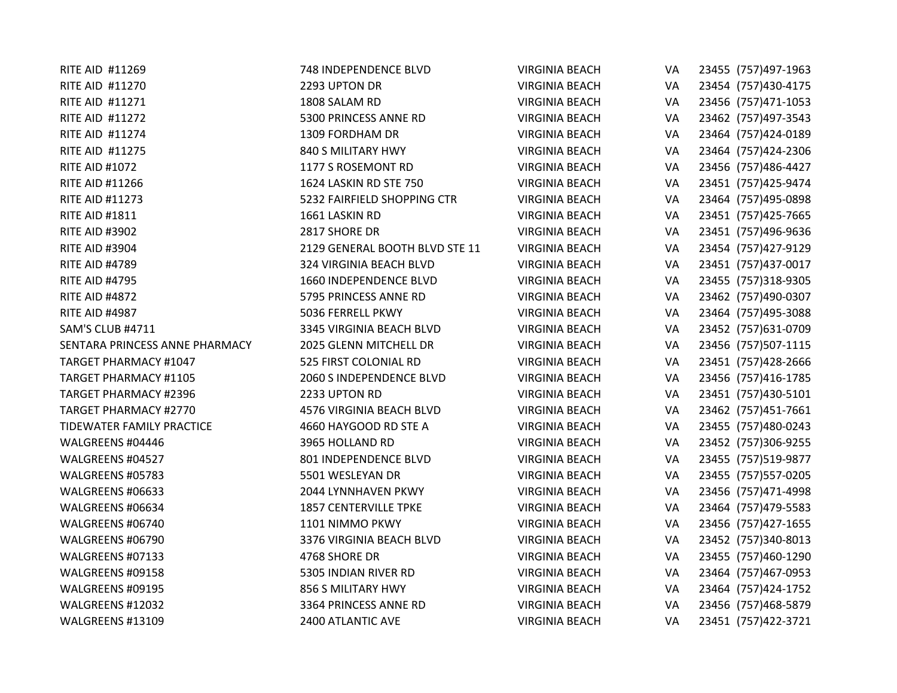| | | | | | |
|---|---|---|---|---|---|
| RITE AID #11269 | 748 INDEPENDENCE BLVD | VIRGINIA BEACH | VA | 23455 | (757)497-1963 |
| RITE AID #11270 | 2293 UPTON DR | VIRGINIA BEACH | VA | 23454 | (757)430-4175 |
| RITE AID #11271 | 1808 SALAM RD | VIRGINIA BEACH | VA | 23456 | (757)471-1053 |
| RITE AID #11272 | 5300 PRINCESS ANNE RD | VIRGINIA BEACH | VA | 23462 | (757)497-3543 |
| RITE AID #11274 | 1309 FORDHAM DR | VIRGINIA BEACH | VA | 23464 | (757)424-0189 |
| RITE AID #11275 | 840 S MILITARY HWY | VIRGINIA BEACH | VA | 23464 | (757)424-2306 |
| RITE AID #1072 | 1177 S ROSEMONT RD | VIRGINIA BEACH | VA | 23456 | (757)486-4427 |
| RITE AID #11266 | 1624 LASKIN RD STE 750 | VIRGINIA BEACH | VA | 23451 | (757)425-9474 |
| RITE AID #11273 | 5232 FAIRFIELD SHOPPING CTR | VIRGINIA BEACH | VA | 23464 | (757)495-0898 |
| RITE AID #1811 | 1661 LASKIN RD | VIRGINIA BEACH | VA | 23451 | (757)425-7665 |
| RITE AID #3902 | 2817 SHORE DR | VIRGINIA BEACH | VA | 23451 | (757)496-9636 |
| RITE AID #3904 | 2129 GENERAL BOOTH BLVD STE 11 | VIRGINIA BEACH | VA | 23454 | (757)427-9129 |
| RITE AID #4789 | 324 VIRGINIA BEACH BLVD | VIRGINIA BEACH | VA | 23451 | (757)437-0017 |
| RITE AID #4795 | 1660 INDEPENDENCE BLVD | VIRGINIA BEACH | VA | 23455 | (757)318-9305 |
| RITE AID #4872 | 5795 PRINCESS ANNE RD | VIRGINIA BEACH | VA | 23462 | (757)490-0307 |
| RITE AID #4987 | 5036 FERRELL PKWY | VIRGINIA BEACH | VA | 23464 | (757)495-3088 |
| SAM'S CLUB #4711 | 3345 VIRGINIA BEACH BLVD | VIRGINIA BEACH | VA | 23452 | (757)631-0709 |
| SENTARA PRINCESS ANNE PHARMACY | 2025 GLENN MITCHELL DR | VIRGINIA BEACH | VA | 23456 | (757)507-1115 |
| TARGET PHARMACY #1047 | 525 FIRST COLONIAL RD | VIRGINIA BEACH | VA | 23451 | (757)428-2666 |
| TARGET PHARMACY #1105 | 2060 S INDEPENDENCE BLVD | VIRGINIA BEACH | VA | 23456 | (757)416-1785 |
| TARGET PHARMACY #2396 | 2233 UPTON RD | VIRGINIA BEACH | VA | 23451 | (757)430-5101 |
| TARGET PHARMACY #2770 | 4576 VIRGINIA BEACH BLVD | VIRGINIA BEACH | VA | 23462 | (757)451-7661 |
| TIDEWATER FAMILY PRACTICE | 4660 HAYGOOD RD STE A | VIRGINIA BEACH | VA | 23455 | (757)480-0243 |
| WALGREENS #04446 | 3965 HOLLAND RD | VIRGINIA BEACH | VA | 23452 | (757)306-9255 |
| WALGREENS #04527 | 801 INDEPENDENCE BLVD | VIRGINIA BEACH | VA | 23455 | (757)519-9877 |
| WALGREENS #05783 | 5501 WESLEYAN DR | VIRGINIA BEACH | VA | 23455 | (757)557-0205 |
| WALGREENS #06633 | 2044 LYNNHAVEN PKWY | VIRGINIA BEACH | VA | 23456 | (757)471-4998 |
| WALGREENS #06634 | 1857 CENTERVILLE TPKE | VIRGINIA BEACH | VA | 23464 | (757)479-5583 |
| WALGREENS #06740 | 1101 NIMMO PKWY | VIRGINIA BEACH | VA | 23456 | (757)427-1655 |
| WALGREENS #06790 | 3376 VIRGINIA BEACH BLVD | VIRGINIA BEACH | VA | 23452 | (757)340-8013 |
| WALGREENS #07133 | 4768 SHORE DR | VIRGINIA BEACH | VA | 23455 | (757)460-1290 |
| WALGREENS #09158 | 5305 INDIAN RIVER RD | VIRGINIA BEACH | VA | 23464 | (757)467-0953 |
| WALGREENS #09195 | 856 S MILITARY HWY | VIRGINIA BEACH | VA | 23464 | (757)424-1752 |
| WALGREENS #12032 | 3364 PRINCESS ANNE RD | VIRGINIA BEACH | VA | 23456 | (757)468-5879 |
| WALGREENS #13109 | 2400 ATLANTIC AVE | VIRGINIA BEACH | VA | 23451 | (757)422-3721 |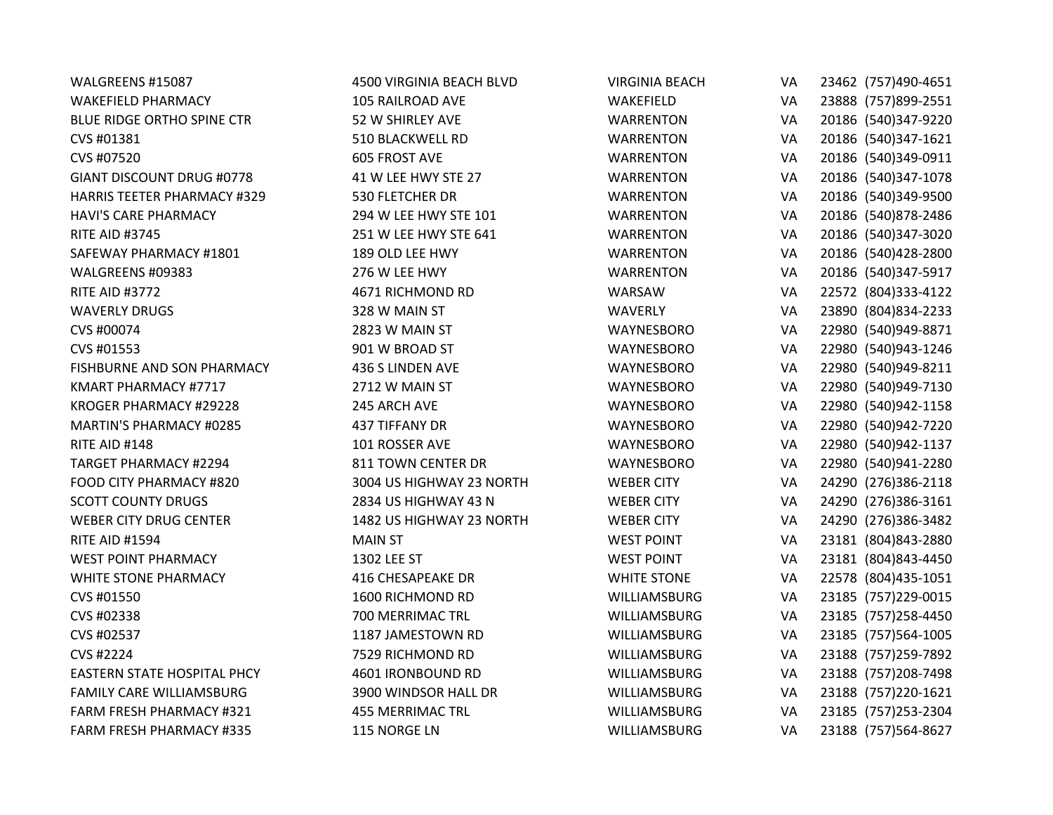| | | | | | |
|---|---|---|---|---|---|
| WALGREENS #15087 | 4500 VIRGINIA BEACH BLVD | VIRGINIA BEACH | VA | 23462 | (757)490-4651 |
| WAKEFIELD PHARMACY | 105 RAILROAD AVE | WAKEFIELD | VA | 23888 | (757)899-2551 |
| BLUE RIDGE ORTHO SPINE CTR | 52 W SHIRLEY AVE | WARRENTON | VA | 20186 | (540)347-9220 |
| CVS #01381 | 510 BLACKWELL RD | WARRENTON | VA | 20186 | (540)347-1621 |
| CVS #07520 | 605 FROST AVE | WARRENTON | VA | 20186 | (540)349-0911 |
| GIANT DISCOUNT DRUG #0778 | 41 W LEE HWY STE 27 | WARRENTON | VA | 20186 | (540)347-1078 |
| HARRIS TEETER PHARMACY #329 | 530 FLETCHER DR | WARRENTON | VA | 20186 | (540)349-9500 |
| HAVI'S CARE PHARMACY | 294 W LEE HWY STE 101 | WARRENTON | VA | 20186 | (540)878-2486 |
| RITE AID #3745 | 251 W LEE HWY STE 641 | WARRENTON | VA | 20186 | (540)347-3020 |
| SAFEWAY PHARMACY #1801 | 189 OLD LEE HWY | WARRENTON | VA | 20186 | (540)428-2800 |
| WALGREENS #09383 | 276 W LEE HWY | WARRENTON | VA | 20186 | (540)347-5917 |
| RITE AID #3772 | 4671 RICHMOND RD | WARSAW | VA | 22572 | (804)333-4122 |
| WAVERLY DRUGS | 328 W MAIN ST | WAVERLY | VA | 23890 | (804)834-2233 |
| CVS #00074 | 2823 W MAIN ST | WAYNESBORO | VA | 22980 | (540)949-8871 |
| CVS #01553 | 901 W BROAD ST | WAYNESBORO | VA | 22980 | (540)943-1246 |
| FISHBURNE AND SON PHARMACY | 436 S LINDEN AVE | WAYNESBORO | VA | 22980 | (540)949-8211 |
| KMART PHARMACY #7717 | 2712 W MAIN ST | WAYNESBORO | VA | 22980 | (540)949-7130 |
| KROGER PHARMACY #29228 | 245 ARCH AVE | WAYNESBORO | VA | 22980 | (540)942-1158 |
| MARTIN'S PHARMACY #0285 | 437 TIFFANY DR | WAYNESBORO | VA | 22980 | (540)942-7220 |
| RITE AID #148 | 101 ROSSER AVE | WAYNESBORO | VA | 22980 | (540)942-1137 |
| TARGET PHARMACY #2294 | 811 TOWN CENTER DR | WAYNESBORO | VA | 22980 | (540)941-2280 |
| FOOD CITY PHARMACY #820 | 3004 US HIGHWAY 23 NORTH | WEBER CITY | VA | 24290 | (276)386-2118 |
| SCOTT COUNTY DRUGS | 2834 US HIGHWAY 43 N | WEBER CITY | VA | 24290 | (276)386-3161 |
| WEBER CITY DRUG CENTER | 1482 US HIGHWAY 23 NORTH | WEBER CITY | VA | 24290 | (276)386-3482 |
| RITE AID #1594 | MAIN ST | WEST POINT | VA | 23181 | (804)843-2880 |
| WEST POINT PHARMACY | 1302 LEE ST | WEST POINT | VA | 23181 | (804)843-4450 |
| WHITE STONE PHARMACY | 416 CHESAPEAKE DR | WHITE STONE | VA | 22578 | (804)435-1051 |
| CVS #01550 | 1600 RICHMOND RD | WILLIAMSBURG | VA | 23185 | (757)229-0015 |
| CVS #02338 | 700 MERRIMAC TRL | WILLIAMSBURG | VA | 23185 | (757)258-4450 |
| CVS #02537 | 1187 JAMESTOWN RD | WILLIAMSBURG | VA | 23185 | (757)564-1005 |
| CVS #2224 | 7529 RICHMOND RD | WILLIAMSBURG | VA | 23188 | (757)259-7892 |
| EASTERN STATE HOSPITAL PHCY | 4601 IRONBOUND RD | WILLIAMSBURG | VA | 23188 | (757)208-7498 |
| FAMILY CARE WILLIAMSBURG | 3900 WINDSOR HALL DR | WILLIAMSBURG | VA | 23188 | (757)220-1621 |
| FARM FRESH PHARMACY #321 | 455 MERRIMAC TRL | WILLIAMSBURG | VA | 23185 | (757)253-2304 |
| FARM FRESH PHARMACY #335 | 115 NORGE LN | WILLIAMSBURG | VA | 23188 | (757)564-8627 |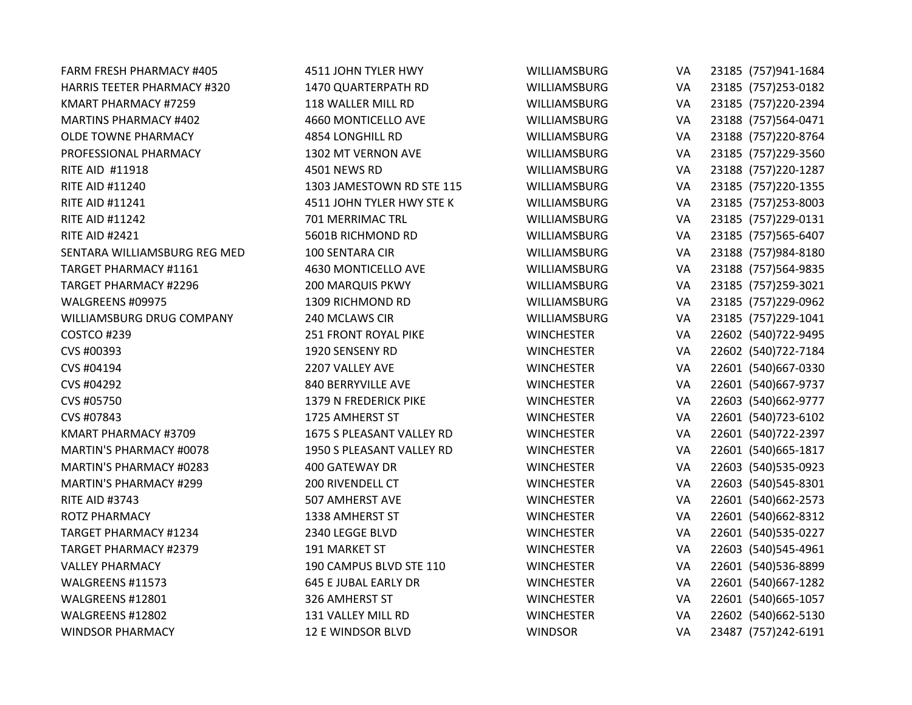| | | | | | |
|---|---|---|---|---|---|
| FARM FRESH PHARMACY #405 | 4511 JOHN TYLER HWY | WILLIAMSBURG | VA | 23185 | (757)941-1684 |
| HARRIS TEETER PHARMACY #320 | 1470 QUARTERPATH RD | WILLIAMSBURG | VA | 23185 | (757)253-0182 |
| KMART PHARMACY #7259 | 118 WALLER MILL RD | WILLIAMSBURG | VA | 23185 | (757)220-2394 |
| MARTINS PHARMACY #402 | 4660 MONTICELLO AVE | WILLIAMSBURG | VA | 23188 | (757)564-0471 |
| OLDE TOWNE PHARMACY | 4854 LONGHILL RD | WILLIAMSBURG | VA | 23188 | (757)220-8764 |
| PROFESSIONAL PHARMACY | 1302 MT VERNON AVE | WILLIAMSBURG | VA | 23185 | (757)229-3560 |
| RITE AID #11918 | 4501 NEWS RD | WILLIAMSBURG | VA | 23188 | (757)220-1287 |
| RITE AID #11240 | 1303 JAMESTOWN RD STE 115 | WILLIAMSBURG | VA | 23185 | (757)220-1355 |
| RITE AID #11241 | 4511 JOHN TYLER HWY STE K | WILLIAMSBURG | VA | 23185 | (757)253-8003 |
| RITE AID #11242 | 701 MERRIMAC TRL | WILLIAMSBURG | VA | 23185 | (757)229-0131 |
| RITE AID #2421 | 5601B RICHMOND RD | WILLIAMSBURG | VA | 23185 | (757)565-6407 |
| SENTARA WILLIAMSBURG REG MED | 100 SENTARA CIR | WILLIAMSBURG | VA | 23188 | (757)984-8180 |
| TARGET PHARMACY #1161 | 4630 MONTICELLO AVE | WILLIAMSBURG | VA | 23188 | (757)564-9835 |
| TARGET PHARMACY #2296 | 200 MARQUIS PKWY | WILLIAMSBURG | VA | 23185 | (757)259-3021 |
| WALGREENS #09975 | 1309 RICHMOND RD | WILLIAMSBURG | VA | 23185 | (757)229-0962 |
| WILLIAMSBURG DRUG COMPANY | 240 MCLAWS CIR | WILLIAMSBURG | VA | 23185 | (757)229-1041 |
| COSTCO #239 | 251 FRONT ROYAL PIKE | WINCHESTER | VA | 22602 | (540)722-9495 |
| CVS #00393 | 1920 SENSENY RD | WINCHESTER | VA | 22602 | (540)722-7184 |
| CVS #04194 | 2207 VALLEY AVE | WINCHESTER | VA | 22601 | (540)667-0330 |
| CVS #04292 | 840 BERRYVILLE AVE | WINCHESTER | VA | 22601 | (540)667-9737 |
| CVS #05750 | 1379 N FREDERICK PIKE | WINCHESTER | VA | 22603 | (540)662-9777 |
| CVS #07843 | 1725 AMHERST ST | WINCHESTER | VA | 22601 | (540)723-6102 |
| KMART PHARMACY #3709 | 1675 S PLEASANT VALLEY RD | WINCHESTER | VA | 22601 | (540)722-2397 |
| MARTIN'S PHARMACY #0078 | 1950 S PLEASANT VALLEY RD | WINCHESTER | VA | 22601 | (540)665-1817 |
| MARTIN'S PHARMACY #0283 | 400 GATEWAY DR | WINCHESTER | VA | 22603 | (540)535-0923 |
| MARTIN'S PHARMACY #299 | 200 RIVENDELL CT | WINCHESTER | VA | 22603 | (540)545-8301 |
| RITE AID #3743 | 507 AMHERST AVE | WINCHESTER | VA | 22601 | (540)662-2573 |
| ROTZ PHARMACY | 1338 AMHERST ST | WINCHESTER | VA | 22601 | (540)662-8312 |
| TARGET PHARMACY #1234 | 2340 LEGGE BLVD | WINCHESTER | VA | 22601 | (540)535-0227 |
| TARGET PHARMACY #2379 | 191 MARKET ST | WINCHESTER | VA | 22603 | (540)545-4961 |
| VALLEY PHARMACY | 190 CAMPUS BLVD STE 110 | WINCHESTER | VA | 22601 | (540)536-8899 |
| WALGREENS #11573 | 645 E JUBAL EARLY DR | WINCHESTER | VA | 22601 | (540)667-1282 |
| WALGREENS #12801 | 326 AMHERST ST | WINCHESTER | VA | 22601 | (540)665-1057 |
| WALGREENS #12802 | 131 VALLEY MILL RD | WINCHESTER | VA | 22602 | (540)662-5130 |
| WINDSOR PHARMACY | 12 E WINDSOR BLVD | WINDSOR | VA | 23487 | (757)242-6191 |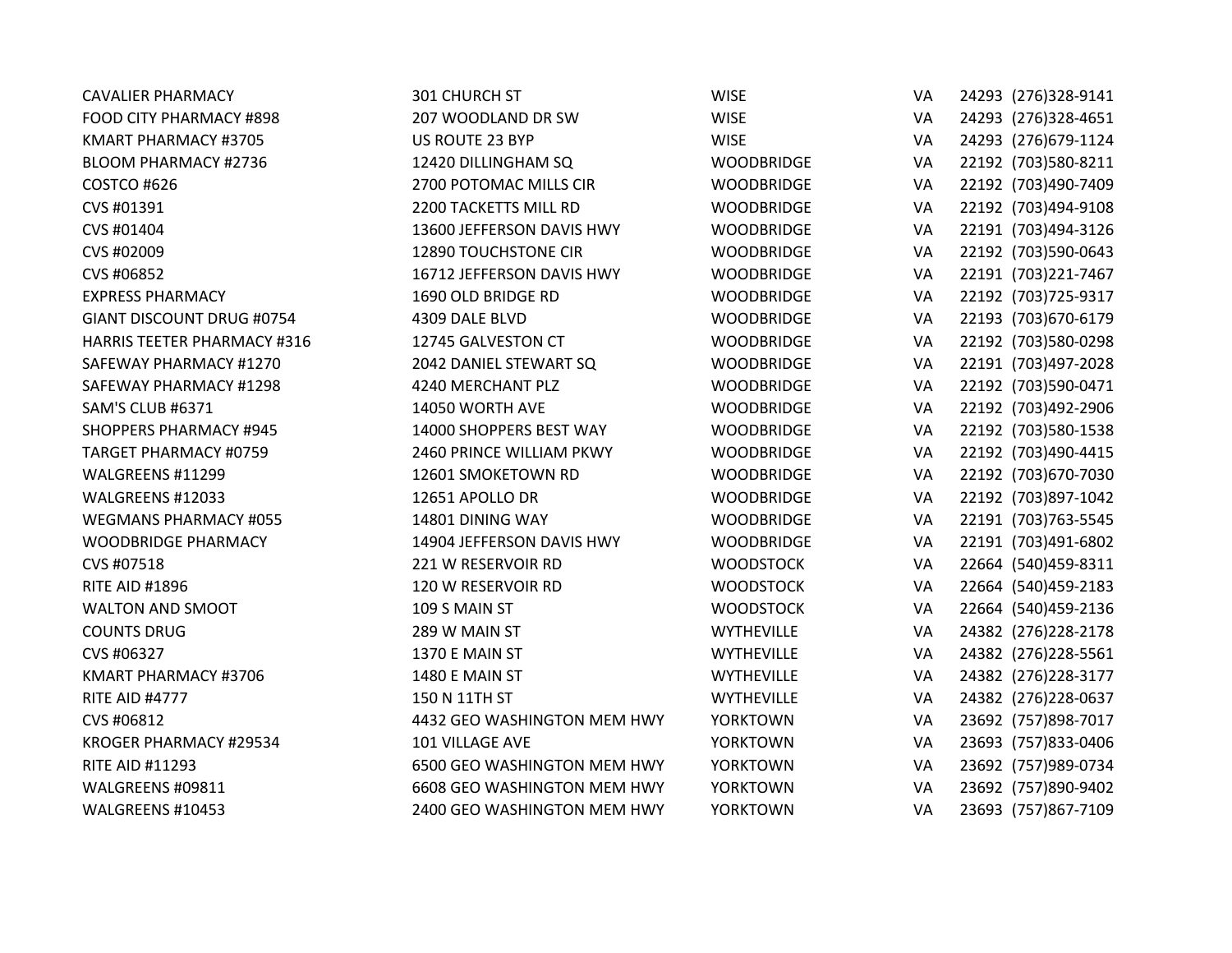| | | | | | |
|---|---|---|---|---|---|
| CAVALIER PHARMACY | 301 CHURCH ST | WISE | VA | 24293 | (276)328-9141 |
| FOOD CITY PHARMACY #898 | 207 WOODLAND DR SW | WISE | VA | 24293 | (276)328-4651 |
| KMART PHARMACY #3705 | US ROUTE 23 BYP | WISE | VA | 24293 | (276)679-1124 |
| BLOOM PHARMACY #2736 | 12420 DILLINGHAM SQ | WOODBRIDGE | VA | 22192 | (703)580-8211 |
| COSTCO #626 | 2700 POTOMAC MILLS CIR | WOODBRIDGE | VA | 22192 | (703)490-7409 |
| CVS #01391 | 2200 TACKETTS MILL RD | WOODBRIDGE | VA | 22192 | (703)494-9108 |
| CVS #01404 | 13600 JEFFERSON DAVIS HWY | WOODBRIDGE | VA | 22191 | (703)494-3126 |
| CVS #02009 | 12890 TOUCHSTONE CIR | WOODBRIDGE | VA | 22192 | (703)590-0643 |
| CVS #06852 | 16712 JEFFERSON DAVIS HWY | WOODBRIDGE | VA | 22191 | (703)221-7467 |
| EXPRESS PHARMACY | 1690 OLD BRIDGE RD | WOODBRIDGE | VA | 22192 | (703)725-9317 |
| GIANT DISCOUNT DRUG #0754 | 4309 DALE BLVD | WOODBRIDGE | VA | 22193 | (703)670-6179 |
| HARRIS TEETER PHARMACY #316 | 12745 GALVESTON CT | WOODBRIDGE | VA | 22192 | (703)580-0298 |
| SAFEWAY PHARMACY #1270 | 2042 DANIEL STEWART SQ | WOODBRIDGE | VA | 22191 | (703)497-2028 |
| SAFEWAY PHARMACY #1298 | 4240 MERCHANT PLZ | WOODBRIDGE | VA | 22192 | (703)590-0471 |
| SAM'S CLUB #6371 | 14050 WORTH AVE | WOODBRIDGE | VA | 22192 | (703)492-2906 |
| SHOPPERS PHARMACY #945 | 14000 SHOPPERS BEST WAY | WOODBRIDGE | VA | 22192 | (703)580-1538 |
| TARGET PHARMACY #0759 | 2460 PRINCE WILLIAM PKWY | WOODBRIDGE | VA | 22192 | (703)490-4415 |
| WALGREENS #11299 | 12601 SMOKETOWN RD | WOODBRIDGE | VA | 22192 | (703)670-7030 |
| WALGREENS #12033 | 12651 APOLLO DR | WOODBRIDGE | VA | 22192 | (703)897-1042 |
| WEGMANS PHARMACY #055 | 14801 DINING WAY | WOODBRIDGE | VA | 22191 | (703)763-5545 |
| WOODBRIDGE PHARMACY | 14904 JEFFERSON DAVIS HWY | WOODBRIDGE | VA | 22191 | (703)491-6802 |
| CVS #07518 | 221 W RESERVOIR RD | WOODSTOCK | VA | 22664 | (540)459-8311 |
| RITE AID #1896 | 120 W RESERVOIR RD | WOODSTOCK | VA | 22664 | (540)459-2183 |
| WALTON AND SMOOT | 109 S MAIN ST | WOODSTOCK | VA | 22664 | (540)459-2136 |
| COUNTS DRUG | 289 W MAIN ST | WYTHEVILLE | VA | 24382 | (276)228-2178 |
| CVS #06327 | 1370 E MAIN ST | WYTHEVILLE | VA | 24382 | (276)228-5561 |
| KMART PHARMACY #3706 | 1480 E MAIN ST | WYTHEVILLE | VA | 24382 | (276)228-3177 |
| RITE AID #4777 | 150 N 11TH ST | WYTHEVILLE | VA | 24382 | (276)228-0637 |
| CVS #06812 | 4432 GEO WASHINGTON MEM HWY | YORKTOWN | VA | 23692 | (757)898-7017 |
| KROGER PHARMACY #29534 | 101 VILLAGE AVE | YORKTOWN | VA | 23693 | (757)833-0406 |
| RITE AID #11293 | 6500 GEO WASHINGTON MEM HWY | YORKTOWN | VA | 23692 | (757)989-0734 |
| WALGREENS #09811 | 6608 GEO WASHINGTON MEM HWY | YORKTOWN | VA | 23692 | (757)890-9402 |
| WALGREENS #10453 | 2400 GEO WASHINGTON MEM HWY | YORKTOWN | VA | 23693 | (757)867-7109 |